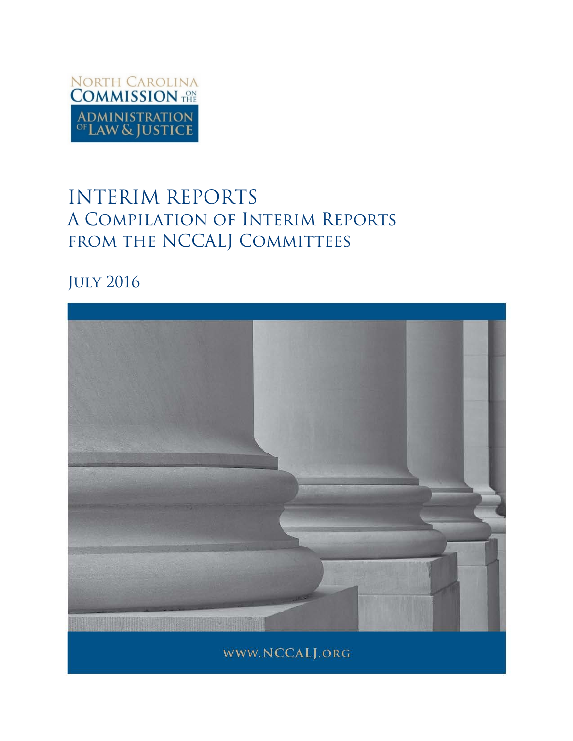North Carolina
Commission on the
Administration of Law & Justice

# INTERIM REPORTS

## A Compilation of Interim Reports from the NCCALJ Committees

July 2016

www.NCCALJ.org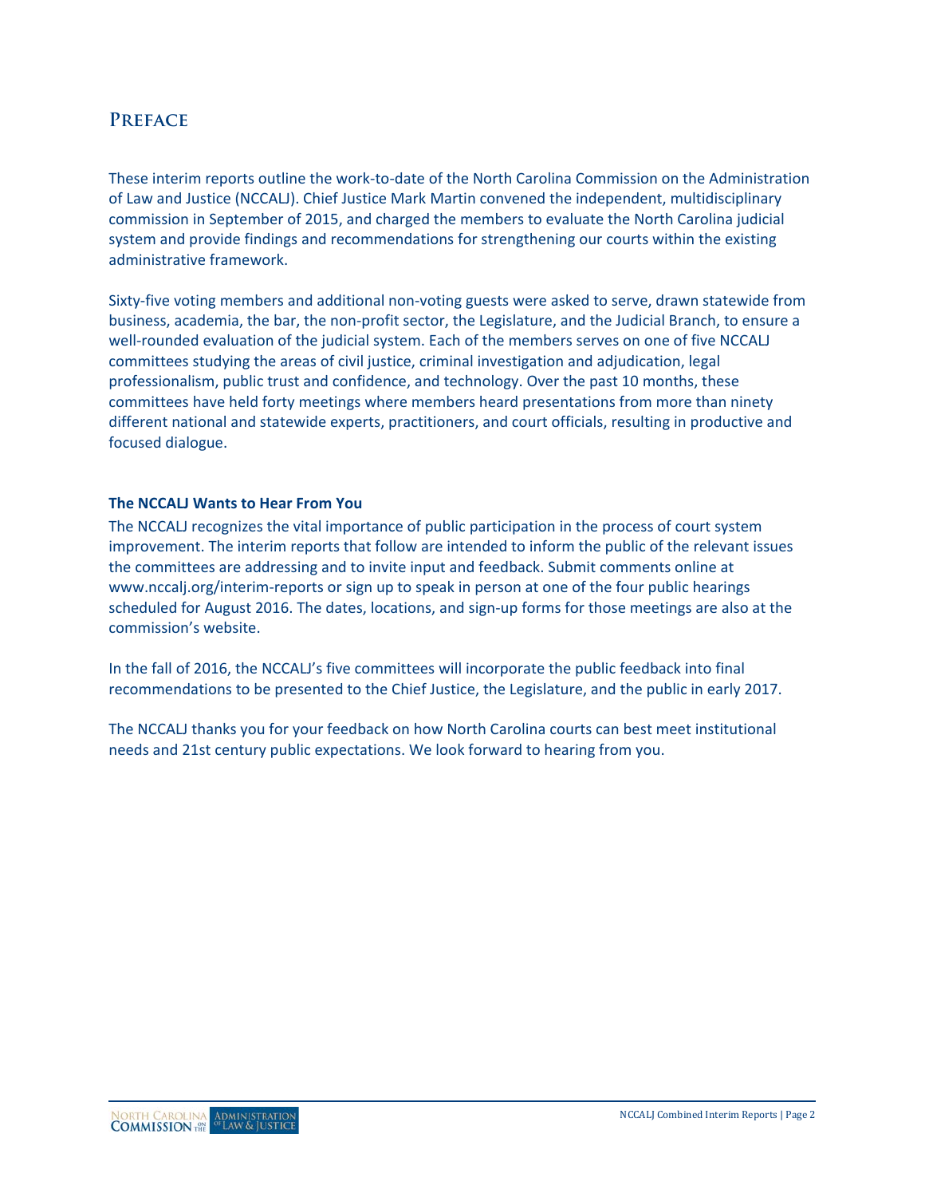# Preface

These interim reports outline the work-to-date of the North Carolina Commission on the Administration of Law and Justice (NCCALJ). Chief Justice Mark Martin convened the independent, multidisciplinary commission in September of 2015, and charged the members to evaluate the North Carolina judicial system and provide findings and recommendations for strengthening our courts within the existing administrative framework.

Sixty-five voting members and additional non-voting guests were asked to serve, drawn statewide from business, academia, the bar, the non-profit sector, the Legislature, and the Judicial Branch, to ensure a well-rounded evaluation of the judicial system. Each of the members serves on one of five NCCALJ committees studying the areas of civil justice, criminal investigation and adjudication, legal professionalism, public trust and confidence, and technology. Over the past 10 months, these committees have held forty meetings where members heard presentations from more than ninety different national and statewide experts, practitioners, and court officials, resulting in productive and focused dialogue.

**The NCCALJ Wants to Hear From You**

The NCCALJ recognizes the vital importance of public participation in the process of court system improvement. The interim reports that follow are intended to inform the public of the relevant issues the committees are addressing and to invite input and feedback. Submit comments online at www.nccalj.org/interim-reports or sign up to speak in person at one of the four public hearings scheduled for August 2016. The dates, locations, and sign-up forms for those meetings are also at the commission's website.

In the fall of 2016, the NCCALJ's five committees will incorporate the public feedback into final recommendations to be presented to the Chief Justice, the Legislature, and the public in early 2017.

The NCCALJ thanks you for your feedback on how North Carolina courts can best meet institutional needs and 21st century public expectations. We look forward to hearing from you.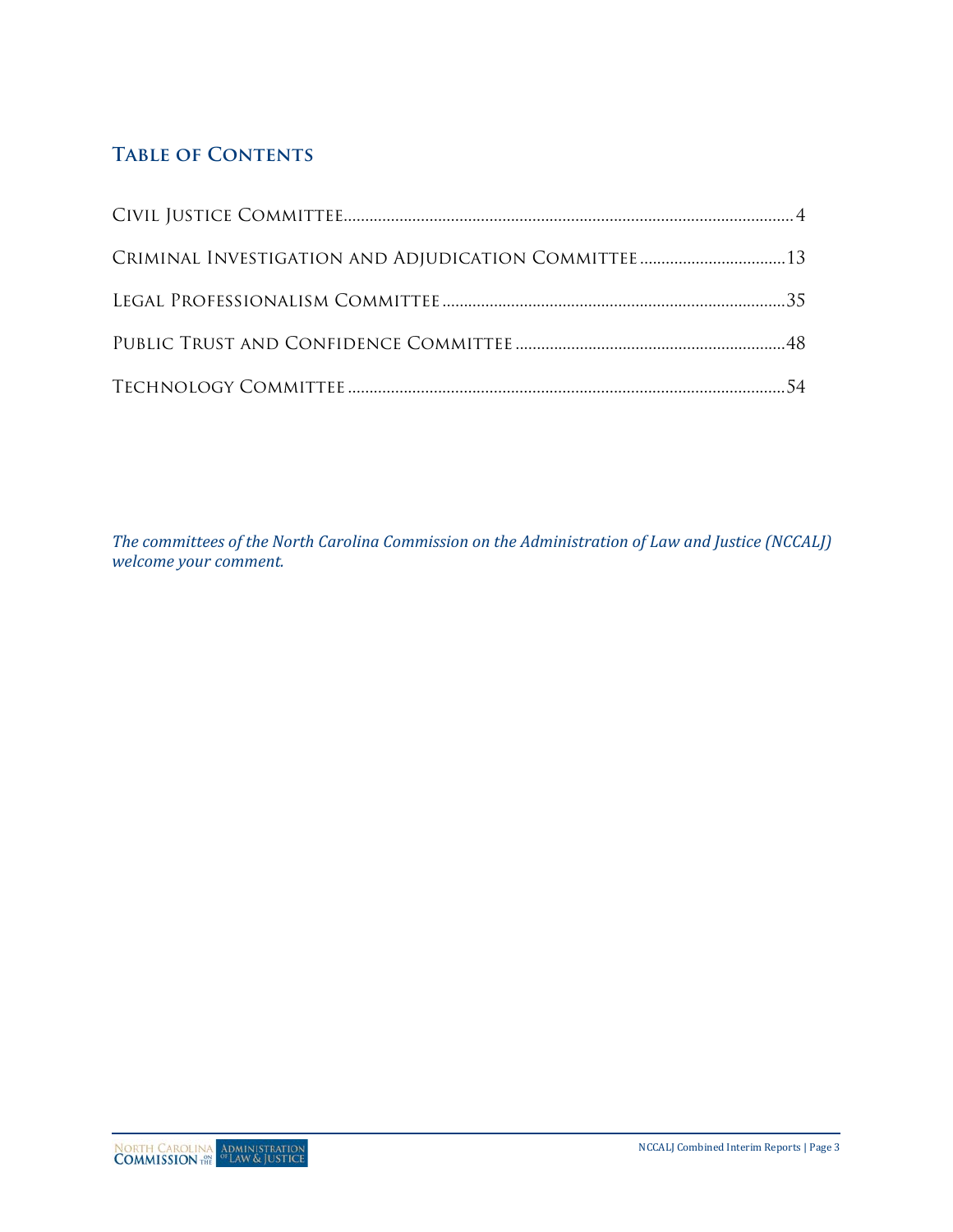## Table of Contents

Civil Justice Committee .......... 4

Criminal Investigation and Adjudication Committee .......... 13

Legal Professionalism Committee .......... 35

Public Trust and Confidence Committee .......... 48

Technology Committee .......... 54

*The committees of the North Carolina Commission on the Administration of Law and Justice (NCCALJ) welcome your comment.*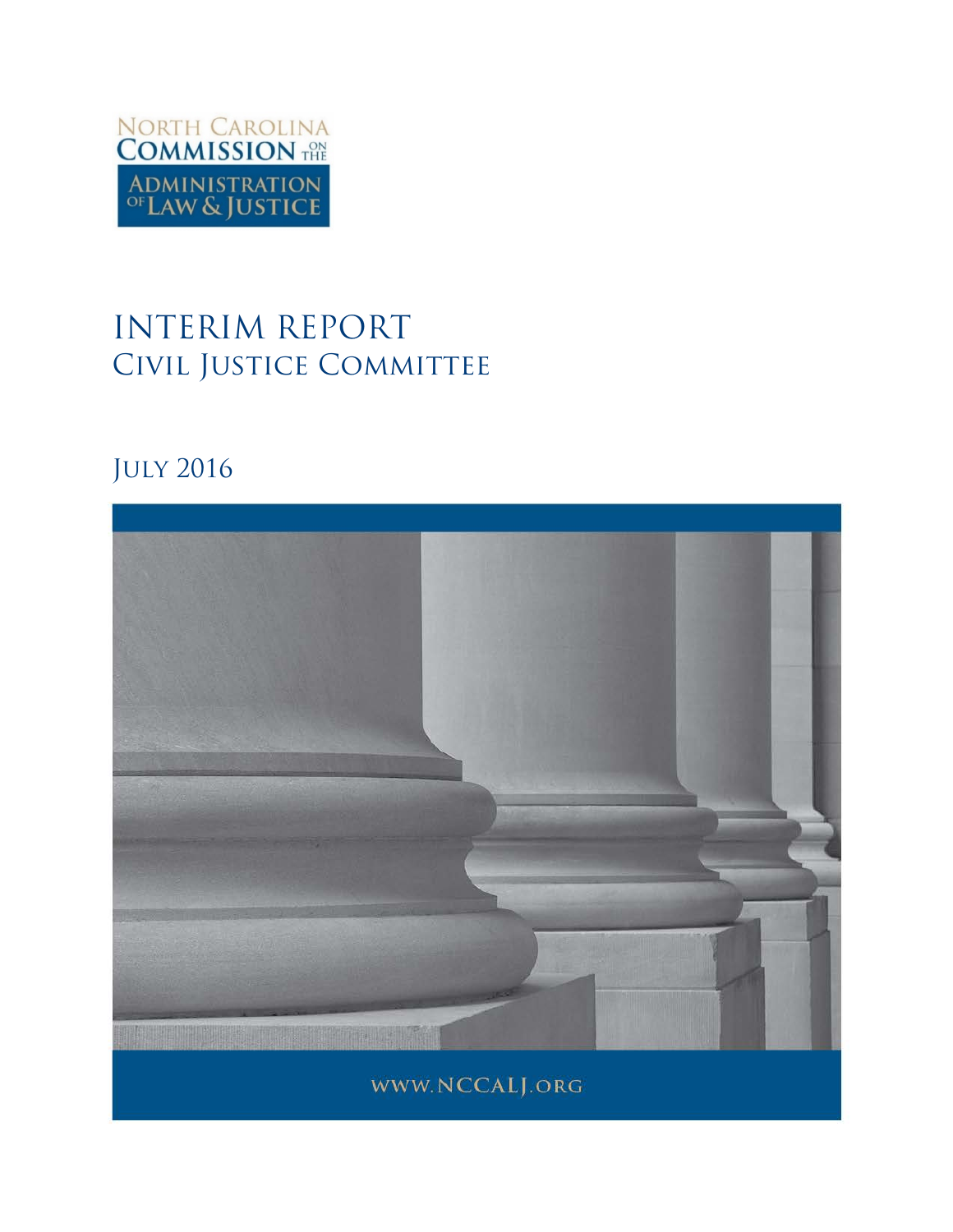NORTH CAROLINA
COMMISSION ON THE
ADMINISTRATION OF LAW & JUSTICE

# INTERIM REPORT
## Civil Justice Committee

July 2016

www.NCCALJ.org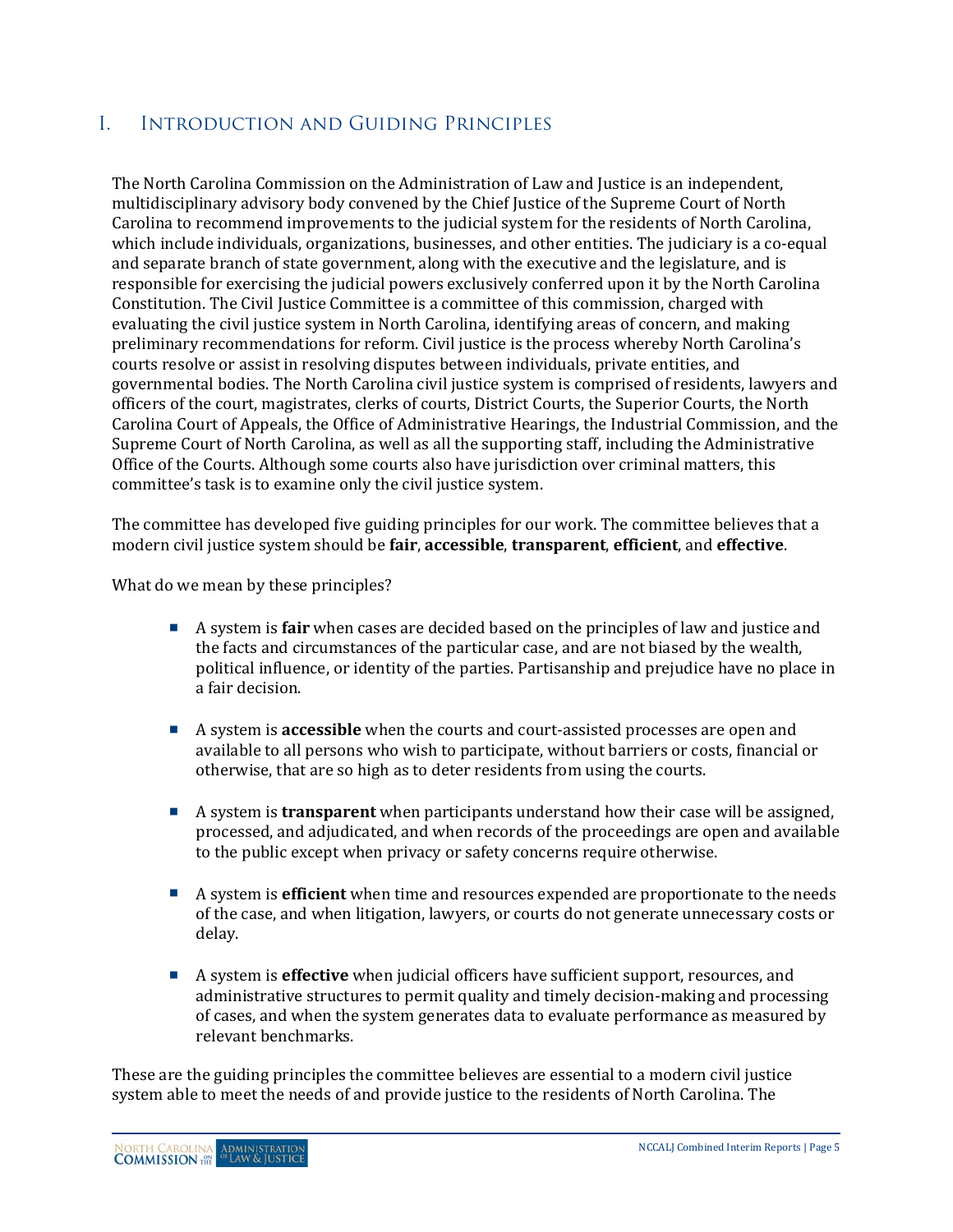# I. Introduction and Guiding Principles

The North Carolina Commission on the Administration of Law and Justice is an independent, multidisciplinary advisory body convened by the Chief Justice of the Supreme Court of North Carolina to recommend improvements to the judicial system for the residents of North Carolina, which include individuals, organizations, businesses, and other entities. The judiciary is a co-equal and separate branch of state government, along with the executive and the legislature, and is responsible for exercising the judicial powers exclusively conferred upon it by the North Carolina Constitution. The Civil Justice Committee is a committee of this commission, charged with evaluating the civil justice system in North Carolina, identifying areas of concern, and making preliminary recommendations for reform. Civil justice is the process whereby North Carolina's courts resolve or assist in resolving disputes between individuals, private entities, and governmental bodies. The North Carolina civil justice system is comprised of residents, lawyers and officers of the court, magistrates, clerks of courts, District Courts, the Superior Courts, the North Carolina Court of Appeals, the Office of Administrative Hearings, the Industrial Commission, and the Supreme Court of North Carolina, as well as all the supporting staff, including the Administrative Office of the Courts. Although some courts also have jurisdiction over criminal matters, this committee's task is to examine only the civil justice system.

The committee has developed five guiding principles for our work. The committee believes that a modern civil justice system should be **fair**, **accessible**, **transparent**, **efficient**, and **effective**.

What do we mean by these principles?

- A system is **fair** when cases are decided based on the principles of law and justice and the facts and circumstances of the particular case, and are not biased by the wealth, political influence, or identity of the parties. Partisanship and prejudice have no place in a fair decision.

- A system is **accessible** when the courts and court-assisted processes are open and available to all persons who wish to participate, without barriers or costs, financial or otherwise, that are so high as to deter residents from using the courts.

- A system is **transparent** when participants understand how their case will be assigned, processed, and adjudicated, and when records of the proceedings are open and available to the public except when privacy or safety concerns require otherwise.

- A system is **efficient** when time and resources expended are proportionate to the needs of the case, and when litigation, lawyers, or courts do not generate unnecessary costs or delay.

- A system is **effective** when judicial officers have sufficient support, resources, and administrative structures to permit quality and timely decision-making and processing of cases, and when the system generates data to evaluate performance as measured by relevant benchmarks.

These are the guiding principles the committee believes are essential to a modern civil justice system able to meet the needs of and provide justice to the residents of North Carolina. The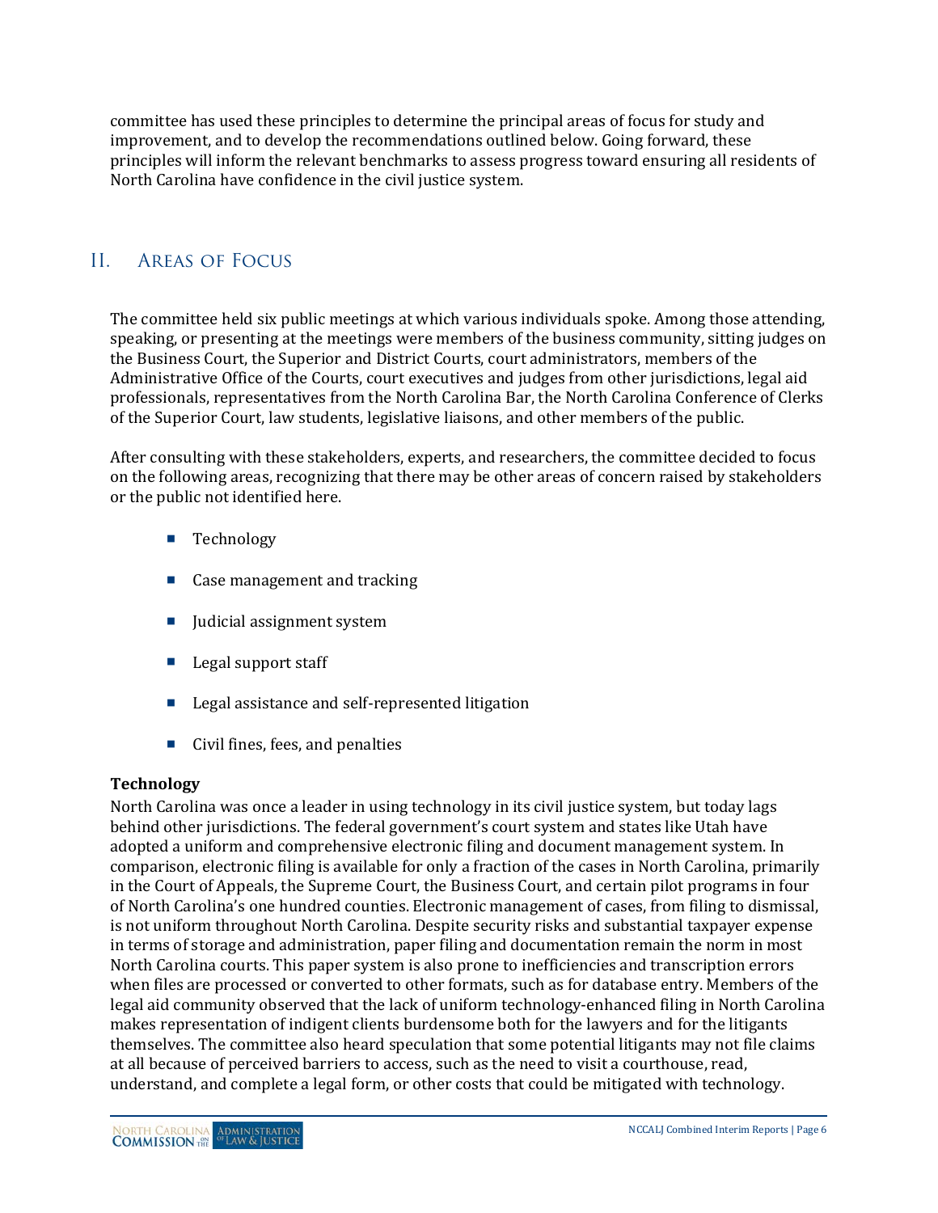committee has used these principles to determine the principal areas of focus for study and improvement, and to develop the recommendations outlined below. Going forward, these principles will inform the relevant benchmarks to assess progress toward ensuring all residents of North Carolina have confidence in the civil justice system.

## II. Areas of Focus

The committee held six public meetings at which various individuals spoke. Among those attending, speaking, or presenting at the meetings were members of the business community, sitting judges on the Business Court, the Superior and District Courts, court administrators, members of the Administrative Office of the Courts, court executives and judges from other jurisdictions, legal aid professionals, representatives from the North Carolina Bar, the North Carolina Conference of Clerks of the Superior Court, law students, legislative liaisons, and other members of the public.

After consulting with these stakeholders, experts, and researchers, the committee decided to focus on the following areas, recognizing that there may be other areas of concern raised by stakeholders or the public not identified here.

- Technology
- Case management and tracking
- Judicial assignment system
- Legal support staff
- Legal assistance and self-represented litigation
- Civil fines, fees, and penalties

**Technology**

North Carolina was once a leader in using technology in its civil justice system, but today lags behind other jurisdictions. The federal government's court system and states like Utah have adopted a uniform and comprehensive electronic filing and document management system. In comparison, electronic filing is available for only a fraction of the cases in North Carolina, primarily in the Court of Appeals, the Supreme Court, the Business Court, and certain pilot programs in four of North Carolina's one hundred counties. Electronic management of cases, from filing to dismissal, is not uniform throughout North Carolina. Despite security risks and substantial taxpayer expense in terms of storage and administration, paper filing and documentation remain the norm in most North Carolina courts. This paper system is also prone to inefficiencies and transcription errors when files are processed or converted to other formats, such as for database entry. Members of the legal aid community observed that the lack of uniform technology-enhanced filing in North Carolina makes representation of indigent clients burdensome both for the lawyers and for the litigants themselves. The committee also heard speculation that some potential litigants may not file claims at all because of perceived barriers to access, such as the need to visit a courthouse, read, understand, and complete a legal form, or other costs that could be mitigated with technology.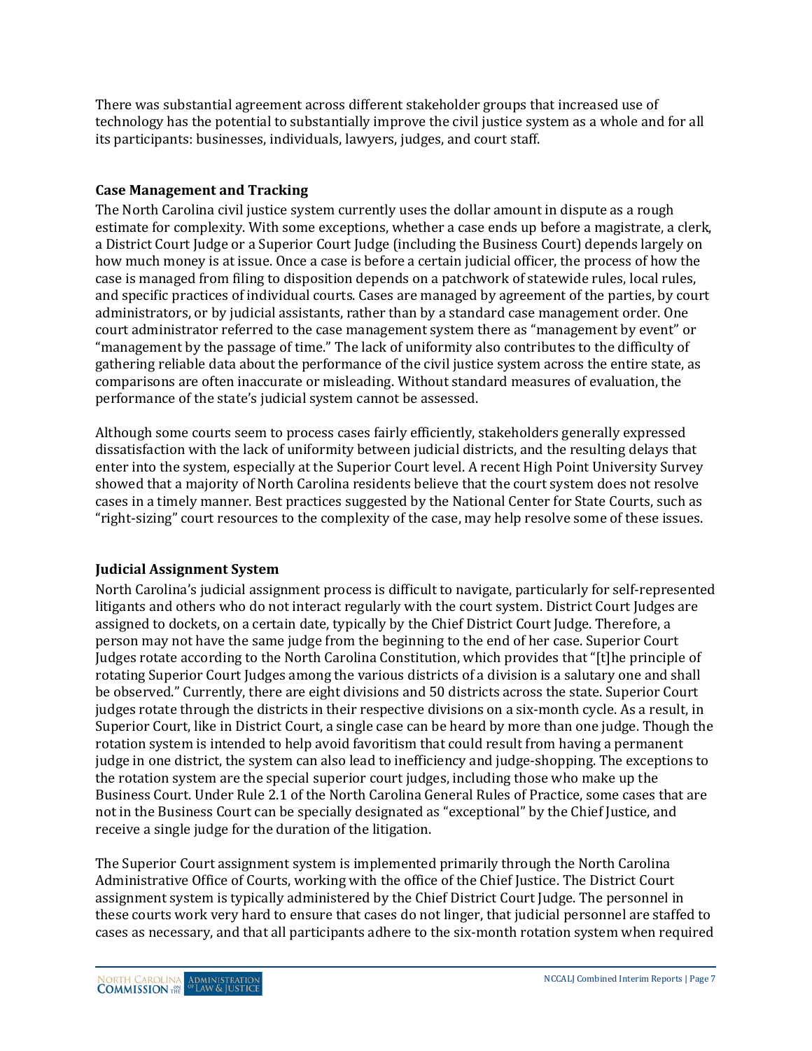There was substantial agreement across different stakeholder groups that increased use of technology has the potential to substantially improve the civil justice system as a whole and for all its participants: businesses, individuals, lawyers, judges, and court staff.

### Case Management and Tracking

The North Carolina civil justice system currently uses the dollar amount in dispute as a rough estimate for complexity. With some exceptions, whether a case ends up before a magistrate, a clerk, a District Court Judge or a Superior Court Judge (including the Business Court) depends largely on how much money is at issue. Once a case is before a certain judicial officer, the process of how the case is managed from filing to disposition depends on a patchwork of statewide rules, local rules, and specific practices of individual courts. Cases are managed by agreement of the parties, by court administrators, or by judicial assistants, rather than by a standard case management order. One court administrator referred to the case management system there as "management by event" or "management by the passage of time." The lack of uniformity also contributes to the difficulty of gathering reliable data about the performance of the civil justice system across the entire state, as comparisons are often inaccurate or misleading. Without standard measures of evaluation, the performance of the state's judicial system cannot be assessed.

Although some courts seem to process cases fairly efficiently, stakeholders generally expressed dissatisfaction with the lack of uniformity between judicial districts, and the resulting delays that enter into the system, especially at the Superior Court level. A recent High Point University Survey showed that a majority of North Carolina residents believe that the court system does not resolve cases in a timely manner. Best practices suggested by the National Center for State Courts, such as "right-sizing" court resources to the complexity of the case, may help resolve some of these issues.

### Judicial Assignment System

North Carolina's judicial assignment process is difficult to navigate, particularly for self-represented litigants and others who do not interact regularly with the court system. District Court Judges are assigned to dockets, on a certain date, typically by the Chief District Court Judge. Therefore, a person may not have the same judge from the beginning to the end of her case. Superior Court Judges rotate according to the North Carolina Constitution, which provides that "[t]he principle of rotating Superior Court Judges among the various districts of a division is a salutary one and shall be observed." Currently, there are eight divisions and 50 districts across the state. Superior Court judges rotate through the districts in their respective divisions on a six-month cycle. As a result, in Superior Court, like in District Court, a single case can be heard by more than one judge. Though the rotation system is intended to help avoid favoritism that could result from having a permanent judge in one district, the system can also lead to inefficiency and judge-shopping. The exceptions to the rotation system are the special superior court judges, including those who make up the Business Court. Under Rule 2.1 of the North Carolina General Rules of Practice, some cases that are not in the Business Court can be specially designated as "exceptional" by the Chief Justice, and receive a single judge for the duration of the litigation.

The Superior Court assignment system is implemented primarily through the North Carolina Administrative Office of Courts, working with the office of the Chief Justice. The District Court assignment system is typically administered by the Chief District Court Judge. The personnel in these courts work very hard to ensure that cases do not linger, that judicial personnel are staffed to cases as necessary, and that all participants adhere to the six-month rotation system when required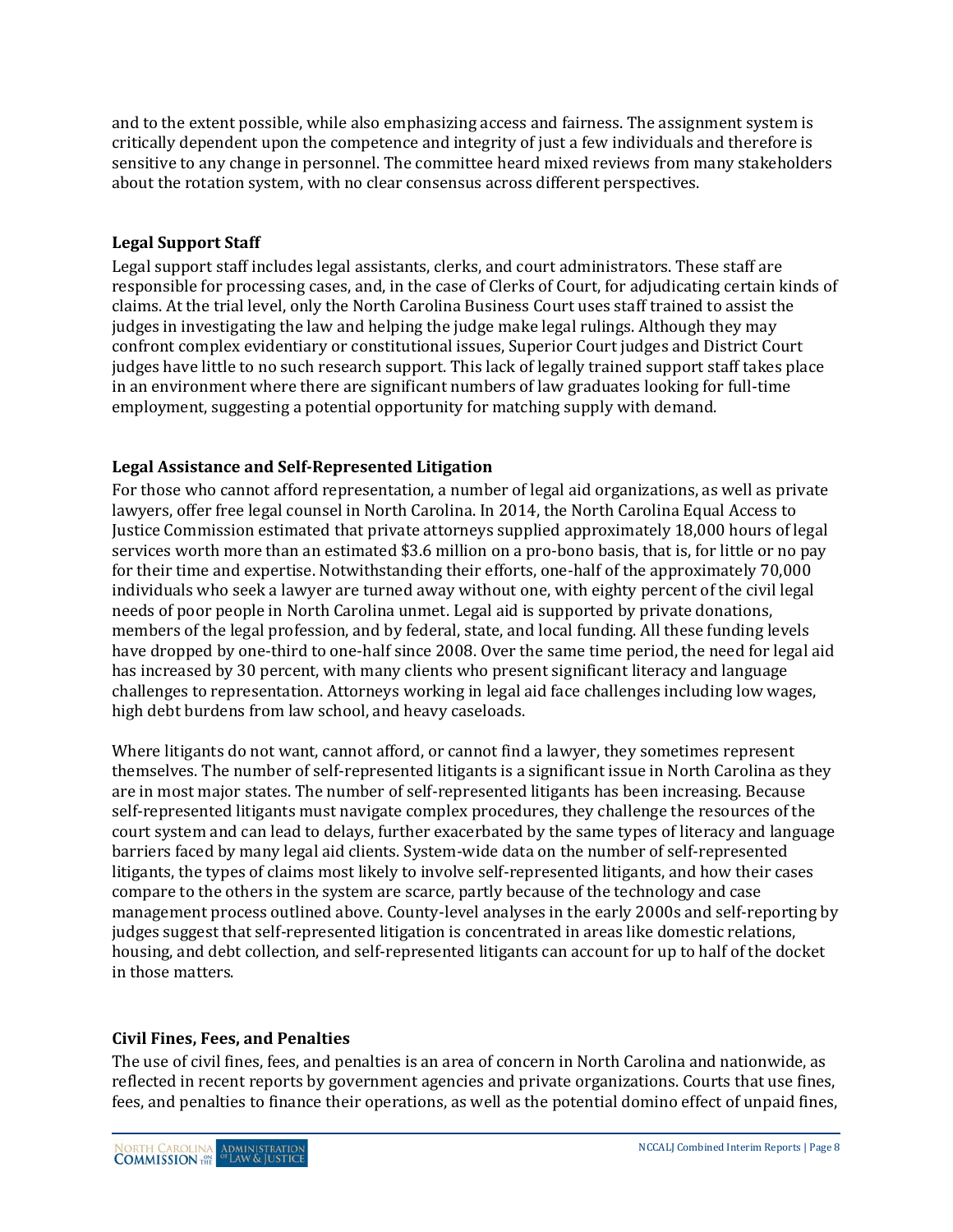and to the extent possible, while also emphasizing access and fairness. The assignment system is critically dependent upon the competence and integrity of just a few individuals and therefore is sensitive to any change in personnel. The committee heard mixed reviews from many stakeholders about the rotation system, with no clear consensus across different perspectives.

### Legal Support Staff

Legal support staff includes legal assistants, clerks, and court administrators. These staff are responsible for processing cases, and, in the case of Clerks of Court, for adjudicating certain kinds of claims. At the trial level, only the North Carolina Business Court uses staff trained to assist the judges in investigating the law and helping the judge make legal rulings. Although they may confront complex evidentiary or constitutional issues, Superior Court judges and District Court judges have little to no such research support. This lack of legally trained support staff takes place in an environment where there are significant numbers of law graduates looking for full-time employment, suggesting a potential opportunity for matching supply with demand.

### Legal Assistance and Self-Represented Litigation

For those who cannot afford representation, a number of legal aid organizations, as well as private lawyers, offer free legal counsel in North Carolina. In 2014, the North Carolina Equal Access to Justice Commission estimated that private attorneys supplied approximately 18,000 hours of legal services worth more than an estimated $3.6 million on a pro-bono basis, that is, for little or no pay for their time and expertise. Notwithstanding their efforts, one-half of the approximately 70,000 individuals who seek a lawyer are turned away without one, with eighty percent of the civil legal needs of poor people in North Carolina unmet. Legal aid is supported by private donations, members of the legal profession, and by federal, state, and local funding. All these funding levels have dropped by one-third to one-half since 2008. Over the same time period, the need for legal aid has increased by 30 percent, with many clients who present significant literacy and language challenges to representation. Attorneys working in legal aid face challenges including low wages, high debt burdens from law school, and heavy caseloads.

Where litigants do not want, cannot afford, or cannot find a lawyer, they sometimes represent themselves. The number of self-represented litigants is a significant issue in North Carolina as they are in most major states. The number of self-represented litigants has been increasing. Because self-represented litigants must navigate complex procedures, they challenge the resources of the court system and can lead to delays, further exacerbated by the same types of literacy and language barriers faced by many legal aid clients. System-wide data on the number of self-represented litigants, the types of claims most likely to involve self-represented litigants, and how their cases compare to the others in the system are scarce, partly because of the technology and case management process outlined above. County-level analyses in the early 2000s and self-reporting by judges suggest that self-represented litigation is concentrated in areas like domestic relations, housing, and debt collection, and self-represented litigants can account for up to half of the docket in those matters.

### Civil Fines, Fees, and Penalties

The use of civil fines, fees, and penalties is an area of concern in North Carolina and nationwide, as reflected in recent reports by government agencies and private organizations. Courts that use fines, fees, and penalties to finance their operations, as well as the potential domino effect of unpaid fines,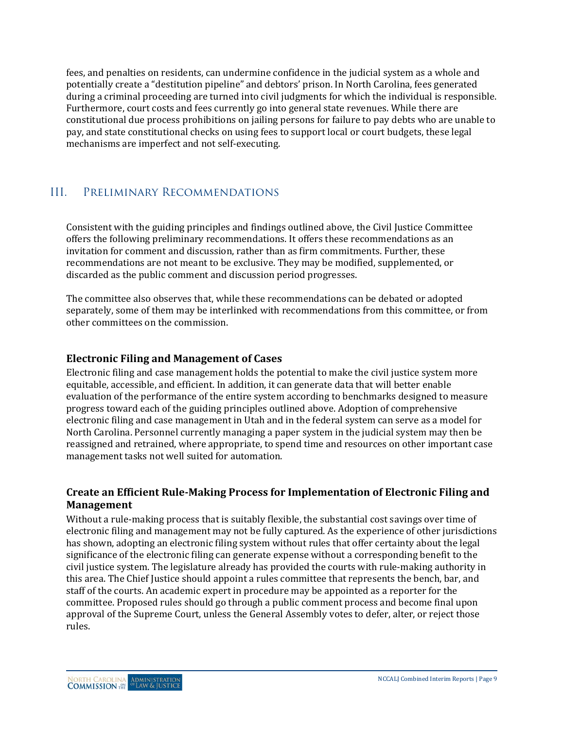fees, and penalties on residents, can undermine confidence in the judicial system as a whole and potentially create a "destitution pipeline" and debtors' prison. In North Carolina, fees generated during a criminal proceeding are turned into civil judgments for which the individual is responsible. Furthermore, court costs and fees currently go into general state revenues. While there are constitutional due process prohibitions on jailing persons for failure to pay debts who are unable to pay, and state constitutional checks on using fees to support local or court budgets, these legal mechanisms are imperfect and not self-executing.

## III. Preliminary Recommendations

Consistent with the guiding principles and findings outlined above, the Civil Justice Committee offers the following preliminary recommendations. It offers these recommendations as an invitation for comment and discussion, rather than as firm commitments. Further, these recommendations are not meant to be exclusive. They may be modified, supplemented, or discarded as the public comment and discussion period progresses.

The committee also observes that, while these recommendations can be debated or adopted separately, some of them may be interlinked with recommendations from this committee, or from other committees on the commission.

### Electronic Filing and Management of Cases

Electronic filing and case management holds the potential to make the civil justice system more equitable, accessible, and efficient. In addition, it can generate data that will better enable evaluation of the performance of the entire system according to benchmarks designed to measure progress toward each of the guiding principles outlined above. Adoption of comprehensive electronic filing and case management in Utah and in the federal system can serve as a model for North Carolina. Personnel currently managing a paper system in the judicial system may then be reassigned and retrained, where appropriate, to spend time and resources on other important case management tasks not well suited for automation.

### Create an Efficient Rule-Making Process for Implementation of Electronic Filing and Management

Without a rule-making process that is suitably flexible, the substantial cost savings over time of electronic filing and management may not be fully captured. As the experience of other jurisdictions has shown, adopting an electronic filing system without rules that offer certainty about the legal significance of the electronic filing can generate expense without a corresponding benefit to the civil justice system. The legislature already has provided the courts with rule-making authority in this area. The Chief Justice should appoint a rules committee that represents the bench, bar, and staff of the courts. An academic expert in procedure may be appointed as a reporter for the committee. Proposed rules should go through a public comment process and become final upon approval of the Supreme Court, unless the General Assembly votes to defer, alter, or reject those rules.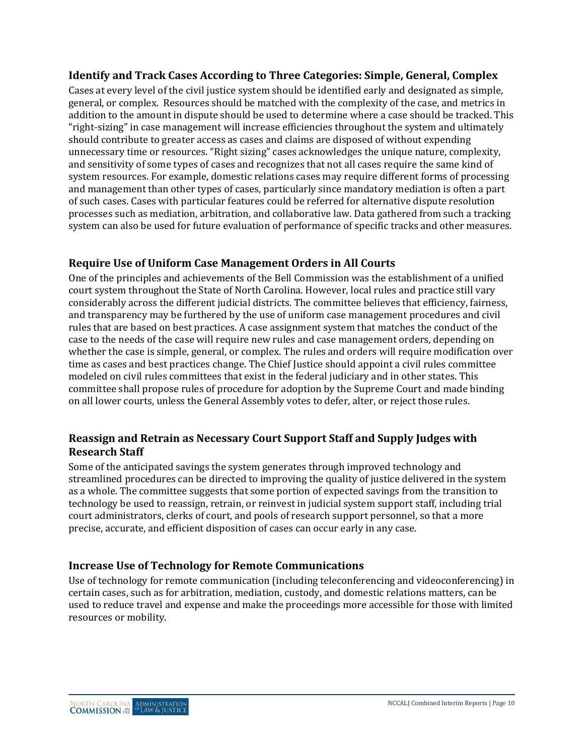### Identify and Track Cases According to Three Categories: Simple, General, Complex

Cases at every level of the civil justice system should be identified early and designated as simple, general, or complex. Resources should be matched with the complexity of the case, and metrics in addition to the amount in dispute should be used to determine where a case should be tracked. This "right-sizing" in case management will increase efficiencies throughout the system and ultimately should contribute to greater access as cases and claims are disposed of without expending unnecessary time or resources. "Right sizing" cases acknowledges the unique nature, complexity, and sensitivity of some types of cases and recognizes that not all cases require the same kind of system resources. For example, domestic relations cases may require different forms of processing and management than other types of cases, particularly since mandatory mediation is often a part of such cases. Cases with particular features could be referred for alternative dispute resolution processes such as mediation, arbitration, and collaborative law. Data gathered from such a tracking system can also be used for future evaluation of performance of specific tracks and other measures.

### Require Use of Uniform Case Management Orders in All Courts

One of the principles and achievements of the Bell Commission was the establishment of a unified court system throughout the State of North Carolina. However, local rules and practice still vary considerably across the different judicial districts. The committee believes that efficiency, fairness, and transparency may be furthered by the use of uniform case management procedures and civil rules that are based on best practices. A case assignment system that matches the conduct of the case to the needs of the case will require new rules and case management orders, depending on whether the case is simple, general, or complex. The rules and orders will require modification over time as cases and best practices change. The Chief Justice should appoint a civil rules committee modeled on civil rules committees that exist in the federal judiciary and in other states. This committee shall propose rules of procedure for adoption by the Supreme Court and made binding on all lower courts, unless the General Assembly votes to defer, alter, or reject those rules.

### Reassign and Retrain as Necessary Court Support Staff and Supply Judges with Research Staff

Some of the anticipated savings the system generates through improved technology and streamlined procedures can be directed to improving the quality of justice delivered in the system as a whole. The committee suggests that some portion of expected savings from the transition to technology be used to reassign, retrain, or reinvest in judicial system support staff, including trial court administrators, clerks of court, and pools of research support personnel, so that a more precise, accurate, and efficient disposition of cases can occur early in any case.

### Increase Use of Technology for Remote Communications

Use of technology for remote communication (including teleconferencing and videoconferencing) in certain cases, such as for arbitration, mediation, custody, and domestic relations matters, can be used to reduce travel and expense and make the proceedings more accessible for those with limited resources or mobility.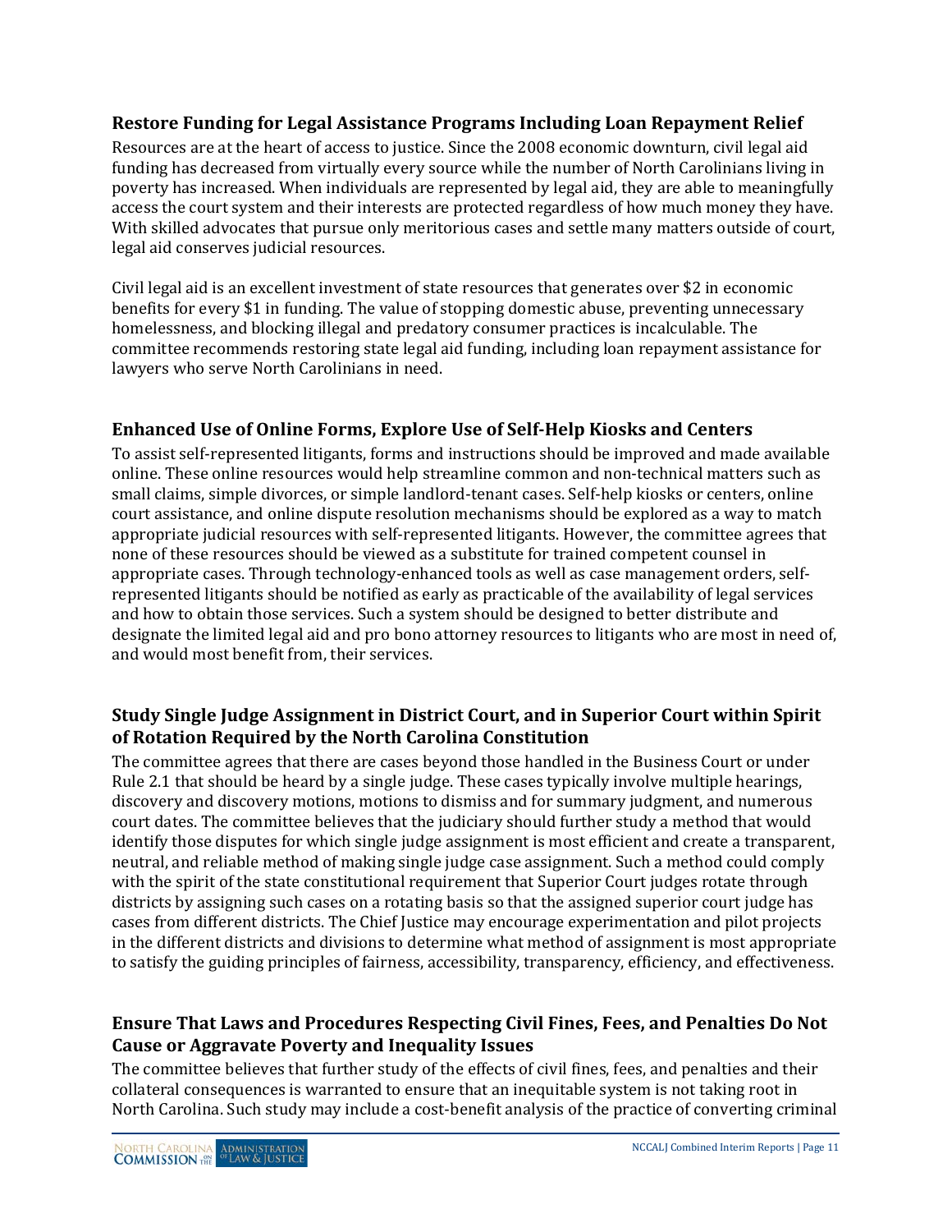### Restore Funding for Legal Assistance Programs Including Loan Repayment Relief

Resources are at the heart of access to justice. Since the 2008 economic downturn, civil legal aid funding has decreased from virtually every source while the number of North Carolinians living in poverty has increased. When individuals are represented by legal aid, they are able to meaningfully access the court system and their interests are protected regardless of how much money they have. With skilled advocates that pursue only meritorious cases and settle many matters outside of court, legal aid conserves judicial resources.

Civil legal aid is an excellent investment of state resources that generates over $2 in economic benefits for every $1 in funding. The value of stopping domestic abuse, preventing unnecessary homelessness, and blocking illegal and predatory consumer practices is incalculable. The committee recommends restoring state legal aid funding, including loan repayment assistance for lawyers who serve North Carolinians in need.

### Enhanced Use of Online Forms, Explore Use of Self-Help Kiosks and Centers

To assist self-represented litigants, forms and instructions should be improved and made available online. These online resources would help streamline common and non-technical matters such as small claims, simple divorces, or simple landlord-tenant cases. Self-help kiosks or centers, online court assistance, and online dispute resolution mechanisms should be explored as a way to match appropriate judicial resources with self-represented litigants. However, the committee agrees that none of these resources should be viewed as a substitute for trained competent counsel in appropriate cases. Through technology-enhanced tools as well as case management orders, self-represented litigants should be notified as early as practicable of the availability of legal services and how to obtain those services. Such a system should be designed to better distribute and designate the limited legal aid and pro bono attorney resources to litigants who are most in need of, and would most benefit from, their services.

### Study Single Judge Assignment in District Court, and in Superior Court within Spirit of Rotation Required by the North Carolina Constitution

The committee agrees that there are cases beyond those handled in the Business Court or under Rule 2.1 that should be heard by a single judge. These cases typically involve multiple hearings, discovery and discovery motions, motions to dismiss and for summary judgment, and numerous court dates. The committee believes that the judiciary should further study a method that would identify those disputes for which single judge assignment is most efficient and create a transparent, neutral, and reliable method of making single judge case assignment. Such a method could comply with the spirit of the state constitutional requirement that Superior Court judges rotate through districts by assigning such cases on a rotating basis so that the assigned superior court judge has cases from different districts. The Chief Justice may encourage experimentation and pilot projects in the different districts and divisions to determine what method of assignment is most appropriate to satisfy the guiding principles of fairness, accessibility, transparency, efficiency, and effectiveness.

### Ensure That Laws and Procedures Respecting Civil Fines, Fees, and Penalties Do Not Cause or Aggravate Poverty and Inequality Issues

The committee believes that further study of the effects of civil fines, fees, and penalties and their collateral consequences is warranted to ensure that an inequitable system is not taking root in North Carolina. Such study may include a cost-benefit analysis of the practice of converting criminal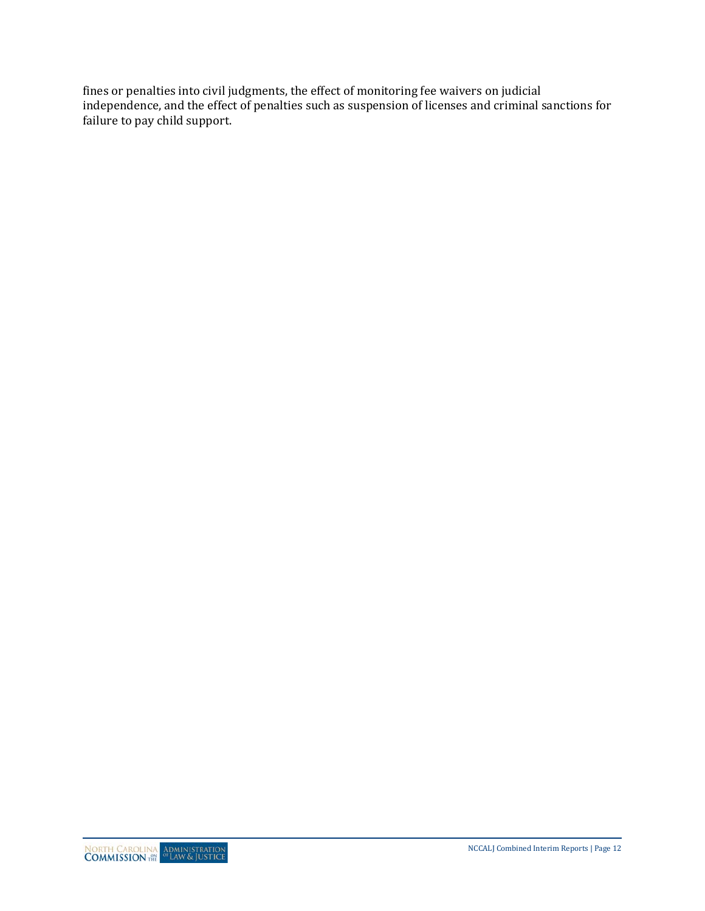fines or penalties into civil judgments, the effect of monitoring fee waivers on judicial independence, and the effect of penalties such as suspension of licenses and criminal sanctions for failure to pay child support.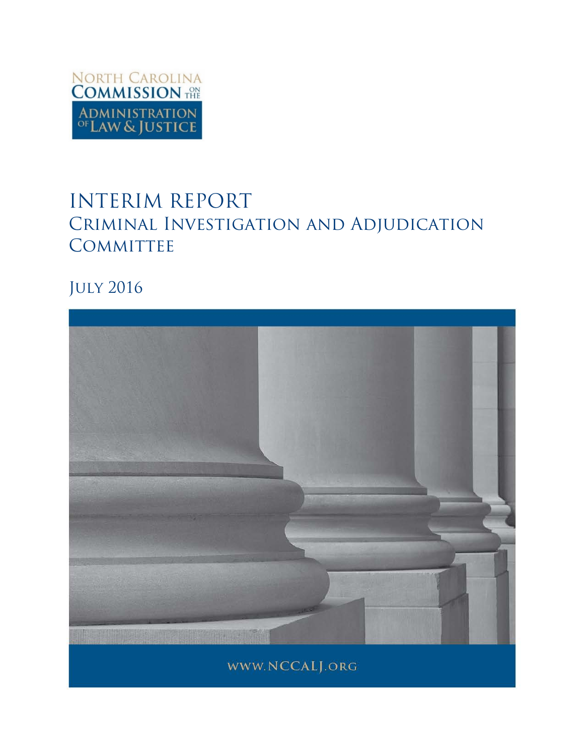NORTH CAROLINA COMMISSION ON THE ADMINISTRATION OF LAW & JUSTICE

# INTERIM REPORT

## Criminal Investigation and Adjudication Committee

July 2016

www.NCCALJ.org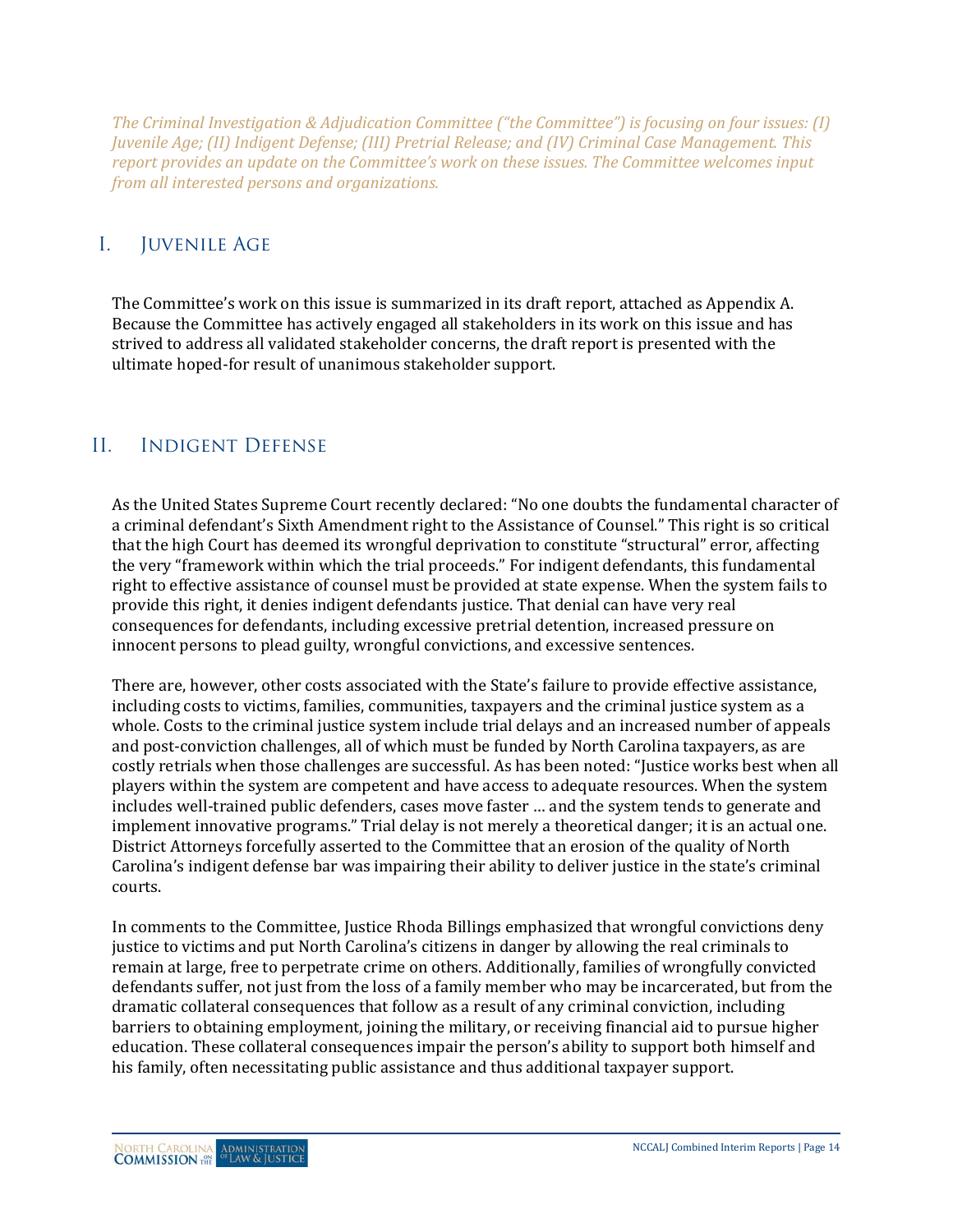*The Criminal Investigation & Adjudication Committee ("the Committee") is focusing on four issues: (I) Juvenile Age; (II) Indigent Defense; (III) Pretrial Release; and (IV) Criminal Case Management. This report provides an update on the Committee's work on these issues. The Committee welcomes input from all interested persons and organizations.*

## I. Juvenile Age

The Committee's work on this issue is summarized in its draft report, attached as Appendix A. Because the Committee has actively engaged all stakeholders in its work on this issue and has strived to address all validated stakeholder concerns, the draft report is presented with the ultimate hoped-for result of unanimous stakeholder support.

## II. Indigent Defense

As the United States Supreme Court recently declared: "No one doubts the fundamental character of a criminal defendant's Sixth Amendment right to the Assistance of Counsel." This right is so critical that the high Court has deemed its wrongful deprivation to constitute "structural" error, affecting the very "framework within which the trial proceeds." For indigent defendants, this fundamental right to effective assistance of counsel must be provided at state expense. When the system fails to provide this right, it denies indigent defendants justice. That denial can have very real consequences for defendants, including excessive pretrial detention, increased pressure on innocent persons to plead guilty, wrongful convictions, and excessive sentences.

There are, however, other costs associated with the State's failure to provide effective assistance, including costs to victims, families, communities, taxpayers and the criminal justice system as a whole. Costs to the criminal justice system include trial delays and an increased number of appeals and post-conviction challenges, all of which must be funded by North Carolina taxpayers, as are costly retrials when those challenges are successful. As has been noted: "Justice works best when all players within the system are competent and have access to adequate resources. When the system includes well-trained public defenders, cases move faster … and the system tends to generate and implement innovative programs." Trial delay is not merely a theoretical danger; it is an actual one. District Attorneys forcefully asserted to the Committee that an erosion of the quality of North Carolina's indigent defense bar was impairing their ability to deliver justice in the state's criminal courts.

In comments to the Committee, Justice Rhoda Billings emphasized that wrongful convictions deny justice to victims and put North Carolina's citizens in danger by allowing the real criminals to remain at large, free to perpetrate crime on others. Additionally, families of wrongfully convicted defendants suffer, not just from the loss of a family member who may be incarcerated, but from the dramatic collateral consequences that follow as a result of any criminal conviction, including barriers to obtaining employment, joining the military, or receiving financial aid to pursue higher education. These collateral consequences impair the person's ability to support both himself and his family, often necessitating public assistance and thus additional taxpayer support.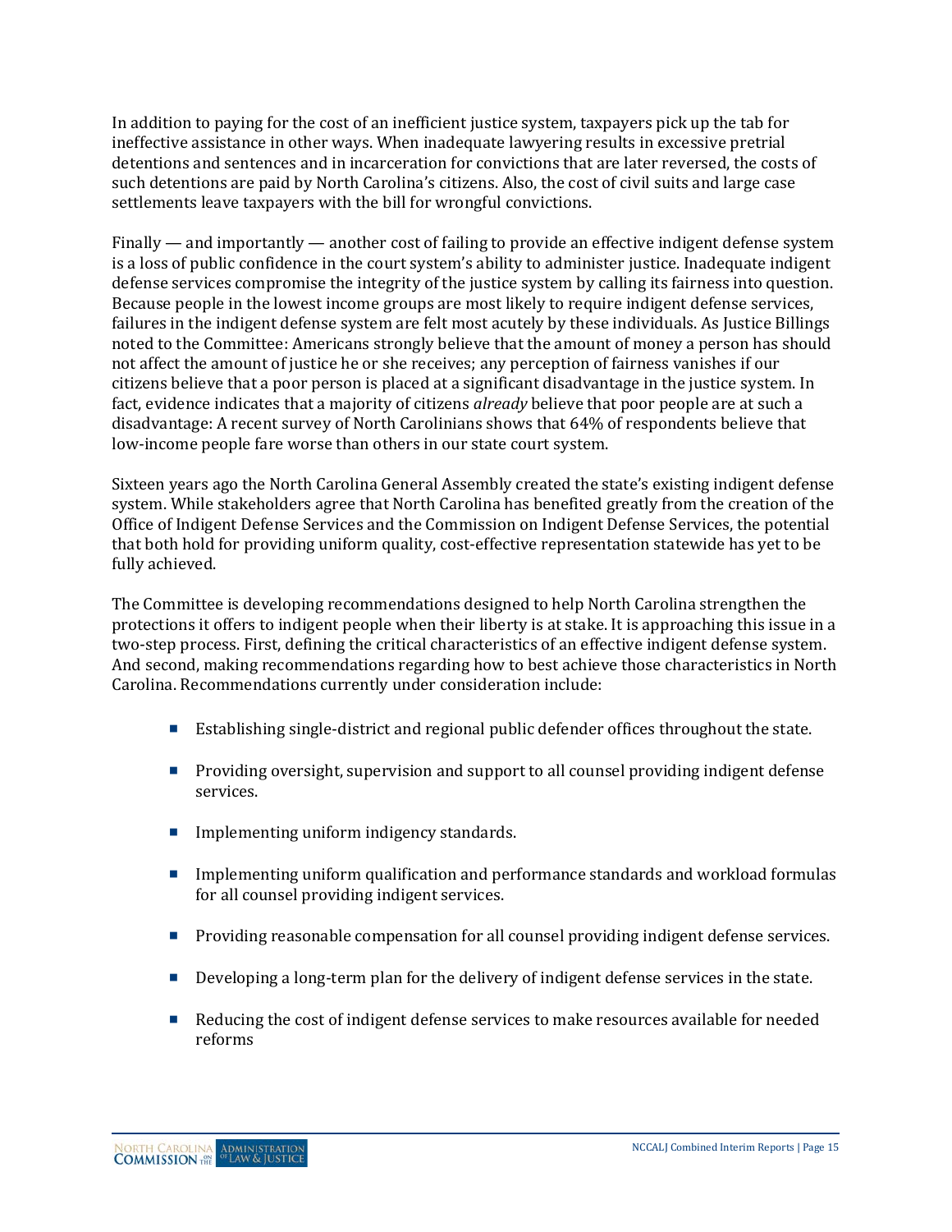In addition to paying for the cost of an inefficient justice system, taxpayers pick up the tab for ineffective assistance in other ways. When inadequate lawyering results in excessive pretrial detentions and sentences and in incarceration for convictions that are later reversed, the costs of such detentions are paid by North Carolina's citizens. Also, the cost of civil suits and large case settlements leave taxpayers with the bill for wrongful convictions.

Finally — and importantly — another cost of failing to provide an effective indigent defense system is a loss of public confidence in the court system's ability to administer justice. Inadequate indigent defense services compromise the integrity of the justice system by calling its fairness into question. Because people in the lowest income groups are most likely to require indigent defense services, failures in the indigent defense system are felt most acutely by these individuals. As Justice Billings noted to the Committee: Americans strongly believe that the amount of money a person has should not affect the amount of justice he or she receives; any perception of fairness vanishes if our citizens believe that a poor person is placed at a significant disadvantage in the justice system. In fact, evidence indicates that a majority of citizens *already* believe that poor people are at such a disadvantage: A recent survey of North Carolinians shows that 64% of respondents believe that low-income people fare worse than others in our state court system.

Sixteen years ago the North Carolina General Assembly created the state's existing indigent defense system. While stakeholders agree that North Carolina has benefited greatly from the creation of the Office of Indigent Defense Services and the Commission on Indigent Defense Services, the potential that both hold for providing uniform quality, cost-effective representation statewide has yet to be fully achieved.

The Committee is developing recommendations designed to help North Carolina strengthen the protections it offers to indigent people when their liberty is at stake. It is approaching this issue in a two-step process. First, defining the critical characteristics of an effective indigent defense system. And second, making recommendations regarding how to best achieve those characteristics in North Carolina. Recommendations currently under consideration include:

- Establishing single-district and regional public defender offices throughout the state.
- Providing oversight, supervision and support to all counsel providing indigent defense services.
- Implementing uniform indigency standards.
- Implementing uniform qualification and performance standards and workload formulas for all counsel providing indigent services.
- Providing reasonable compensation for all counsel providing indigent defense services.
- Developing a long-term plan for the delivery of indigent defense services in the state.
- Reducing the cost of indigent defense services to make resources available for needed reforms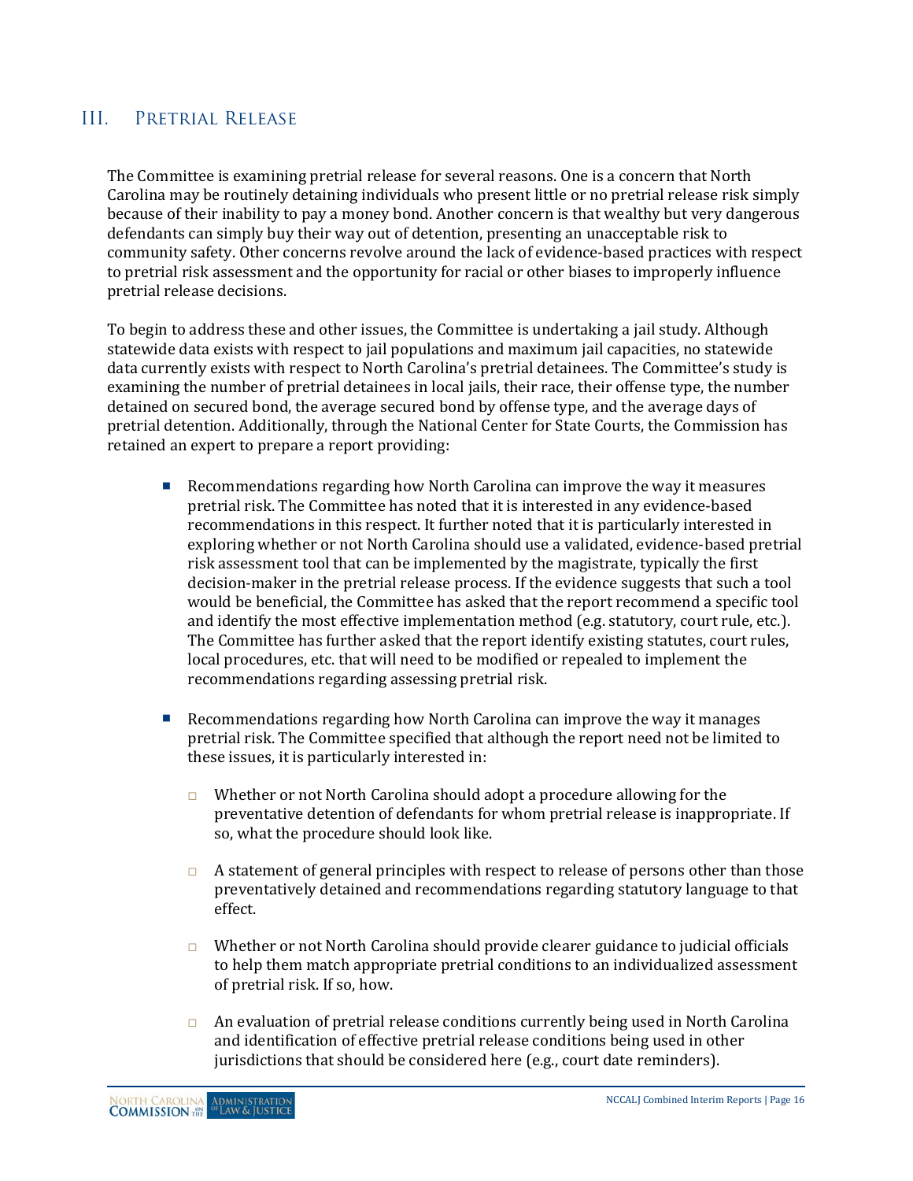## III. Pretrial Release

The Committee is examining pretrial release for several reasons. One is a concern that North Carolina may be routinely detaining individuals who present little or no pretrial release risk simply because of their inability to pay a money bond. Another concern is that wealthy but very dangerous defendants can simply buy their way out of detention, presenting an unacceptable risk to community safety. Other concerns revolve around the lack of evidence-based practices with respect to pretrial risk assessment and the opportunity for racial or other biases to improperly influence pretrial release decisions.

To begin to address these and other issues, the Committee is undertaking a jail study. Although statewide data exists with respect to jail populations and maximum jail capacities, no statewide data currently exists with respect to North Carolina's pretrial detainees. The Committee's study is examining the number of pretrial detainees in local jails, their race, their offense type, the number detained on secured bond, the average secured bond by offense type, and the average days of pretrial detention. Additionally, through the National Center for State Courts, the Commission has retained an expert to prepare a report providing:

- Recommendations regarding how North Carolina can improve the way it measures pretrial risk. The Committee has noted that it is interested in any evidence-based recommendations in this respect. It further noted that it is particularly interested in exploring whether or not North Carolina should use a validated, evidence-based pretrial risk assessment tool that can be implemented by the magistrate, typically the first decision-maker in the pretrial release process. If the evidence suggests that such a tool would be beneficial, the Committee has asked that the report recommend a specific tool and identify the most effective implementation method (e.g. statutory, court rule, etc.). The Committee has further asked that the report identify existing statutes, court rules, local procedures, etc. that will need to be modified or repealed to implement the recommendations regarding assessing pretrial risk.

- Recommendations regarding how North Carolina can improve the way it manages pretrial risk. The Committee specified that although the report need not be limited to these issues, it is particularly interested in:

  - Whether or not North Carolina should adopt a procedure allowing for the preventative detention of defendants for whom pretrial release is inappropriate. If so, what the procedure should look like.

  - A statement of general principles with respect to release of persons other than those preventatively detained and recommendations regarding statutory language to that effect.

  - Whether or not North Carolina should provide clearer guidance to judicial officials to help them match appropriate pretrial conditions to an individualized assessment of pretrial risk. If so, how.

  - An evaluation of pretrial release conditions currently being used in North Carolina and identification of effective pretrial release conditions being used in other jurisdictions that should be considered here (e.g., court date reminders).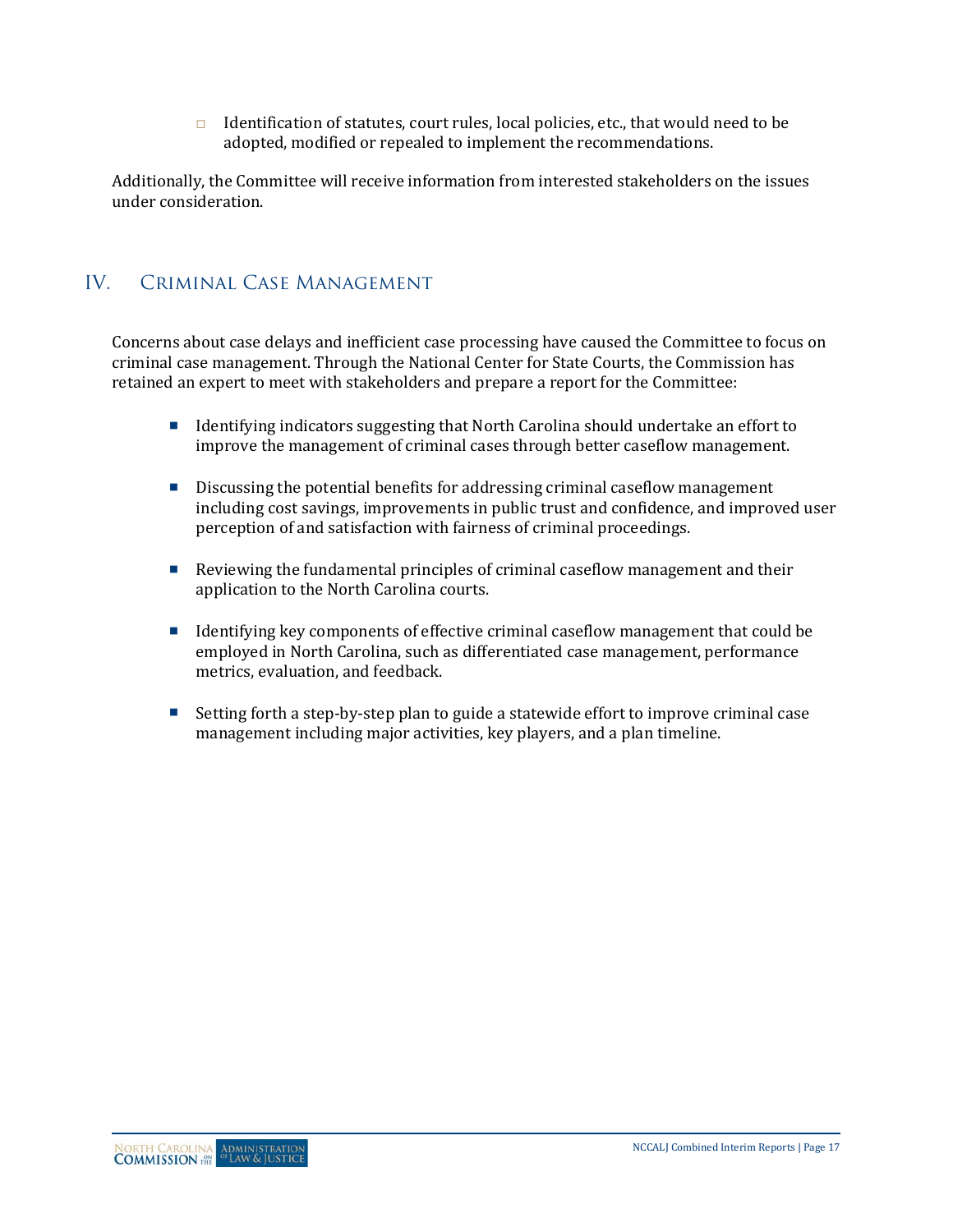- Identification of statutes, court rules, local policies, etc., that would need to be adopted, modified or repealed to implement the recommendations.

Additionally, the Committee will receive information from interested stakeholders on the issues under consideration.

## IV. Criminal Case Management

Concerns about case delays and inefficient case processing have caused the Committee to focus on criminal case management. Through the National Center for State Courts, the Commission has retained an expert to meet with stakeholders and prepare a report for the Committee:

- Identifying indicators suggesting that North Carolina should undertake an effort to improve the management of criminal cases through better caseflow management.

- Discussing the potential benefits for addressing criminal caseflow management including cost savings, improvements in public trust and confidence, and improved user perception of and satisfaction with fairness of criminal proceedings.

- Reviewing the fundamental principles of criminal caseflow management and their application to the North Carolina courts.

- Identifying key components of effective criminal caseflow management that could be employed in North Carolina, such as differentiated case management, performance metrics, evaluation, and feedback.

- Setting forth a step-by-step plan to guide a statewide effort to improve criminal case management including major activities, key players, and a plan timeline.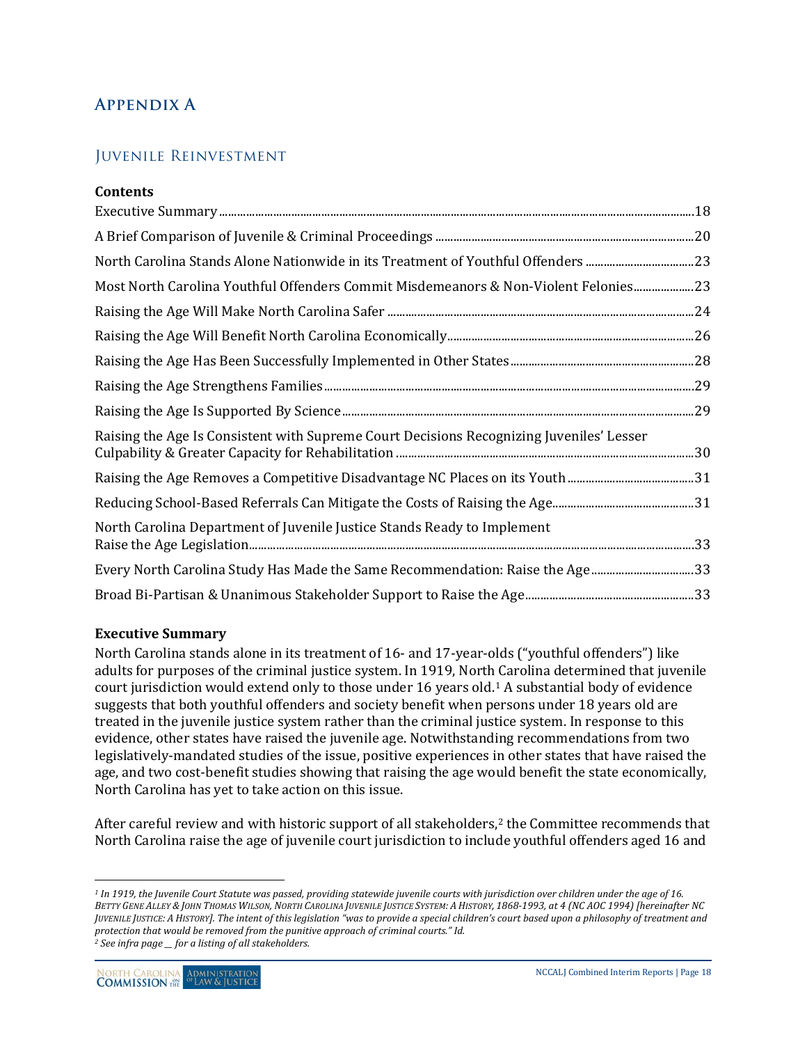# Appendix A

## Juvenile Reinvestment

**Contents**

Executive Summary ....18
A Brief Comparison of Juvenile & Criminal Proceedings ....20
North Carolina Stands Alone Nationwide in its Treatment of Youthful Offenders ....23
Most North Carolina Youthful Offenders Commit Misdemeanors & Non-Violent Felonies....23
Raising the Age Will Make North Carolina Safer ....24
Raising the Age Will Benefit North Carolina Economically....26
Raising the Age Has Been Successfully Implemented in Other States....28
Raising the Age Strengthens Families....29
Raising the Age Is Supported By Science....29
Raising the Age Is Consistent with Supreme Court Decisions Recognizing Juveniles' Lesser Culpability & Greater Capacity for Rehabilitation ....30
Raising the Age Removes a Competitive Disadvantage NC Places on its Youth....31
Reducing School-Based Referrals Can Mitigate the Costs of Raising the Age....31
North Carolina Department of Juvenile Justice Stands Ready to Implement Raise the Age Legislation....33
Every North Carolina Study Has Made the Same Recommendation: Raise the Age....33
Broad Bi-Partisan & Unanimous Stakeholder Support to Raise the Age....33

**Executive Summary**

North Carolina stands alone in its treatment of 16- and 17-year-olds ("youthful offenders") like adults for purposes of the criminal justice system. In 1919, North Carolina determined that juvenile court jurisdiction would extend only to those under 16 years old.[1] A substantial body of evidence suggests that both youthful offenders and society benefit when persons under 18 years old are treated in the juvenile justice system rather than the criminal justice system. In response to this evidence, other states have raised the juvenile age. Notwithstanding recommendations from two legislatively-mandated studies of the issue, positive experiences in other states that have raised the age, and two cost-benefit studies showing that raising the age would benefit the state economically, North Carolina has yet to take action on this issue.

After careful review and with historic support of all stakeholders,[2] the Committee recommends that North Carolina raise the age of juvenile court jurisdiction to include youthful offenders aged 16 and

---

*[1] In 1919, the Juvenile Court Statute was passed, providing statewide juvenile courts with jurisdiction over children under the age of 16. BETTY GENE ALLEY & JOHN THOMAS WILSON, NORTH CAROLINA JUVENILE JUSTICE SYSTEM: A HISTORY, 1868-1993, at 4 (NC AOC 1994) [hereinafter NC JUVENILE JUSTICE: A HISTORY]. The intent of this legislation "was to provide a special children's court based upon a philosophy of treatment and protection that would be removed from the punitive approach of criminal courts." Id.*

*[2] See infra page __ for a listing of all stakeholders.*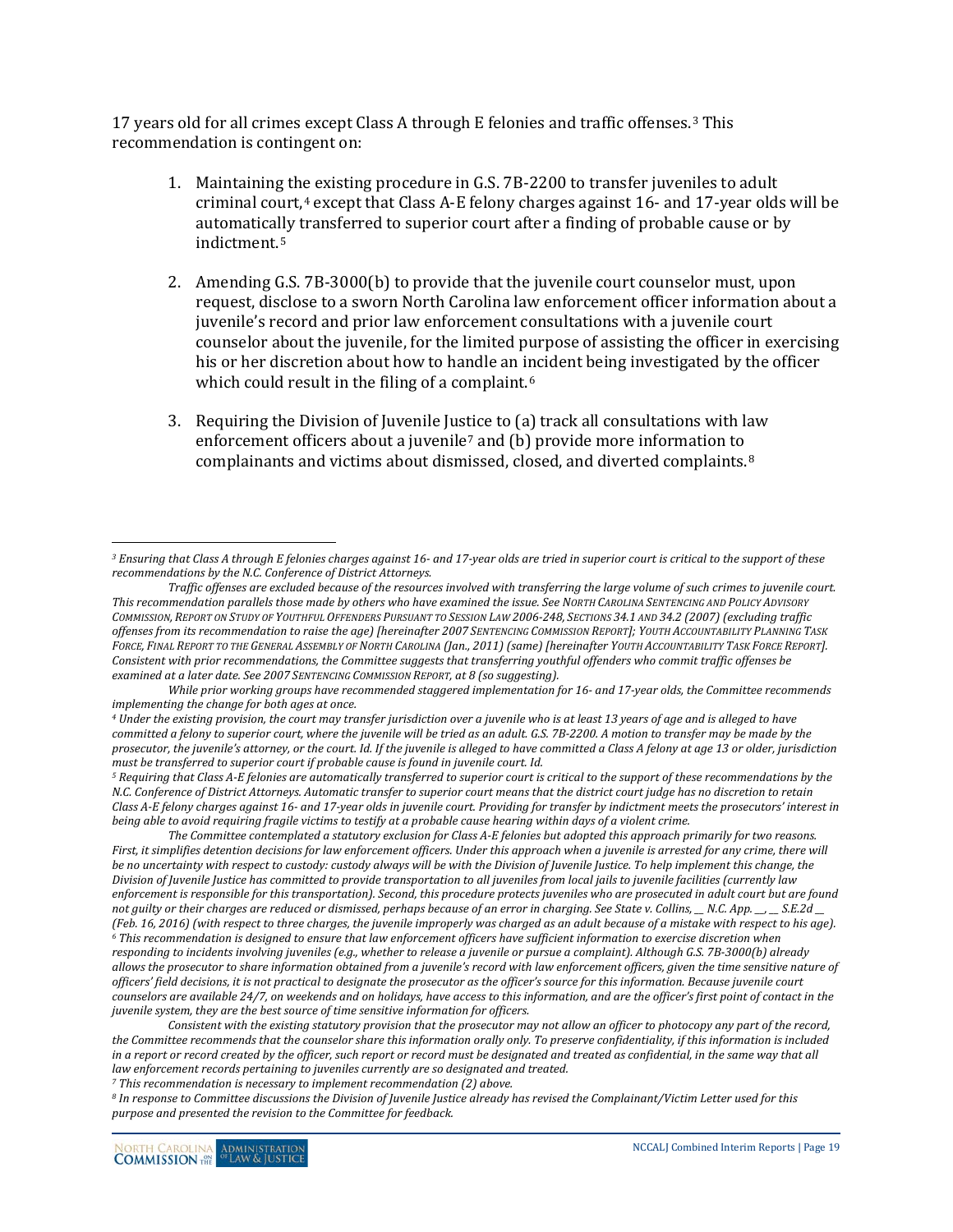17 years old for all crimes except Class A through E felonies and traffic offenses.[3] This recommendation is contingent on:

1. Maintaining the existing procedure in G.S. 7B-2200 to transfer juveniles to adult criminal court,[4] except that Class A-E felony charges against 16- and 17-year olds will be automatically transferred to superior court after a finding of probable cause or by indictment.[5]

2. Amending G.S. 7B-3000(b) to provide that the juvenile court counselor must, upon request, disclose to a sworn North Carolina law enforcement officer information about a juvenile's record and prior law enforcement consultations with a juvenile court counselor about the juvenile, for the limited purpose of assisting the officer in exercising his or her discretion about how to handle an incident being investigated by the officer which could result in the filing of a complaint.[6]

3. Requiring the Division of Juvenile Justice to (a) track all consultations with law enforcement officers about a juvenile[7] and (b) provide more information to complainants and victims about dismissed, closed, and diverted complaints.[8]

---

[3] *Ensuring that Class A through E felonies charges against 16- and 17-year olds are tried in superior court is critical to the support of these recommendations by the N.C. Conference of District Attorneys.*

*Traffic offenses are excluded because of the resources involved with transferring the large volume of such crimes to juvenile court. This recommendation parallels those made by others who have examined the issue. See NORTH CAROLINA SENTENCING AND POLICY ADVISORY COMMISSION, REPORT ON STUDY OF YOUTHFUL OFFENDERS PURSUANT TO SESSION LAW 2006-248, SECTIONS 34.1 AND 34.2 (2007) (excluding traffic offenses from its recommendation to raise the age) [hereinafter 2007 SENTENCING COMMISSION REPORT]; YOUTH ACCOUNTABILITY PLANNING TASK FORCE, FINAL REPORT TO THE GENERAL ASSEMBLY OF NORTH CAROLINA (Jan., 2011) (same) [hereinafter YOUTH ACCOUNTABILITY TASK FORCE REPORT]. Consistent with prior recommendations, the Committee suggests that transferring youthful offenders who commit traffic offenses be examined at a later date. See 2007 SENTENCING COMMISSION REPORT, at 8 (so suggesting).*

*While prior working groups have recommended staggered implementation for 16- and 17-year olds, the Committee recommends implementing the change for both ages at once.*

[4] *Under the existing provision, the court may transfer jurisdiction over a juvenile who is at least 13 years of age and is alleged to have committed a felony to superior court, where the juvenile will be tried as an adult. G.S. 7B-2200. A motion to transfer may be made by the prosecutor, the juvenile's attorney, or the court. Id. If the juvenile is alleged to have committed a Class A felony at age 13 or older, jurisdiction must be transferred to superior court if probable cause is found in juvenile court. Id.*

[5] *Requiring that Class A-E felonies are automatically transferred to superior court is critical to the support of these recommendations by the N.C. Conference of District Attorneys. Automatic transfer to superior court means that the district court judge has no discretion to retain Class A-E felony charges against 16- and 17-year olds in juvenile court. Providing for transfer by indictment meets the prosecutors' interest in being able to avoid requiring fragile victims to testify at a probable cause hearing within days of a violent crime.*

*The Committee contemplated a statutory exclusion for Class A-E felonies but adopted this approach primarily for two reasons. First, it simplifies detention decisions for law enforcement officers. Under this approach when a juvenile is arrested for any crime, there will be no uncertainty with respect to custody: custody always will be with the Division of Juvenile Justice. To help implement this change, the Division of Juvenile Justice has committed to provide transportation to all juveniles from local jails to juvenile facilities (currently law enforcement is responsible for this transportation). Second, this procedure protects juveniles who are prosecuted in adult court but are found not guilty or their charges are reduced or dismissed, perhaps because of an error in charging. See State v. Collins, __ N.C. App. __, __ S.E.2d __ (Feb. 16, 2016) (with respect to three charges, the juvenile improperly was charged as an adult because of a mistake with respect to his age).*

[6] *This recommendation is designed to ensure that law enforcement officers have sufficient information to exercise discretion when responding to incidents involving juveniles (e.g., whether to release a juvenile or pursue a complaint). Although G.S. 7B-3000(b) already allows the prosecutor to share information obtained from a juvenile's record with law enforcement officers, given the time sensitive nature of officers' field decisions, it is not practical to designate the prosecutor as the officer's source for this information. Because juvenile court counselors are available 24/7, on weekends and on holidays, have access to this information, and are the officer's first point of contact in the juvenile system, they are the best source of time sensitive information for officers.*

*Consistent with the existing statutory provision that the prosecutor may not allow an officer to photocopy any part of the record, the Committee recommends that the counselor share this information orally only. To preserve confidentiality, if this information is included in a report or record created by the officer, such report or record must be designated and treated as confidential, in the same way that all law enforcement records pertaining to juveniles currently are so designated and treated.*

[7] *This recommendation is necessary to implement recommendation (2) above.*

[8] *In response to Committee discussions the Division of Juvenile Justice already has revised the Complainant/Victim Letter used for this purpose and presented the revision to the Committee for feedback.*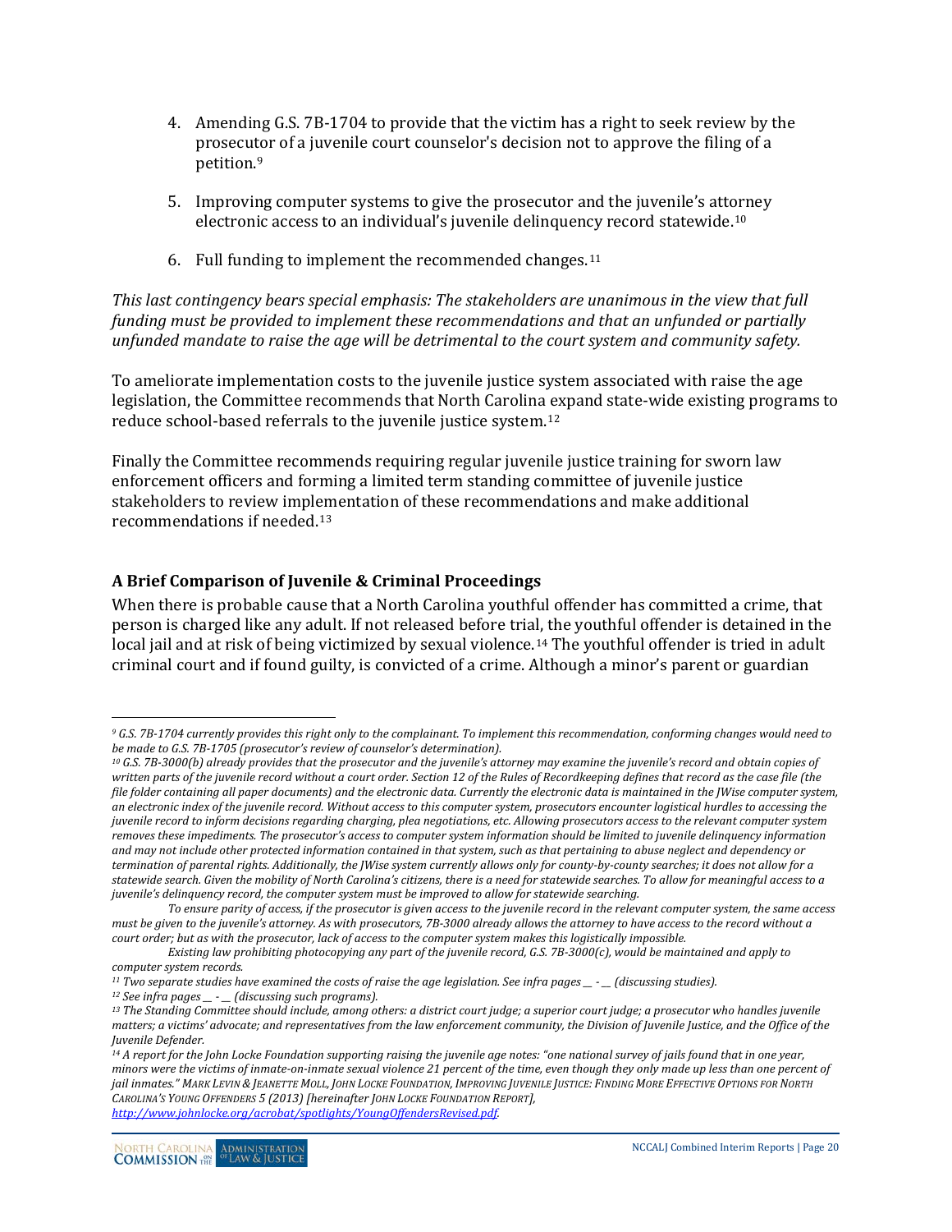4. Amending G.S. 7B-1704 to provide that the victim has a right to seek review by the prosecutor of a juvenile court counselor's decision not to approve the filing of a petition.[9]

5. Improving computer systems to give the prosecutor and the juvenile's attorney electronic access to an individual's juvenile delinquency record statewide.[10]

6. Full funding to implement the recommended changes.[11]

*This last contingency bears special emphasis: The stakeholders are unanimous in the view that full funding must be provided to implement these recommendations and that an unfunded or partially unfunded mandate to raise the age will be detrimental to the court system and community safety.*

To ameliorate implementation costs to the juvenile justice system associated with raise the age legislation, the Committee recommends that North Carolina expand state-wide existing programs to reduce school-based referrals to the juvenile justice system.[12]

Finally the Committee recommends requiring regular juvenile justice training for sworn law enforcement officers and forming a limited term standing committee of juvenile justice stakeholders to review implementation of these recommendations and make additional recommendations if needed.[13]

### A Brief Comparison of Juvenile & Criminal Proceedings

When there is probable cause that a North Carolina youthful offender has committed a crime, that person is charged like any adult. If not released before trial, the youthful offender is detained in the local jail and at risk of being victimized by sexual violence.[14] The youthful offender is tried in adult criminal court and if found guilty, is convicted of a crime. Although a minor's parent or guardian

---

*[9] G.S. 7B-1704 currently provides this right only to the complainant. To implement this recommendation, conforming changes would need to be made to G.S. 7B-1705 (prosecutor's review of counselor's determination).*

*[10] G.S. 7B-3000(b) already provides that the prosecutor and the juvenile's attorney may examine the juvenile's record and obtain copies of written parts of the juvenile record without a court order. Section 12 of the Rules of Recordkeeping defines that record as the case file (the file folder containing all paper documents) and the electronic data. Currently the electronic data is maintained in the JWise computer system, an electronic index of the juvenile record. Without access to this computer system, prosecutors encounter logistical hurdles to accessing the juvenile record to inform decisions regarding charging, plea negotiations, etc. Allowing prosecutors access to the relevant computer system removes these impediments. The prosecutor's access to computer system information should be limited to juvenile delinquency information and may not include other protected information contained in that system, such as that pertaining to abuse neglect and dependency or termination of parental rights. Additionally, the JWise system currently allows only for county-by-county searches; it does not allow for a statewide search. Given the mobility of North Carolina's citizens, there is a need for statewide searches. To allow for meaningful access to a juvenile's delinquency record, the computer system must be improved to allow for statewide searching.*

*To ensure parity of access, if the prosecutor is given access to the juvenile record in the relevant computer system, the same access must be given to the juvenile's attorney. As with prosecutors, 7B-3000 already allows the attorney to have access to the record without a court order; but as with the prosecutor, lack of access to the computer system makes this logistically impossible.*

*Existing law prohibiting photocopying any part of the juvenile record, G.S. 7B-3000(c), would be maintained and apply to computer system records.*

*[11] Two separate studies have examined the costs of raise the age legislation. See infra pages __ - __ (discussing studies).*

*[12] See infra pages __ - __ (discussing such programs).*

*[13] The Standing Committee should include, among others: a district court judge; a superior court judge; a prosecutor who handles juvenile matters; a victims' advocate; and representatives from the law enforcement community, the Division of Juvenile Justice, and the Office of the Juvenile Defender.*

*[14] A report for the John Locke Foundation supporting raising the juvenile age notes: "one national survey of jails found that in one year, minors were the victims of inmate-on-inmate sexual violence 21 percent of the time, even though they only made up less than one percent of jail inmates." MARK LEVIN & JEANETTE MOLL, JOHN LOCKE FOUNDATION, IMPROVING JUVENILE JUSTICE: FINDING MORE EFFECTIVE OPTIONS FOR NORTH CAROLINA'S YOUNG OFFENDERS 5 (2013) [hereinafter JOHN LOCKE FOUNDATION REPORT], http://www.johnlocke.org/acrobat/spotlights/YoungOffendersRevised.pdf.*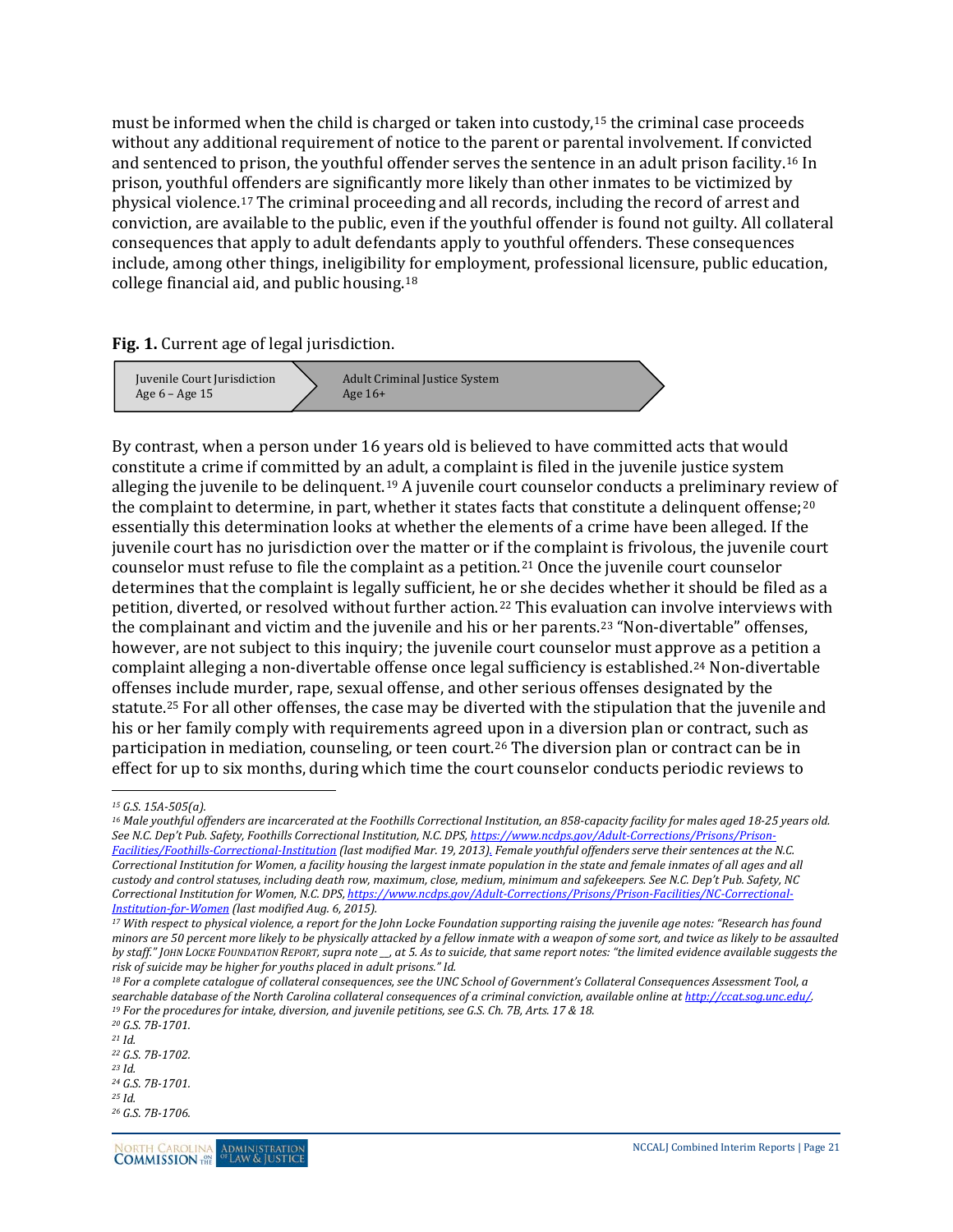must be informed when the child is charged or taken into custody,[15] the criminal case proceeds without any additional requirement of notice to the parent or parental involvement. If convicted and sentenced to prison, the youthful offender serves the sentence in an adult prison facility.[16] In prison, youthful offenders are significantly more likely than other inmates to be victimized by physical violence.[17] The criminal proceeding and all records, including the record of arrest and conviction, are available to the public, even if the youthful offender is found not guilty. All collateral consequences that apply to adult defendants apply to youthful offenders. These consequences include, among other things, ineligibility for employment, professional licensure, public education, college financial aid, and public housing.[18]

**Fig. 1.** Current age of legal jurisdiction.

| Juvenile Court Jurisdiction | Adult Criminal Justice System |
|---|---|
| Age 6 – Age 15 | Age 16+ |

By contrast, when a person under 16 years old is believed to have committed acts that would constitute a crime if committed by an adult, a complaint is filed in the juvenile justice system alleging the juvenile to be delinquent.[19] A juvenile court counselor conducts a preliminary review of the complaint to determine, in part, whether it states facts that constitute a delinquent offense;[20] essentially this determination looks at whether the elements of a crime have been alleged. If the juvenile court has no jurisdiction over the matter or if the complaint is frivolous, the juvenile court counselor must refuse to file the complaint as a petition.[21] Once the juvenile court counselor determines that the complaint is legally sufficient, he or she decides whether it should be filed as a petition, diverted, or resolved without further action.[22] This evaluation can involve interviews with the complainant and victim and the juvenile and his or her parents.[23] "Non-divertable" offenses, however, are not subject to this inquiry; the juvenile court counselor must approve as a petition a complaint alleging a non-divertable offense once legal sufficiency is established.[24] Non-divertable offenses include murder, rape, sexual offense, and other serious offenses designated by the statute.[25] For all other offenses, the case may be diverted with the stipulation that the juvenile and his or her family comply with requirements agreed upon in a diversion plan or contract, such as participation in mediation, counseling, or teen court.[26] The diversion plan or contract can be in effect for up to six months, during which time the court counselor conducts periodic reviews to

---

[15] *G.S. 15A-505(a).*

[16] *Male youthful offenders are incarcerated at the Foothills Correctional Institution, an 858-capacity facility for males aged 18-25 years old. See N.C. Dep't Pub. Safety, Foothills Correctional Institution, N.C. DPS, https://www.ncdps.gov/Adult-Corrections/Prisons/Prison-Facilities/Foothills-Correctional-Institution (last modified Mar. 19, 2013). Female youthful offenders serve their sentences at the N.C. Correctional Institution for Women, a facility housing the largest inmate population in the state and female inmates of all ages and all custody and control statuses, including death row, maximum, close, medium, minimum and safekeepers. See N.C. Dep't Pub. Safety, NC Correctional Institution for Women, N.C. DPS, https://www.ncdps.gov/Adult-Corrections/Prisons/Prison-Facilities/NC-Correctional-Institution-for-Women (last modified Aug. 6, 2015).*

[17] *With respect to physical violence, a report for the John Locke Foundation supporting raising the juvenile age notes: "Research has found minors are 50 percent more likely to be physically attacked by a fellow inmate with a weapon of some sort, and twice as likely to be assaulted by staff." JOHN LOCKE FOUNDATION REPORT, supra note __, at 5. As to suicide, that same report notes: "the limited evidence available suggests the risk of suicide may be higher for youths placed in adult prisons." Id.*

[18] *For a complete catalogue of collateral consequences, see the UNC School of Government's Collateral Consequences Assessment Tool, a searchable database of the North Carolina collateral consequences of a criminal conviction, available online at http://ccat.sog.unc.edu/.*

[19] *For the procedures for intake, diversion, and juvenile petitions, see G.S. Ch. 7B, Arts. 17 & 18.*

[20] *G.S. 7B-1701.*

[21] *Id.*

[22] *G.S. 7B-1702.*

[23] *Id.*

[24] *G.S. 7B-1701.*

[25] *Id.*

[26] *G.S. 7B-1706.*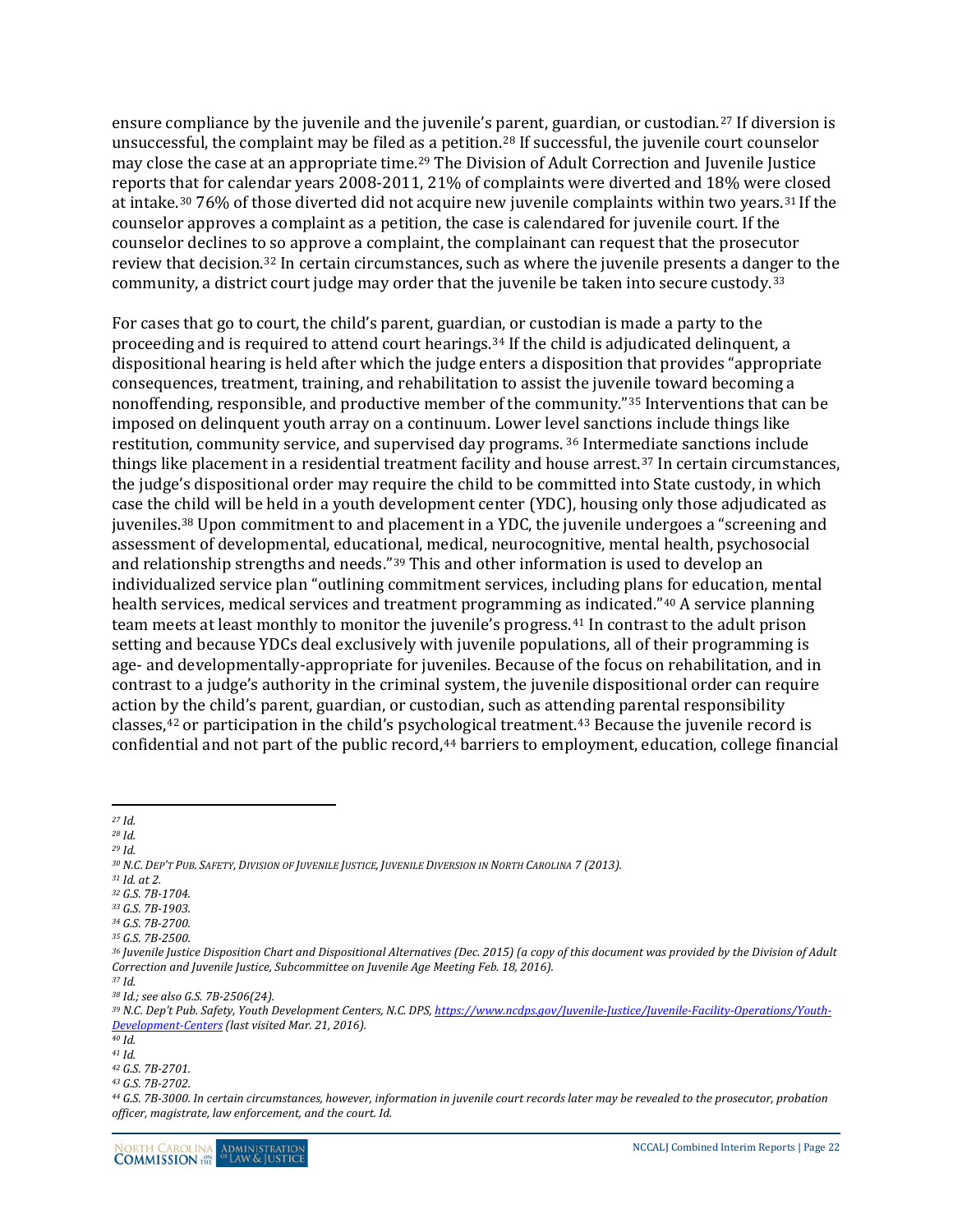ensure compliance by the juvenile and the juvenile's parent, guardian, or custodian.[27] If diversion is unsuccessful, the complaint may be filed as a petition.[28] If successful, the juvenile court counselor may close the case at an appropriate time.[29] The Division of Adult Correction and Juvenile Justice reports that for calendar years 2008-2011, 21% of complaints were diverted and 18% were closed at intake.[30] 76% of those diverted did not acquire new juvenile complaints within two years.[31] If the counselor approves a complaint as a petition, the case is calendared for juvenile court. If the counselor declines to so approve a complaint, the complainant can request that the prosecutor review that decision.[32] In certain circumstances, such as where the juvenile presents a danger to the community, a district court judge may order that the juvenile be taken into secure custody.[33]

For cases that go to court, the child's parent, guardian, or custodian is made a party to the proceeding and is required to attend court hearings.[34] If the child is adjudicated delinquent, a dispositional hearing is held after which the judge enters a disposition that provides "appropriate consequences, treatment, training, and rehabilitation to assist the juvenile toward becoming a nonoffending, responsible, and productive member of the community."[35] Interventions that can be imposed on delinquent youth array on a continuum. Lower level sanctions include things like restitution, community service, and supervised day programs.[36] Intermediate sanctions include things like placement in a residential treatment facility and house arrest.[37] In certain circumstances, the judge's dispositional order may require the child to be committed into State custody, in which case the child will be held in a youth development center (YDC), housing only those adjudicated as juveniles.[38] Upon commitment to and placement in a YDC, the juvenile undergoes a "screening and assessment of developmental, educational, medical, neurocognitive, mental health, psychosocial and relationship strengths and needs."[39] This and other information is used to develop an individualized service plan "outlining commitment services, including plans for education, mental health services, medical services and treatment programming as indicated."[40] A service planning team meets at least monthly to monitor the juvenile's progress.[41] In contrast to the adult prison setting and because YDCs deal exclusively with juvenile populations, all of their programming is age- and developmentally-appropriate for juveniles. Because of the focus on rehabilitation, and in contrast to a judge's authority in the criminal system, the juvenile dispositional order can require action by the child's parent, guardian, or custodian, such as attending parental responsibility classes,[42] or participation in the child's psychological treatment.[43] Because the juvenile record is confidential and not part of the public record,[44] barriers to employment, education, college financial

---

[27] *Id.*

[28] *Id.*

[29] *Id.*

[30] *N.C. Dep't Pub. Safety, Division of Juvenile Justice, Juvenile Diversion in North Carolina 7 (2013).*

[31] *Id. at 2.*

[32] *G.S. 7B-1704.*

[33] *G.S. 7B-1903.*

[34] *G.S. 7B-2700.*

[35] *G.S. 7B-2500.*

[36] *Juvenile Justice Disposition Chart and Dispositional Alternatives (Dec. 2015) (a copy of this document was provided by the Division of Adult Correction and Juvenile Justice, Subcommittee on Juvenile Age Meeting Feb. 18, 2016).*

[37] *Id.*

[38] *Id.; see also G.S. 7B-2506(24).*

[39] *N.C. Dep't Pub. Safety, Youth Development Centers, N.C. DPS, https://www.ncdps.gov/Juvenile-Justice/Juvenile-Facility-Operations/Youth-Development-Centers (last visited Mar. 21, 2016).*

[40] *Id.*

[41] *Id.*

[42] *G.S. 7B-2701.*

[43] *G.S. 7B-2702.*

[44] *G.S. 7B-3000. In certain circumstances, however, information in juvenile court records later may be revealed to the prosecutor, probation officer, magistrate, law enforcement, and the court. Id.*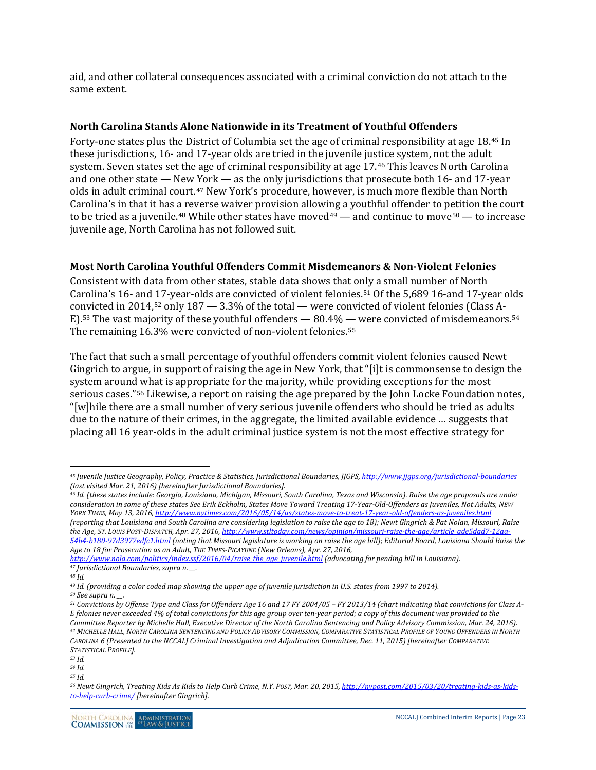aid, and other collateral consequences associated with a criminal conviction do not attach to the same extent.

### North Carolina Stands Alone Nationwide in its Treatment of Youthful Offenders

Forty-one states plus the District of Columbia set the age of criminal responsibility at age 18.[45] In these jurisdictions, 16- and 17-year olds are tried in the juvenile justice system, not the adult system. Seven states set the age of criminal responsibility at age 17.[46] This leaves North Carolina and one other state — New York — as the only jurisdictions that prosecute both 16- and 17-year olds in adult criminal court.[47] New York's procedure, however, is much more flexible than North Carolina's in that it has a reverse waiver provision allowing a youthful offender to petition the court to be tried as a juvenile.[48] While other states have moved[49] — and continue to move[50] — to increase juvenile age, North Carolina has not followed suit.

### Most North Carolina Youthful Offenders Commit Misdemeanors & Non-Violent Felonies

Consistent with data from other states, stable data shows that only a small number of North Carolina's 16- and 17-year-olds are convicted of violent felonies.[51] Of the 5,689 16-and 17-year olds convicted in 2014,[52] only 187 — 3.3% of the total — were convicted of violent felonies (Class A-E).[53] The vast majority of these youthful offenders — 80.4% — were convicted of misdemeanors.[54] The remaining 16.3% were convicted of non-violent felonies.[55]

The fact that such a small percentage of youthful offenders commit violent felonies caused Newt Gingrich to argue, in support of raising the age in New York, that "[i]t is commonsense to design the system around what is appropriate for the majority, while providing exceptions for the most serious cases."[56] Likewise, a report on raising the age prepared by the John Locke Foundation notes, "[w]hile there are a small number of very serious juvenile offenders who should be tried as adults due to the nature of their crimes, in the aggregate, the limited available evidence … suggests that placing all 16 year-olds in the adult criminal justice system is not the most effective strategy for

---

*[45] Juvenile Justice Geography, Policy, Practice & Statistics, Jurisdictional Boundaries, JJGPS, http://www.jjgps.org/jurisdictional-boundaries (last visited Mar. 21, 2016) [hereinafter Jurisdictional Boundaries].*

*[46] Id. (these states include: Georgia, Louisiana, Michigan, Missouri, South Carolina, Texas and Wisconsin). Raise the age proposals are under consideration in some of these states See Erik Eckholm, States Move Toward Treating 17-Year-Old-Offenders as Juveniles, Not Adults, NEW YORK TIMES, May 13, 2016, http://www.nytimes.com/2016/05/14/us/states-move-to-treat-17-year-old-offenders-as-juveniles.html (reporting that Louisiana and South Carolina are considering legislation to raise the age to 18); Newt Gingrich & Pat Nolan, Missouri, Raise the Age, ST. LOUIS POST-DISPATCH, Apr. 27, 2016, http://www.stltoday.com/news/opinion/missouri-raise-the-age/article_ade5dad7-12aa-54b4-b180-97d3977edfc1.html (noting that Missouri legislature is working on raise the age bill); Editorial Board, Louisiana Should Raise the Age to 18 for Prosecution as an Adult, THE TIMES-PICAYUNE (New Orleans), Apr. 27, 2016, http://www.nola.com/politics/index.ssf/2016/04/raise_the_age_juvenile.html (advocating for pending bill in Louisiana).*

*[47] Jurisdictional Boundaries, supra n. __.*

*[48] Id.*

*[49] Id. (providing a color coded map showing the upper age of juvenile jurisdiction in U.S. states from 1997 to 2014).*

*[50] See supra n. __.*

*[51] Convictions by Offense Type and Class for Offenders Age 16 and 17 FY 2004/05 – FY 2013/14 (chart indicating that convictions for Class A-E felonies never exceeded 4% of total convictions for this age group over ten-year period; a copy of this document was provided to the Committee Reporter by Michelle Hall, Executive Director of the North Carolina Sentencing and Policy Advisory Commission, Mar. 24, 2016).*

*[52] MICHELLE HALL, NORTH CAROLINA SENTENCING AND POLICY ADVISORY COMMISSION, COMPARATIVE STATISTICAL PROFILE OF YOUNG OFFENDERS IN NORTH CAROLINA 6 (Presented to the NCCALJ Criminal Investigation and Adjudication Committee, Dec. 11, 2015) [hereinafter COMPARATIVE STATISTICAL PROFILE].*

*[53] Id.*

*[54] Id.*

*[55] Id.*

*[56] Newt Gingrich, Treating Kids As Kids to Help Curb Crime, N.Y. POST, Mar. 20, 2015, http://nypost.com/2015/03/20/treating-kids-as-kids-to-help-curb-crime/ [hereinafter Gingrich].*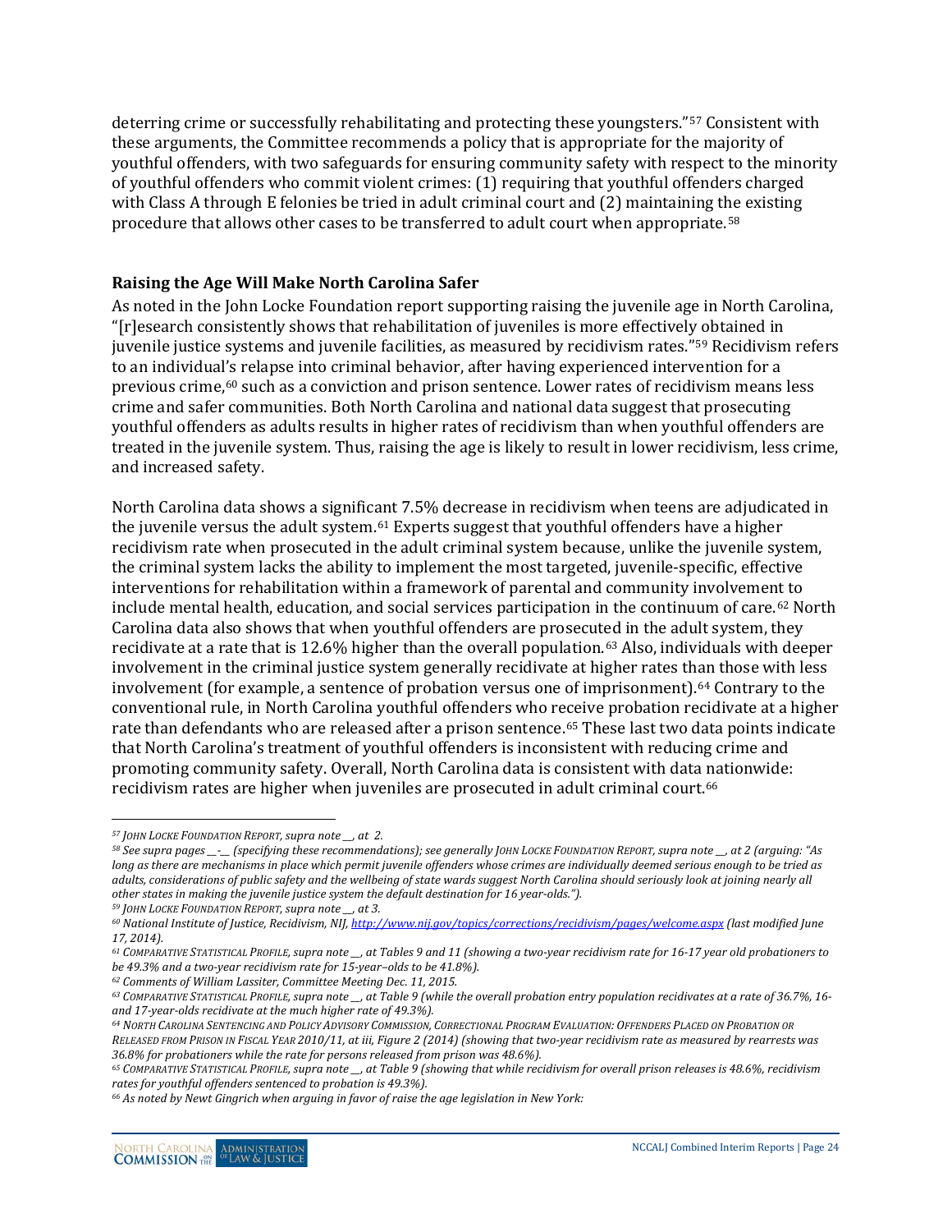deterring crime or successfully rehabilitating and protecting these youngsters."[57] Consistent with these arguments, the Committee recommends a policy that is appropriate for the majority of youthful offenders, with two safeguards for ensuring community safety with respect to the minority of youthful offenders who commit violent crimes: (1) requiring that youthful offenders charged with Class A through E felonies be tried in adult criminal court and (2) maintaining the existing procedure that allows other cases to be transferred to adult court when appropriate.[58]

**Raising the Age Will Make North Carolina Safer**

As noted in the John Locke Foundation report supporting raising the juvenile age in North Carolina, "[r]esearch consistently shows that rehabilitation of juveniles is more effectively obtained in juvenile justice systems and juvenile facilities, as measured by recidivism rates."[59] Recidivism refers to an individual's relapse into criminal behavior, after having experienced intervention for a previous crime,[60] such as a conviction and prison sentence. Lower rates of recidivism means less crime and safer communities. Both North Carolina and national data suggest that prosecuting youthful offenders as adults results in higher rates of recidivism than when youthful offenders are treated in the juvenile system. Thus, raising the age is likely to result in lower recidivism, less crime, and increased safety.

North Carolina data shows a significant 7.5% decrease in recidivism when teens are adjudicated in the juvenile versus the adult system.[61] Experts suggest that youthful offenders have a higher recidivism rate when prosecuted in the adult criminal system because, unlike the juvenile system, the criminal system lacks the ability to implement the most targeted, juvenile-specific, effective interventions for rehabilitation within a framework of parental and community involvement to include mental health, education, and social services participation in the continuum of care.[62] North Carolina data also shows that when youthful offenders are prosecuted in the adult system, they recidivate at a rate that is 12.6% higher than the overall population.[63] Also, individuals with deeper involvement in the criminal justice system generally recidivate at higher rates than those with less involvement (for example, a sentence of probation versus one of imprisonment).[64] Contrary to the conventional rule, in North Carolina youthful offenders who receive probation recidivate at a higher rate than defendants who are released after a prison sentence.[65] These last two data points indicate that North Carolina's treatment of youthful offenders is inconsistent with reducing crime and promoting community safety. Overall, North Carolina data is consistent with data nationwide: recidivism rates are higher when juveniles are prosecuted in adult criminal court.[66]

---

[57] *JOHN LOCKE FOUNDATION REPORT, supra note __, at 2.*

[58] *See supra pages __-__ (specifying these recommendations); see generally JOHN LOCKE FOUNDATION REPORT, supra note __, at 2 (arguing: "As long as there are mechanisms in place which permit juvenile offenders whose crimes are individually deemed serious enough to be tried as adults, considerations of public safety and the wellbeing of state wards suggest North Carolina should seriously look at joining nearly all other states in making the juvenile justice system the default destination for 16 year-olds.").*

[59] *JOHN LOCKE FOUNDATION REPORT, supra note __, at 3.*

[60] *National Institute of Justice, Recidivism, NIJ, http://www.nij.gov/topics/corrections/recidivism/pages/welcome.aspx (last modified June 17, 2014).*

[61] *COMPARATIVE STATISTICAL PROFILE, supra note __, at Tables 9 and 11 (showing a two-year recidivism rate for 16-17 year old probationers to be 49.3% and a two-year recidivism rate for 15-year–olds to be 41.8%).*

[62] *Comments of William Lassiter, Committee Meeting Dec. 11, 2015.*

[63] *COMPARATIVE STATISTICAL PROFILE, supra note __, at Table 9 (while the overall probation entry population recidivates at a rate of 36.7%, 16- and 17-year-olds recidivate at the much higher rate of 49.3%).*

[64] *NORTH CAROLINA SENTENCING AND POLICY ADVISORY COMMISSION, CORRECTIONAL PROGRAM EVALUATION: OFFENDERS PLACED ON PROBATION OR RELEASED FROM PRISON IN FISCAL YEAR 2010/11, at iii, Figure 2 (2014) (showing that two-year recidivism rate as measured by rearrests was 36.8% for probationers while the rate for persons released from prison was 48.6%).*

[65] *COMPARATIVE STATISTICAL PROFILE, supra note __, at Table 9 (showing that while recidivism for overall prison releases is 48.6%, recidivism rates for youthful offenders sentenced to probation is 49.3%).*

[66] *As noted by Newt Gingrich when arguing in favor of raise the age legislation in New York:*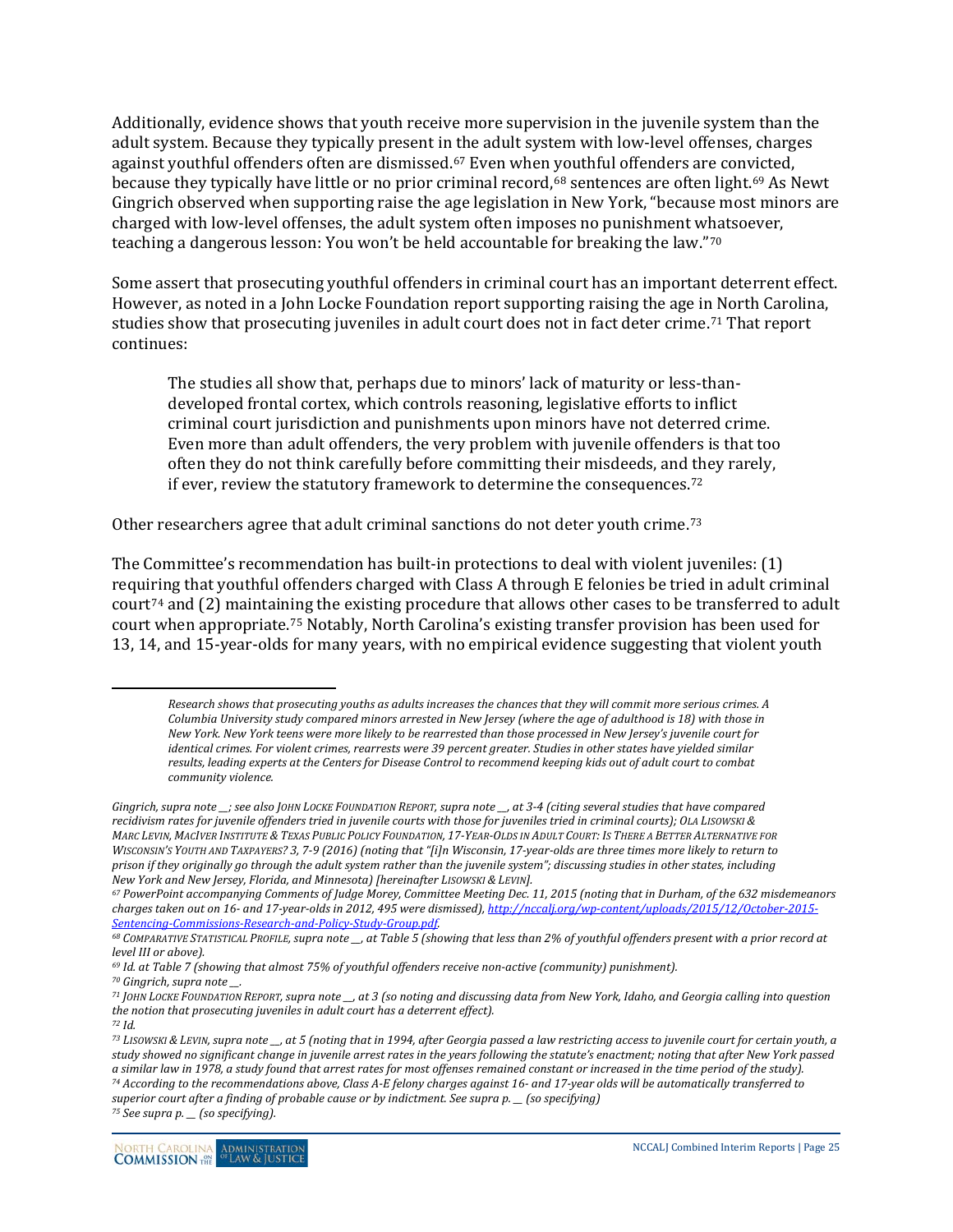Additionally, evidence shows that youth receive more supervision in the juvenile system than the adult system. Because they typically present in the adult system with low-level offenses, charges against youthful offenders often are dismissed.[67] Even when youthful offenders are convicted, because they typically have little or no prior criminal record,[68] sentences are often light.[69] As Newt Gingrich observed when supporting raise the age legislation in New York, "because most minors are charged with low-level offenses, the adult system often imposes no punishment whatsoever, teaching a dangerous lesson: You won't be held accountable for breaking the law."[70]

Some assert that prosecuting youthful offenders in criminal court has an important deterrent effect. However, as noted in a John Locke Foundation report supporting raising the age in North Carolina, studies show that prosecuting juveniles in adult court does not in fact deter crime.[71] That report continues:

> The studies all show that, perhaps due to minors' lack of maturity or less-than-developed frontal cortex, which controls reasoning, legislative efforts to inflict criminal court jurisdiction and punishments upon minors have not deterred crime. Even more than adult offenders, the very problem with juvenile offenders is that too often they do not think carefully before committing their misdeeds, and they rarely, if ever, review the statutory framework to determine the consequences.[72]

Other researchers agree that adult criminal sanctions do not deter youth crime.[73]

The Committee's recommendation has built-in protections to deal with violent juveniles: (1) requiring that youthful offenders charged with Class A through E felonies be tried in adult criminal court[74] and (2) maintaining the existing procedure that allows other cases to be transferred to adult court when appropriate.[75] Notably, North Carolina's existing transfer provision has been used for 13, 14, and 15-year-olds for many years, with no empirical evidence suggesting that violent youth

---

> *Research shows that prosecuting youths as adults increases the chances that they will commit more serious crimes. A Columbia University study compared minors arrested in New Jersey (where the age of adulthood is 18) with those in New York. New York teens were more likely to be rearrested than those processed in New Jersey's juvenile court for identical crimes. For violent crimes, rearrests were 39 percent greater. Studies in other states have yielded similar results, leading experts at the Centers for Disease Control to recommend keeping kids out of adult court to combat community violence.*

*Gingrich, supra note __; see also JOHN LOCKE FOUNDATION REPORT, supra note __, at 3-4 (citing several studies that have compared recidivism rates for juvenile offenders tried in juvenile courts with those for juveniles tried in criminal courts); OLA LISOWSKI & MARC LEVIN, MACIVER INSTITUTE & TEXAS PUBLIC POLICY FOUNDATION, 17-YEAR-OLDS IN ADULT COURT: IS THERE A BETTER ALTERNATIVE FOR WISCONSIN'S YOUTH AND TAXPAYERS? 3, 7-9 (2016) (noting that "[i]n Wisconsin, 17-year-olds are three times more likely to return to prison if they originally go through the adult system rather than the juvenile system"; discussing studies in other states, including New York and New Jersey, Florida, and Minnesota) [hereinafter LISOWSKI & LEVIN].*

[67] *PowerPoint accompanying Comments of Judge Morey, Committee Meeting Dec. 11, 2015 (noting that in Durham, of the 632 misdemeanors charges taken out on 16- and 17-year-olds in 2012, 495 were dismissed), http://nccalj.org/wp-content/uploads/2015/12/October-2015-Sentencing-Commissions-Research-and-Policy-Study-Group.pdf.*

[68] *COMPARATIVE STATISTICAL PROFILE, supra note __, at Table 5 (showing that less than 2% of youthful offenders present with a prior record at level III or above).*

[69] *Id. at Table 7 (showing that almost 75% of youthful offenders receive non-active (community) punishment).*

[70] *Gingrich, supra note __.*

[71] *JOHN LOCKE FOUNDATION REPORT, supra note __, at 3 (so noting and discussing data from New York, Idaho, and Georgia calling into question the notion that prosecuting juveniles in adult court has a deterrent effect).*

[72] *Id.*

[73] *LISOWSKI & LEVIN, supra note __, at 5 (noting that in 1994, after Georgia passed a law restricting access to juvenile court for certain youth, a study showed no significant change in juvenile arrest rates in the years following the statute's enactment; noting that after New York passed a similar law in 1978, a study found that arrest rates for most offenses remained constant or increased in the time period of the study).*

[74] *According to the recommendations above, Class A-E felony charges against 16- and 17-year olds will be automatically transferred to superior court after a finding of probable cause or by indictment. See supra p. __ (so specifying)*

[75] *See supra p. __ (so specifying).*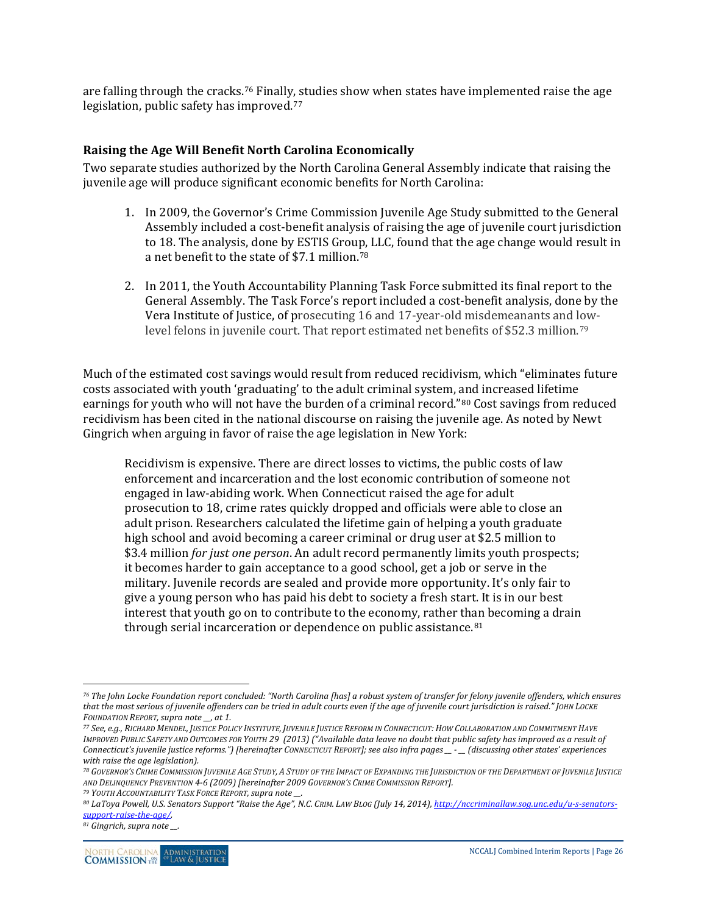are falling through the cracks.[76] Finally, studies show when states have implemented raise the age legislation, public safety has improved.[77]

### Raising the Age Will Benefit North Carolina Economically

Two separate studies authorized by the North Carolina General Assembly indicate that raising the juvenile age will produce significant economic benefits for North Carolina:

1. In 2009, the Governor's Crime Commission Juvenile Age Study submitted to the General Assembly included a cost-benefit analysis of raising the age of juvenile court jurisdiction to 18. The analysis, done by ESTIS Group, LLC, found that the age change would result in a net benefit to the state of $7.1 million.[78]

2. In 2011, the Youth Accountability Planning Task Force submitted its final report to the General Assembly. The Task Force's report included a cost-benefit analysis, done by the Vera Institute of Justice, of prosecuting 16 and 17-year-old misdemeanants and low-level felons in juvenile court. That report estimated net benefits of $52.3 million.[79]

Much of the estimated cost savings would result from reduced recidivism, which "eliminates future costs associated with youth 'graduating' to the adult criminal system, and increased lifetime earnings for youth who will not have the burden of a criminal record."[80] Cost savings from reduced recidivism has been cited in the national discourse on raising the juvenile age. As noted by Newt Gingrich when arguing in favor of raise the age legislation in New York:

> Recidivism is expensive. There are direct losses to victims, the public costs of law enforcement and incarceration and the lost economic contribution of someone not engaged in law-abiding work. When Connecticut raised the age for adult prosecution to 18, crime rates quickly dropped and officials were able to close an adult prison. Researchers calculated the lifetime gain of helping a youth graduate high school and avoid becoming a career criminal or drug user at $2.5 million to $3.4 million *for just one person*. An adult record permanently limits youth prospects; it becomes harder to gain acceptance to a good school, get a job or serve in the military. Juvenile records are sealed and provide more opportunity. It's only fair to give a young person who has paid his debt to society a fresh start. It is in our best interest that youth go on to contribute to the economy, rather than becoming a drain through serial incarceration or dependence on public assistance.[81]

---

*[76] The John Locke Foundation report concluded: "North Carolina [has] a robust system of transfer for felony juvenile offenders, which ensures that the most serious of juvenile offenders can be tried in adult courts even if the age of juvenile court jurisdiction is raised." JOHN LOCKE FOUNDATION REPORT, supra note \_\_, at 1.*

*[77] See, e.g., RICHARD MENDEL, JUSTICE POLICY INSTITUTE, JUVENILE JUSTICE REFORM IN CONNECTICUT: HOW COLLABORATION AND COMMITMENT HAVE IMPROVED PUBLIC SAFETY AND OUTCOMES FOR YOUTH 29 (2013) ("Available data leave no doubt that public safety has improved as a result of Connecticut's juvenile justice reforms.") [hereinafter CONNECTICUT REPORT]; see also infra pages \_\_ - \_\_ (discussing other states' experiences with raise the age legislation).*

*[78] GOVERNOR'S CRIME COMMISSION JUVENILE AGE STUDY, A STUDY OF THE IMPACT OF EXPANDING THE JURISDICTION OF THE DEPARTMENT OF JUVENILE JUSTICE AND DELINQUENCY PREVENTION 4-6 (2009) [hereinafter 2009 GOVERNOR'S CRIME COMMISSION REPORT].*

*[79] YOUTH ACCOUNTABILITY TASK FORCE REPORT, supra note \_\_.*

*[80] LaToya Powell, U.S. Senators Support "Raise the Age", N.C. CRIM. LAW BLOG (July 14, 2014), http://nccriminallaw.sog.unc.edu/u-s-senators-support-raise-the-age/.*

*[81] Gingrich, supra note \_\_.*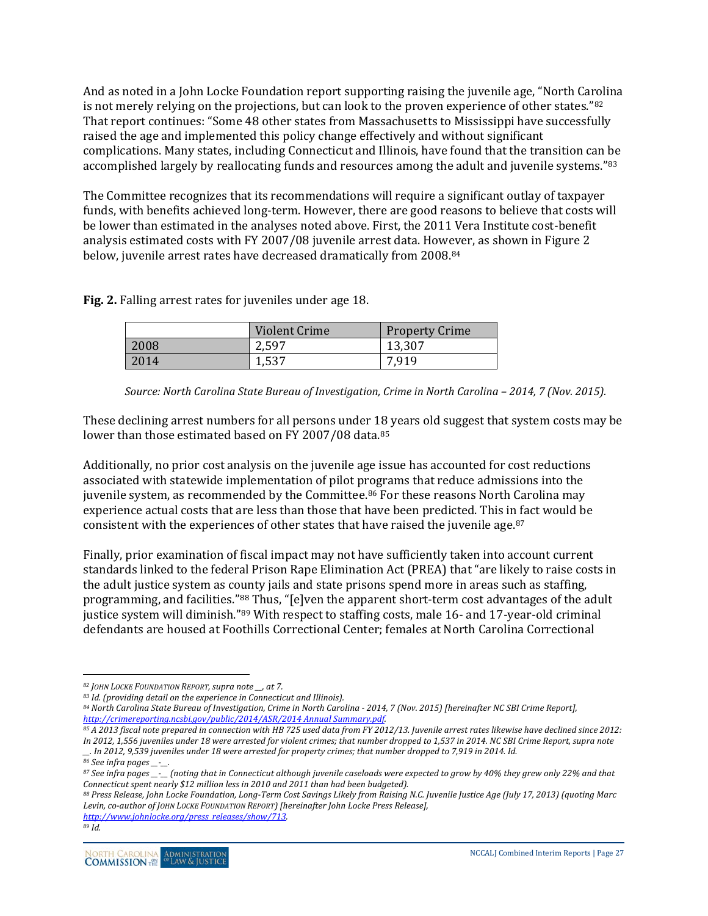And as noted in a John Locke Foundation report supporting raising the juvenile age, "North Carolina is not merely relying on the projections, but can look to the proven experience of other states."[82] That report continues: "Some 48 other states from Massachusetts to Mississippi have successfully raised the age and implemented this policy change effectively and without significant complications. Many states, including Connecticut and Illinois, have found that the transition can be accomplished largely by reallocating funds and resources among the adult and juvenile systems."[83]

The Committee recognizes that its recommendations will require a significant outlay of taxpayer funds, with benefits achieved long-term. However, there are good reasons to believe that costs will be lower than estimated in the analyses noted above. First, the 2011 Vera Institute cost-benefit analysis estimated costs with FY 2007/08 juvenile arrest data. However, as shown in Figure 2 below, juvenile arrest rates have decreased dramatically from 2008.[84]

**Fig. 2.** Falling arrest rates for juveniles under age 18.

| | Violent Crime | Property Crime |
|---|---|---|
| 2008 | 2,597 | 13,307 |
| 2014 | 1,537 | 7,919 |

*Source: North Carolina State Bureau of Investigation, Crime in North Carolina – 2014, 7 (Nov. 2015).*

These declining arrest numbers for all persons under 18 years old suggest that system costs may be lower than those estimated based on FY 2007/08 data.[85]

Additionally, no prior cost analysis on the juvenile age issue has accounted for cost reductions associated with statewide implementation of pilot programs that reduce admissions into the juvenile system, as recommended by the Committee.[86] For these reasons North Carolina may experience actual costs that are less than those that have been predicted. This in fact would be consistent with the experiences of other states that have raised the juvenile age.[87]

Finally, prior examination of fiscal impact may not have sufficiently taken into account current standards linked to the federal Prison Rape Elimination Act (PREA) that "are likely to raise costs in the adult justice system as county jails and state prisons spend more in areas such as staffing, programming, and facilities."[88] Thus, "[e]ven the apparent short-term cost advantages of the adult justice system will diminish."[89] With respect to staffing costs, male 16- and 17-year-old criminal defendants are housed at Foothills Correctional Center; females at North Carolina Correctional

---

[82] *JOHN LOCKE FOUNDATION REPORT, supra note __, at 7.*

[83] *Id. (providing detail on the experience in Connecticut and Illinois).*

[84] *North Carolina State Bureau of Investigation, Crime in North Carolina - 2014, 7 (Nov. 2015) [hereinafter NC SBI Crime Report], http://crimereporting.ncsbi.gov/public/2014/ASR/2014 Annual Summary.pdf.*

[85] *A 2013 fiscal note prepared in connection with HB 725 used data from FY 2012/13. Juvenile arrest rates likewise have declined since 2012: In 2012, 1,556 juveniles under 18 were arrested for violent crimes; that number dropped to 1,537 in 2014. NC SBI Crime Report, supra note __. In 2012, 9,539 juveniles under 18 were arrested for property crimes; that number dropped to 7,919 in 2014. Id.*

[86] *See infra pages __-__.*

[87] *See infra pages __-__ (noting that in Connecticut although juvenile caseloads were expected to grow by 40% they grew only 22% and that Connecticut spent nearly $12 million less in 2010 and 2011 than had been budgeted).*

[88] *Press Release, John Locke Foundation, Long-Term Cost Savings Likely from Raising N.C. Juvenile Justice Age (July 17, 2013) (quoting Marc Levin, co-author of JOHN LOCKE FOUNDATION REPORT) [hereinafter John Locke Press Release], http://www.johnlocke.org/press_releases/show/713.*

[89] *Id.*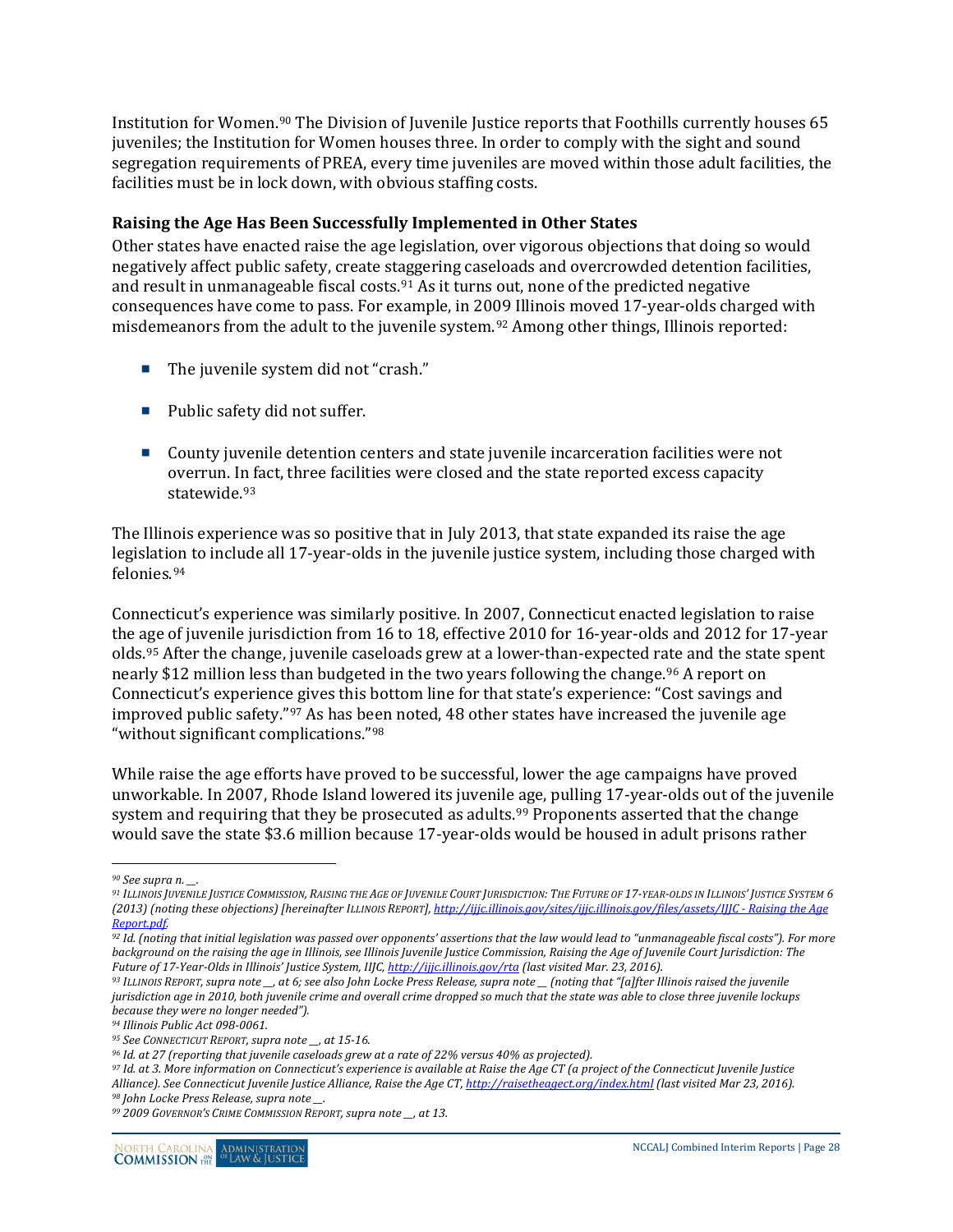Institution for Women.[90] The Division of Juvenile Justice reports that Foothills currently houses 65 juveniles; the Institution for Women houses three. In order to comply with the sight and sound segregation requirements of PREA, every time juveniles are moved within those adult facilities, the facilities must be in lock down, with obvious staffing costs.

### Raising the Age Has Been Successfully Implemented in Other States

Other states have enacted raise the age legislation, over vigorous objections that doing so would negatively affect public safety, create staggering caseloads and overcrowded detention facilities, and result in unmanageable fiscal costs.[91] As it turns out, none of the predicted negative consequences have come to pass. For example, in 2009 Illinois moved 17-year-olds charged with misdemeanors from the adult to the juvenile system.[92] Among other things, Illinois reported:

- The juvenile system did not "crash."
- Public safety did not suffer.
- County juvenile detention centers and state juvenile incarceration facilities were not overrun. In fact, three facilities were closed and the state reported excess capacity statewide.[93]

The Illinois experience was so positive that in July 2013, that state expanded its raise the age legislation to include all 17-year-olds in the juvenile justice system, including those charged with felonies.[94]

Connecticut's experience was similarly positive. In 2007, Connecticut enacted legislation to raise the age of juvenile jurisdiction from 16 to 18, effective 2010 for 16-year-olds and 2012 for 17-year olds.[95] After the change, juvenile caseloads grew at a lower-than-expected rate and the state spent nearly $12 million less than budgeted in the two years following the change.[96] A report on Connecticut's experience gives this bottom line for that state's experience: "Cost savings and improved public safety."[97] As has been noted, 48 other states have increased the juvenile age "without significant complications."[98]

While raise the age efforts have proved to be successful, lower the age campaigns have proved unworkable. In 2007, Rhode Island lowered its juvenile age, pulling 17-year-olds out of the juvenile system and requiring that they be prosecuted as adults.[99] Proponents asserted that the change would save the state $3.6 million because 17-year-olds would be housed in adult prisons rather

---

[90] *See supra n. __.*

[91] *ILLINOIS JUVENILE JUSTICE COMMISSION, RAISING THE AGE OF JUVENILE COURT JURISDICTION: THE FUTURE OF 17-YEAR-OLDS IN ILLINOIS' JUSTICE SYSTEM 6 (2013) (noting these objections) [hereinafter ILLINOIS REPORT], http://ijjc.illinois.gov/sites/ijjc.illinois.gov/files/assets/IJJC - Raising the Age Report.pdf.*

[92] *Id. (noting that initial legislation was passed over opponents' assertions that the law would lead to "unmanageable fiscal costs"). For more background on the raising the age in Illinois, see Illinois Juvenile Justice Commission, Raising the Age of Juvenile Court Jurisdiction: The Future of 17-Year-Olds in Illinois' Justice System, IIJC, http://ijjc.illinois.gov/rta (last visited Mar. 23, 2016).*

[93] *ILLINOIS REPORT, supra note __, at 6; see also John Locke Press Release, supra note __ (noting that "[a]fter Illinois raised the juvenile jurisdiction age in 2010, both juvenile crime and overall crime dropped so much that the state was able to close three juvenile lockups because they were no longer needed").*

[94] *Illinois Public Act 098-0061.*

[95] *See CONNECTICUT REPORT, supra note __, at 15-16.*

[96] *Id. at 27 (reporting that juvenile caseloads grew at a rate of 22% versus 40% as projected).*

[97] *Id. at 3. More information on Connecticut's experience is available at Raise the Age CT (a project of the Connecticut Juvenile Justice Alliance). See Connecticut Juvenile Justice Alliance, Raise the Age CT, http://raisetheagect.org/index.html (last visited Mar 23, 2016).*

[98] *John Locke Press Release, supra note __.*

[99] *2009 GOVERNOR'S CRIME COMMISSION REPORT, supra note __, at 13.*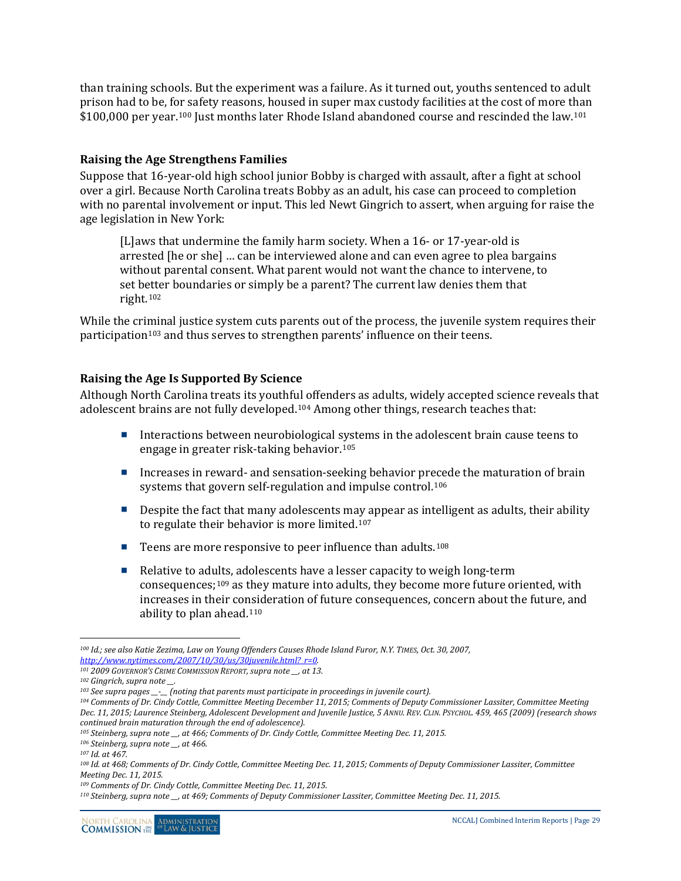than training schools. But the experiment was a failure. As it turned out, youths sentenced to adult prison had to be, for safety reasons, housed in super max custody facilities at the cost of more than $100,000 per year.[100] Just months later Rhode Island abandoned course and rescinded the law.[101]

### Raising the Age Strengthens Families

Suppose that 16-year-old high school junior Bobby is charged with assault, after a fight at school over a girl. Because North Carolina treats Bobby as an adult, his case can proceed to completion with no parental involvement or input. This led Newt Gingrich to assert, when arguing for raise the age legislation in New York:

> [L]aws that undermine the family harm society. When a 16- or 17-year-old is arrested [he or she] … can be interviewed alone and can even agree to plea bargains without parental consent. What parent would not want the chance to intervene, to set better boundaries or simply be a parent? The current law denies them that right.[102]

While the criminal justice system cuts parents out of the process, the juvenile system requires their participation[103] and thus serves to strengthen parents' influence on their teens.

### Raising the Age Is Supported By Science

Although North Carolina treats its youthful offenders as adults, widely accepted science reveals that adolescent brains are not fully developed.[104] Among other things, research teaches that:

- Interactions between neurobiological systems in the adolescent brain cause teens to engage in greater risk-taking behavior.[105]
- Increases in reward- and sensation-seeking behavior precede the maturation of brain systems that govern self-regulation and impulse control.[106]
- Despite the fact that many adolescents may appear as intelligent as adults, their ability to regulate their behavior is more limited.[107]
- Teens are more responsive to peer influence than adults.[108]
- Relative to adults, adolescents have a lesser capacity to weigh long-term consequences;[109] as they mature into adults, they become more future oriented, with increases in their consideration of future consequences, concern about the future, and ability to plan ahead.[110]

---

*[100] Id.; see also Katie Zezima, Law on Young Offenders Causes Rhode Island Furor, N.Y. TIMES, Oct. 30, 2007, http://www.nytimes.com/2007/10/30/us/30juvenile.html?_r=0.*

*[101] 2009 GOVERNOR'S CRIME COMMISSION REPORT, supra note __, at 13.*

*[102] Gingrich, supra note __.*

*[103] See supra pages __-__ (noting that parents must participate in proceedings in juvenile court).*

*[104] Comments of Dr. Cindy Cottle, Committee Meeting December 11, 2015; Comments of Deputy Commissioner Lassiter, Committee Meeting Dec. 11, 2015; Laurence Steinberg, Adolescent Development and Juvenile Justice, 5 ANNU. REV. CLIN. PSYCHOL. 459, 465 (2009) (research shows continued brain maturation through the end of adolescence).*

*[105] Steinberg, supra note __, at 466; Comments of Dr. Cindy Cottle, Committee Meeting Dec. 11, 2015.*

*[106] Steinberg, supra note __, at 466.*

*[107] Id. at 467.*

*[108] Id. at 468; Comments of Dr. Cindy Cottle, Committee Meeting Dec. 11, 2015; Comments of Deputy Commissioner Lassiter, Committee Meeting Dec. 11, 2015.*

*[109] Comments of Dr. Cindy Cottle, Committee Meeting Dec. 11, 2015.*

*[110] Steinberg, supra note __, at 469; Comments of Deputy Commissioner Lassiter, Committee Meeting Dec. 11, 2015.*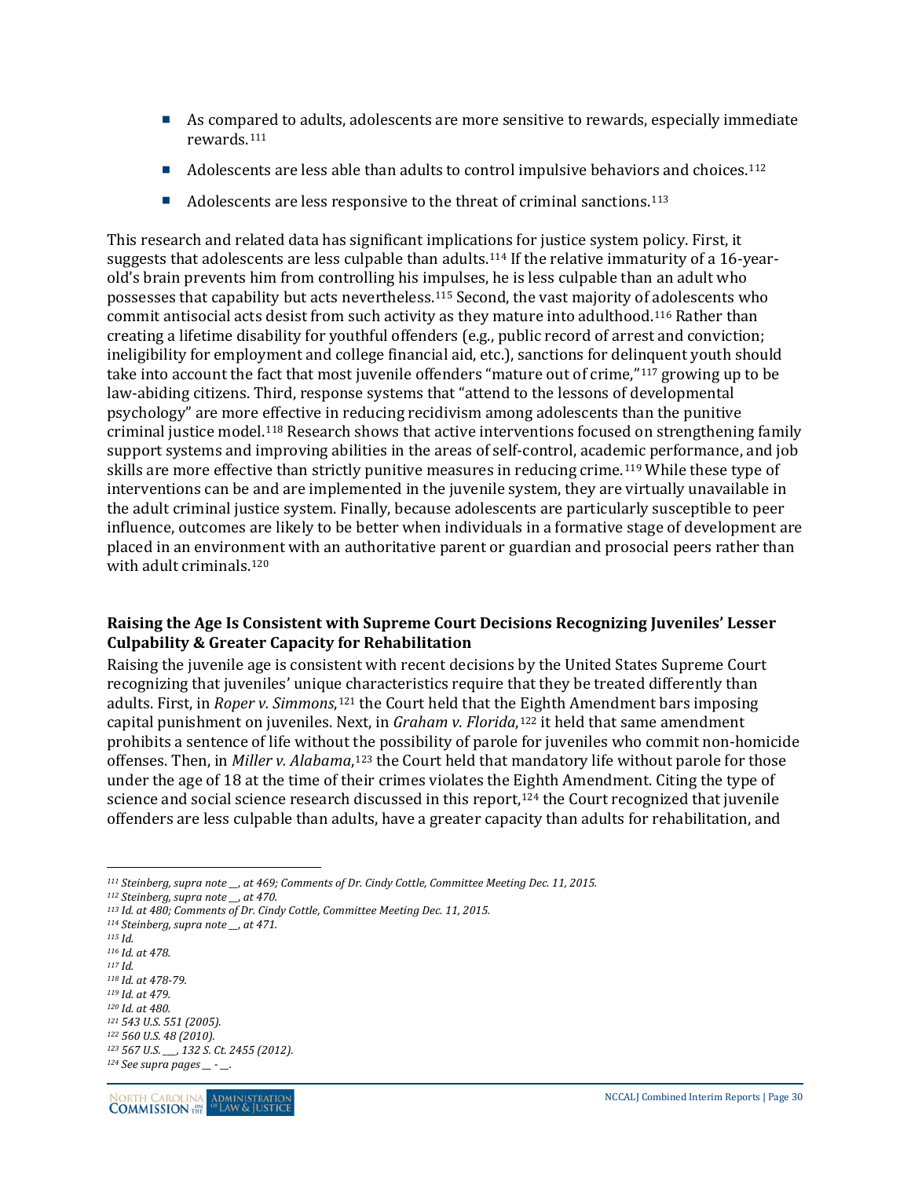- As compared to adults, adolescents are more sensitive to rewards, especially immediate rewards.[111]
- Adolescents are less able than adults to control impulsive behaviors and choices.[112]
- Adolescents are less responsive to the threat of criminal sanctions.[113]

This research and related data has significant implications for justice system policy. First, it suggests that adolescents are less culpable than adults.[114] If the relative immaturity of a 16-year-old's brain prevents him from controlling his impulses, he is less culpable than an adult who possesses that capability but acts nevertheless.[115] Second, the vast majority of adolescents who commit antisocial acts desist from such activity as they mature into adulthood.[116] Rather than creating a lifetime disability for youthful offenders (e.g., public record of arrest and conviction; ineligibility for employment and college financial aid, etc.), sanctions for delinquent youth should take into account the fact that most juvenile offenders "mature out of crime,"[117] growing up to be law-abiding citizens. Third, response systems that "attend to the lessons of developmental psychology" are more effective in reducing recidivism among adolescents than the punitive criminal justice model.[118] Research shows that active interventions focused on strengthening family support systems and improving abilities in the areas of self-control, academic performance, and job skills are more effective than strictly punitive measures in reducing crime.[119] While these type of interventions can be and are implemented in the juvenile system, they are virtually unavailable in the adult criminal justice system. Finally, because adolescents are particularly susceptible to peer influence, outcomes are likely to be better when individuals in a formative stage of development are placed in an environment with an authoritative parent or guardian and prosocial peers rather than with adult criminals.[120]

### Raising the Age Is Consistent with Supreme Court Decisions Recognizing Juveniles' Lesser Culpability & Greater Capacity for Rehabilitation

Raising the juvenile age is consistent with recent decisions by the United States Supreme Court recognizing that juveniles' unique characteristics require that they be treated differently than adults. First, in *Roper v. Simmons*,[121] the Court held that the Eighth Amendment bars imposing capital punishment on juveniles. Next, in *Graham v. Florida*,[122] it held that same amendment prohibits a sentence of life without the possibility of parole for juveniles who commit non-homicide offenses. Then, in *Miller v. Alabama*,[123] the Court held that mandatory life without parole for those under the age of 18 at the time of their crimes violates the Eighth Amendment. Citing the type of science and social science research discussed in this report,[124] the Court recognized that juvenile offenders are less culpable than adults, have a greater capacity than adults for rehabilitation, and

---

*[111] Steinberg, supra note __, at 469; Comments of Dr. Cindy Cottle, Committee Meeting Dec. 11, 2015.*
*[112] Steinberg, supra note __, at 470.*
*[113] Id. at 480; Comments of Dr. Cindy Cottle, Committee Meeting Dec. 11, 2015.*
*[114] Steinberg, supra note __, at 471.*
*[115] Id.*
*[116] Id. at 478.*
*[117] Id.*
*[118] Id. at 478-79.*
*[119] Id. at 479.*
*[120] Id. at 480.*
*[121] 543 U.S. 551 (2005).*
*[122] 560 U.S. 48 (2010).*
*[123] 567 U.S. ___, 132 S. Ct. 2455 (2012).*
*[124] See supra pages __ - __.*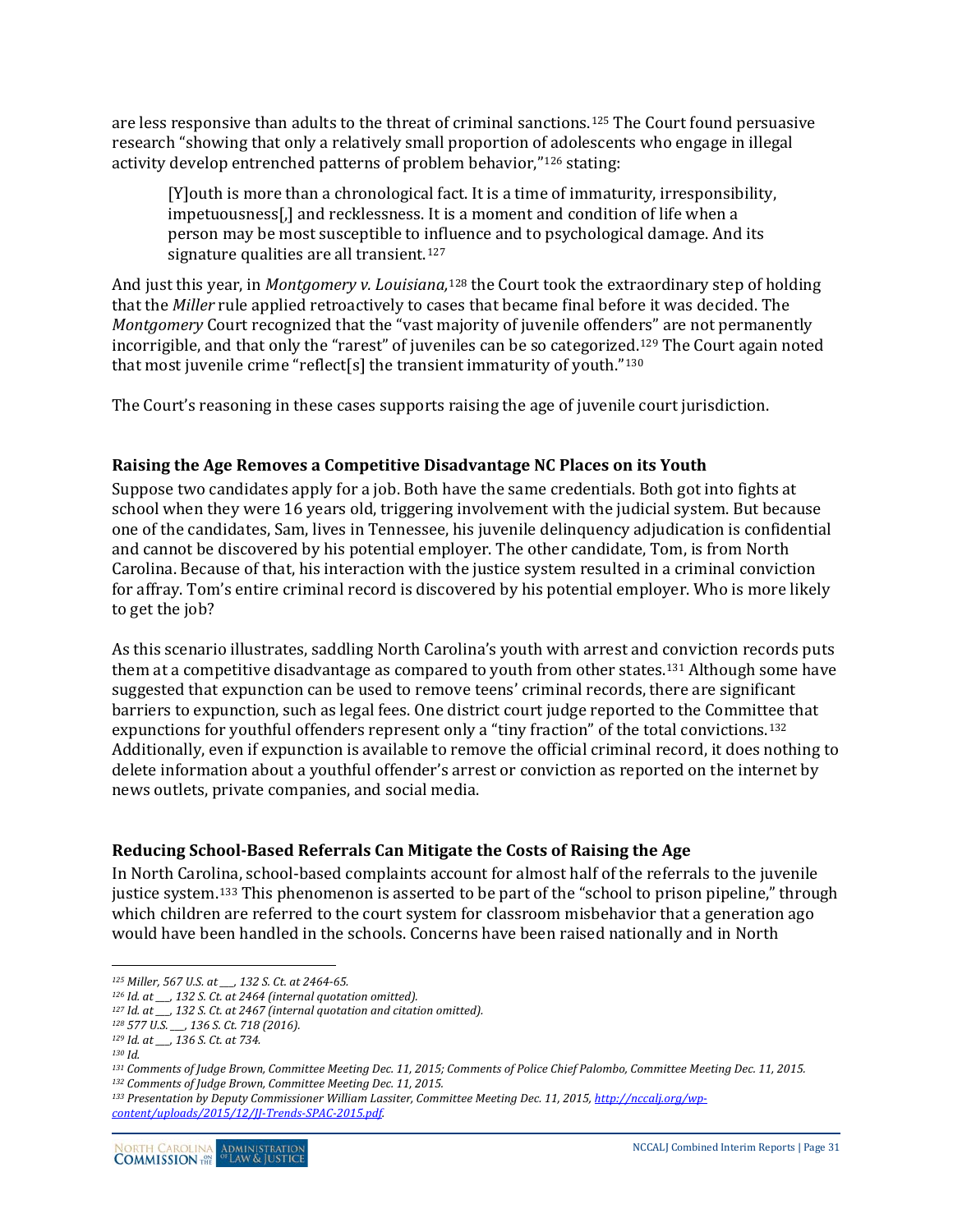are less responsive than adults to the threat of criminal sanctions.[125] The Court found persuasive research "showing that only a relatively small proportion of adolescents who engage in illegal activity develop entrenched patterns of problem behavior,"[126] stating:

> [Y]outh is more than a chronological fact. It is a time of immaturity, irresponsibility, impetuousness[,] and recklessness. It is a moment and condition of life when a person may be most susceptible to influence and to psychological damage. And its signature qualities are all transient.[127]

And just this year, in *Montgomery v. Louisiana,*[128] the Court took the extraordinary step of holding that the *Miller* rule applied retroactively to cases that became final before it was decided. The *Montgomery* Court recognized that the "vast majority of juvenile offenders" are not permanently incorrigible, and that only the "rarest" of juveniles can be so categorized.[129] The Court again noted that most juvenile crime "reflect[s] the transient immaturity of youth."[130]

The Court's reasoning in these cases supports raising the age of juvenile court jurisdiction.

### Raising the Age Removes a Competitive Disadvantage NC Places on its Youth

Suppose two candidates apply for a job. Both have the same credentials. Both got into fights at school when they were 16 years old, triggering involvement with the judicial system. But because one of the candidates, Sam, lives in Tennessee, his juvenile delinquency adjudication is confidential and cannot be discovered by his potential employer. The other candidate, Tom, is from North Carolina. Because of that, his interaction with the justice system resulted in a criminal conviction for affray. Tom's entire criminal record is discovered by his potential employer. Who is more likely to get the job?

As this scenario illustrates, saddling North Carolina's youth with arrest and conviction records puts them at a competitive disadvantage as compared to youth from other states.[131] Although some have suggested that expunction can be used to remove teens' criminal records, there are significant barriers to expunction, such as legal fees. One district court judge reported to the Committee that expunctions for youthful offenders represent only a "tiny fraction" of the total convictions.[132] Additionally, even if expunction is available to remove the official criminal record, it does nothing to delete information about a youthful offender's arrest or conviction as reported on the internet by news outlets, private companies, and social media.

### Reducing School-Based Referrals Can Mitigate the Costs of Raising the Age

In North Carolina, school-based complaints account for almost half of the referrals to the juvenile justice system.[133] This phenomenon is asserted to be part of the "school to prison pipeline," through which children are referred to the court system for classroom misbehavior that a generation ago would have been handled in the schools. Concerns have been raised nationally and in North

---

[125] *Miller, 567 U.S. at ___, 132 S. Ct. at 2464-65.*
[126] *Id. at ___, 132 S. Ct. at 2464 (internal quotation omitted).*
[127] *Id. at ___, 132 S. Ct. at 2467 (internal quotation and citation omitted).*
[128] *577 U.S. ___, 136 S. Ct. 718 (2016).*
[129] *Id. at ___, 136 S. Ct. at 734.*
[130] *Id.*
[131] *Comments of Judge Brown, Committee Meeting Dec. 11, 2015; Comments of Police Chief Palombo, Committee Meeting Dec. 11, 2015.*
[132] *Comments of Judge Brown, Committee Meeting Dec. 11, 2015.*
[133] *Presentation by Deputy Commissioner William Lassiter, Committee Meeting Dec. 11, 2015, http://nccalj.org/wp-content/uploads/2015/12/JJ-Trends-SPAC-2015.pdf.*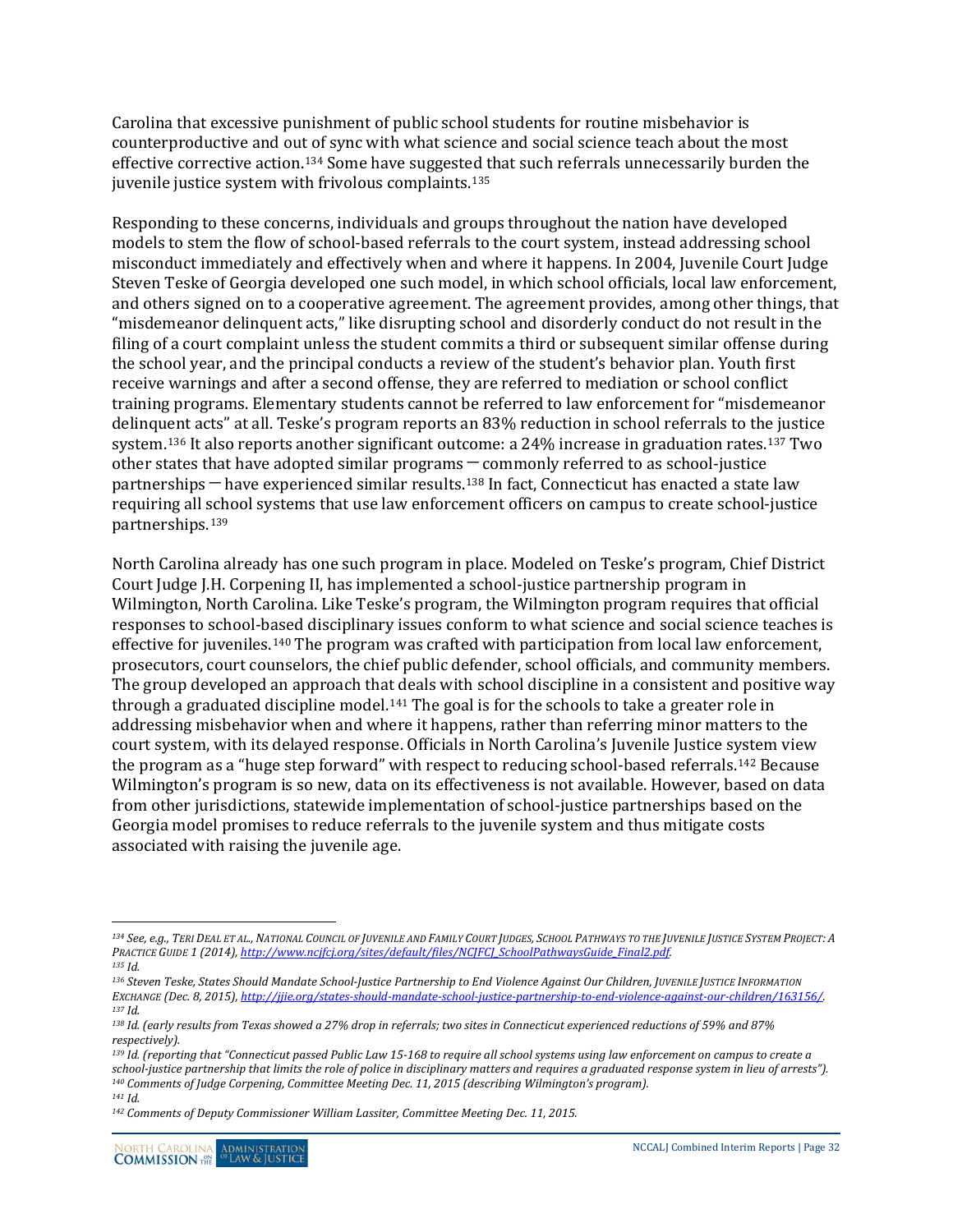Carolina that excessive punishment of public school students for routine misbehavior is counterproductive and out of sync with what science and social science teach about the most effective corrective action.[134] Some have suggested that such referrals unnecessarily burden the juvenile justice system with frivolous complaints.[135]

Responding to these concerns, individuals and groups throughout the nation have developed models to stem the flow of school-based referrals to the court system, instead addressing school misconduct immediately and effectively when and where it happens. In 2004, Juvenile Court Judge Steven Teske of Georgia developed one such model, in which school officials, local law enforcement, and others signed on to a cooperative agreement. The agreement provides, among other things, that "misdemeanor delinquent acts," like disrupting school and disorderly conduct do not result in the filing of a court complaint unless the student commits a third or subsequent similar offense during the school year, and the principal conducts a review of the student's behavior plan. Youth first receive warnings and after a second offense, they are referred to mediation or school conflict training programs. Elementary students cannot be referred to law enforcement for "misdemeanor delinquent acts" at all. Teske's program reports an 83% reduction in school referrals to the justice system.[136] It also reports another significant outcome: a 24% increase in graduation rates.[137] Two other states that have adopted similar programs — commonly referred to as school-justice partnerships — have experienced similar results.[138] In fact, Connecticut has enacted a state law requiring all school systems that use law enforcement officers on campus to create school-justice partnerships.[139]

North Carolina already has one such program in place. Modeled on Teske's program, Chief District Court Judge J.H. Corpening II, has implemented a school-justice partnership program in Wilmington, North Carolina. Like Teske's program, the Wilmington program requires that official responses to school-based disciplinary issues conform to what science and social science teaches is effective for juveniles.[140] The program was crafted with participation from local law enforcement, prosecutors, court counselors, the chief public defender, school officials, and community members. The group developed an approach that deals with school discipline in a consistent and positive way through a graduated discipline model.[141] The goal is for the schools to take a greater role in addressing misbehavior when and where it happens, rather than referring minor matters to the court system, with its delayed response. Officials in North Carolina's Juvenile Justice system view the program as a "huge step forward" with respect to reducing school-based referrals.[142] Because Wilmington's program is so new, data on its effectiveness is not available. However, based on data from other jurisdictions, statewide implementation of school-justice partnerships based on the Georgia model promises to reduce referrals to the juvenile system and thus mitigate costs associated with raising the juvenile age.

---

[134] *See, e.g.*, TERI DEAL ET AL., NATIONAL COUNCIL OF JUVENILE AND FAMILY COURT JUDGES, SCHOOL PATHWAYS TO THE JUVENILE JUSTICE SYSTEM PROJECT: A PRACTICE GUIDE 1 (2014), http://www.ncjfcj.org/sites/default/files/NCJFCJ_SchoolPathwaysGuide_Final2.pdf.

[135] *Id.*

[136] Steven Teske, *States Should Mandate School-Justice Partnership to End Violence Against Our Children*, JUVENILE JUSTICE INFORMATION EXCHANGE (Dec. 8, 2015), http://jjie.org/states-should-mandate-school-justice-partnership-to-end-violence-against-our-children/163156/.

[137] *Id.*

[138] *Id.* (early results from Texas showed a 27% drop in referrals; two sites in Connecticut experienced reductions of 59% and 87% respectively).

[139] *Id.* (reporting that "Connecticut passed Public Law 15-168 to require all school systems using law enforcement on campus to create a school-justice partnership that limits the role of police in disciplinary matters and requires a graduated response system in lieu of arrests").

[140] Comments of Judge Corpening, Committee Meeting Dec. 11, 2015 (describing Wilmington's program).

[141] *Id.*

[142] Comments of Deputy Commissioner William Lassiter, Committee Meeting Dec. 11, 2015.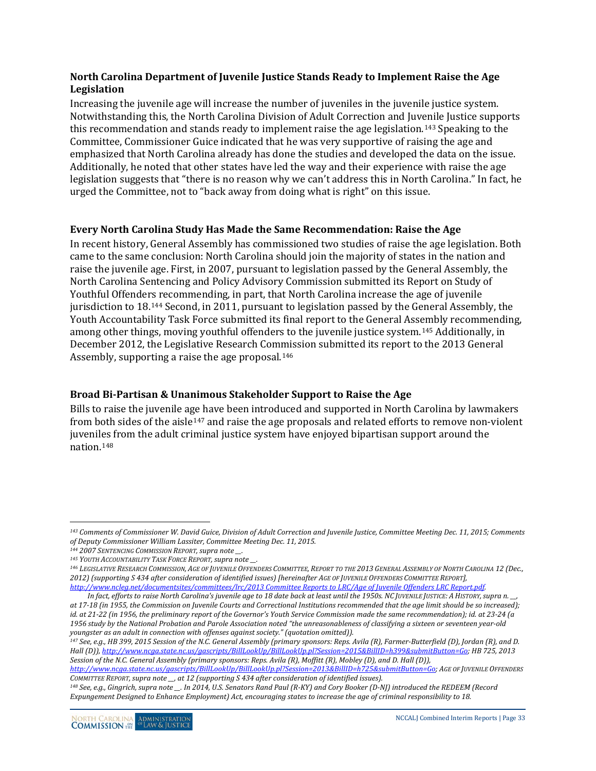### North Carolina Department of Juvenile Justice Stands Ready to Implement Raise the Age Legislation

Increasing the juvenile age will increase the number of juveniles in the juvenile justice system. Notwithstanding this, the North Carolina Division of Adult Correction and Juvenile Justice supports this recommendation and stands ready to implement raise the age legislation.[143] Speaking to the Committee, Commissioner Guice indicated that he was very supportive of raising the age and emphasized that North Carolina already has done the studies and developed the data on the issue. Additionally, he noted that other states have led the way and their experience with raise the age legislation suggests that "there is no reason why we can't address this in North Carolina." In fact, he urged the Committee, not to "back away from doing what is right" on this issue.

### Every North Carolina Study Has Made the Same Recommendation: Raise the Age

In recent history, General Assembly has commissioned two studies of raise the age legislation. Both came to the same conclusion: North Carolina should join the majority of states in the nation and raise the juvenile age. First, in 2007, pursuant to legislation passed by the General Assembly, the North Carolina Sentencing and Policy Advisory Commission submitted its Report on Study of Youthful Offenders recommending, in part, that North Carolina increase the age of juvenile jurisdiction to 18.[144] Second, in 2011, pursuant to legislation passed by the General Assembly, the Youth Accountability Task Force submitted its final report to the General Assembly recommending, among other things, moving youthful offenders to the juvenile justice system.[145] Additionally, in December 2012, the Legislative Research Commission submitted its report to the 2013 General Assembly, supporting a raise the age proposal.[146]

### Broad Bi-Partisan & Unanimous Stakeholder Support to Raise the Age

Bills to raise the juvenile age have been introduced and supported in North Carolina by lawmakers from both sides of the aisle[147] and raise the age proposals and related efforts to remove non-violent juveniles from the adult criminal justice system have enjoyed bipartisan support around the nation.[148]

---

[143] *Comments of Commissioner W. David Guice, Division of Adult Correction and Juvenile Justice, Committee Meeting Dec. 11, 2015; Comments of Deputy Commissioner William Lassiter, Committee Meeting Dec. 11, 2015.*

[144] *2007 SENTENCING COMMISSION REPORT, supra note __.*

[145] *YOUTH ACCOUNTABILITY TASK FORCE REPORT, supra note __.*

[146] *LEGISLATIVE RESEARCH COMMISSION, AGE OF JUVENILE OFFENDERS COMMITTEE, REPORT TO THE 2013 GENERAL ASSEMBLY OF NORTH CAROLINA 12 (Dec., 2012) (supporting S 434 after consideration of identified issues) [hereinafter AGE OF JUVENILE OFFENDERS COMMITTEE REPORT], http://www.ncleg.net/documentsites/committees/lrc/2013 Committee Reports to LRC/Age of Juvenile Offenders LRC Report.pdf.*

*In fact, efforts to raise North Carolina's juvenile age to 18 date back at least until the 1950s. NC JUVENILE JUSTICE: A HISTORY, supra n. __, at 17-18 (in 1955, the Commission on Juvenile Courts and Correctional Institutions recommended that the age limit should be so increased); id. at 21-22 (in 1956, the preliminary report of the Governor's Youth Service Commission made the same recommendation); id. at 23-24 (a 1956 study by the National Probation and Parole Association noted "the unreasonableness of classifying a sixteen or seventeen year-old youngster as an adult in connection with offenses against society." (quotation omitted)).*

[147] *See, e.g., HB 399, 2015 Session of the N.C. General Assembly (primary sponsors: Reps. Avila (R), Farmer-Butterfield (D), Jordan (R), and D. Hall (D)), http://www.ncga.state.nc.us/gascripts/BillLookUp/BillLookUp.pl?Session=2015&BillID=h399&submitButton=Go; HB 725, 2013 Session of the N.C. General Assembly (primary sponsors: Reps. Avila (R), Moffitt (R), Mobley (D), and D. Hall (D)), http://www.ncga.state.nc.us/gascripts/BillLookUp/BillLookUp.pl?Session=2013&BillID=h725&submitButton=Go; AGE OF JUVENILE OFFENDERS COMMITTEE REPORT, supra note __, at 12 (supporting S 434 after consideration of identified issues).*

[148] *See, e.g., Gingrich, supra note __. In 2014, U.S. Senators Rand Paul (R-KY) and Cory Booker (D-NJ) introduced the REDEEM (Record Expungement Designed to Enhance Employment) Act, encouraging states to increase the age of criminal responsibility to 18.*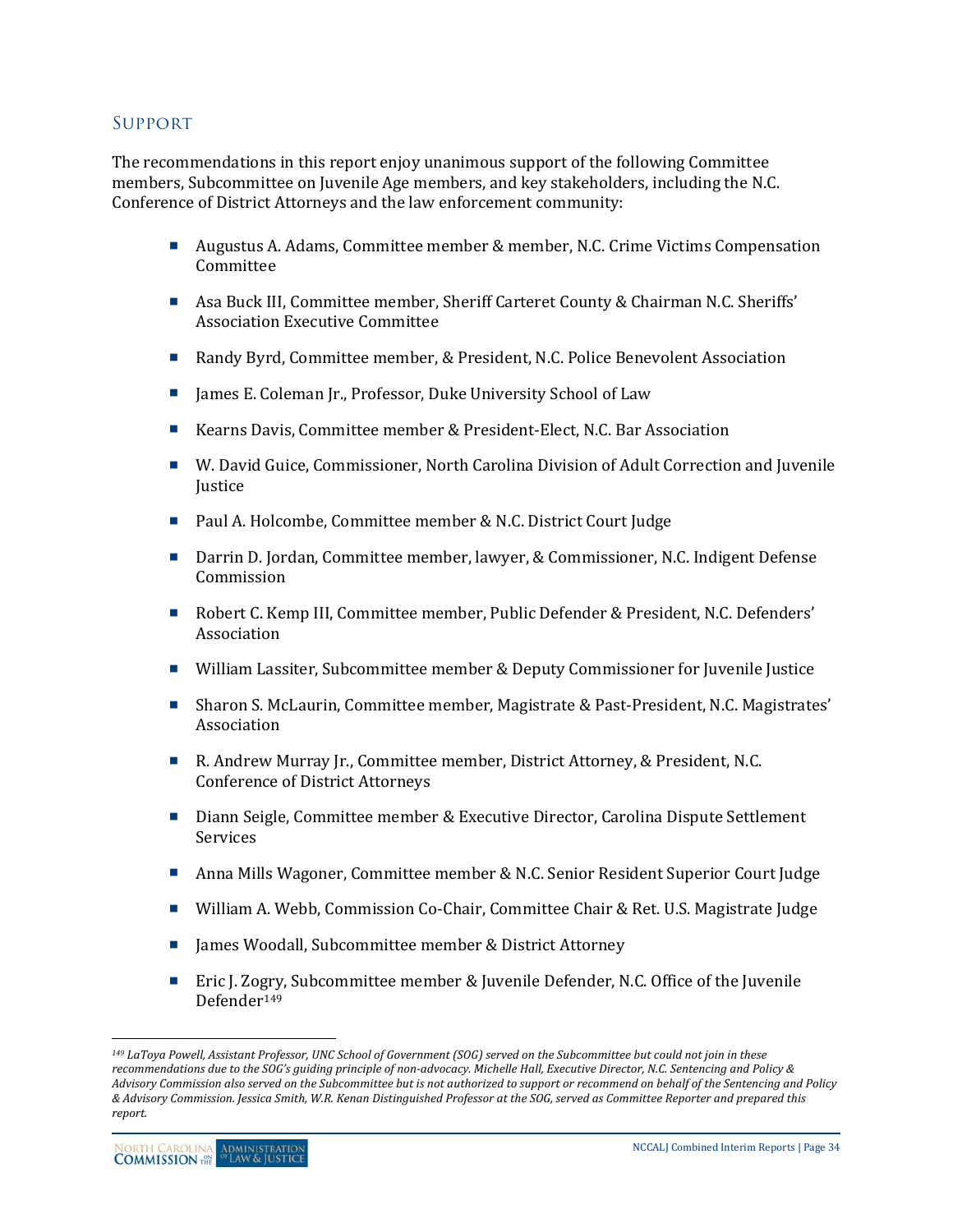## Support

The recommendations in this report enjoy unanimous support of the following Committee members, Subcommittee on Juvenile Age members, and key stakeholders, including the N.C. Conference of District Attorneys and the law enforcement community:

- Augustus A. Adams, Committee member & member, N.C. Crime Victims Compensation Committee
- Asa Buck III, Committee member, Sheriff Carteret County & Chairman N.C. Sheriffs' Association Executive Committee
- Randy Byrd, Committee member, & President, N.C. Police Benevolent Association
- James E. Coleman Jr., Professor, Duke University School of Law
- Kearns Davis, Committee member & President-Elect, N.C. Bar Association
- W. David Guice, Commissioner, North Carolina Division of Adult Correction and Juvenile Justice
- Paul A. Holcombe, Committee member & N.C. District Court Judge
- Darrin D. Jordan, Committee member, lawyer, & Commissioner, N.C. Indigent Defense Commission
- Robert C. Kemp III, Committee member, Public Defender & President, N.C. Defenders' Association
- William Lassiter, Subcommittee member & Deputy Commissioner for Juvenile Justice
- Sharon S. McLaurin, Committee member, Magistrate & Past-President, N.C. Magistrates' Association
- R. Andrew Murray Jr., Committee member, District Attorney, & President, N.C. Conference of District Attorneys
- Diann Seigle, Committee member & Executive Director, Carolina Dispute Settlement Services
- Anna Mills Wagoner, Committee member & N.C. Senior Resident Superior Court Judge
- William A. Webb, Commission Co-Chair, Committee Chair & Ret. U.S. Magistrate Judge
- James Woodall, Subcommittee member & District Attorney
- Eric J. Zogry, Subcommittee member & Juvenile Defender, N.C. Office of the Juvenile Defender[149]

---

*[149] LaToya Powell, Assistant Professor, UNC School of Government (SOG) served on the Subcommittee but could not join in these recommendations due to the SOG's guiding principle of non-advocacy. Michelle Hall, Executive Director, N.C. Sentencing and Policy & Advisory Commission also served on the Subcommittee but is not authorized to support or recommend on behalf of the Sentencing and Policy & Advisory Commission. Jessica Smith, W.R. Kenan Distinguished Professor at the SOG, served as Committee Reporter and prepared this report.*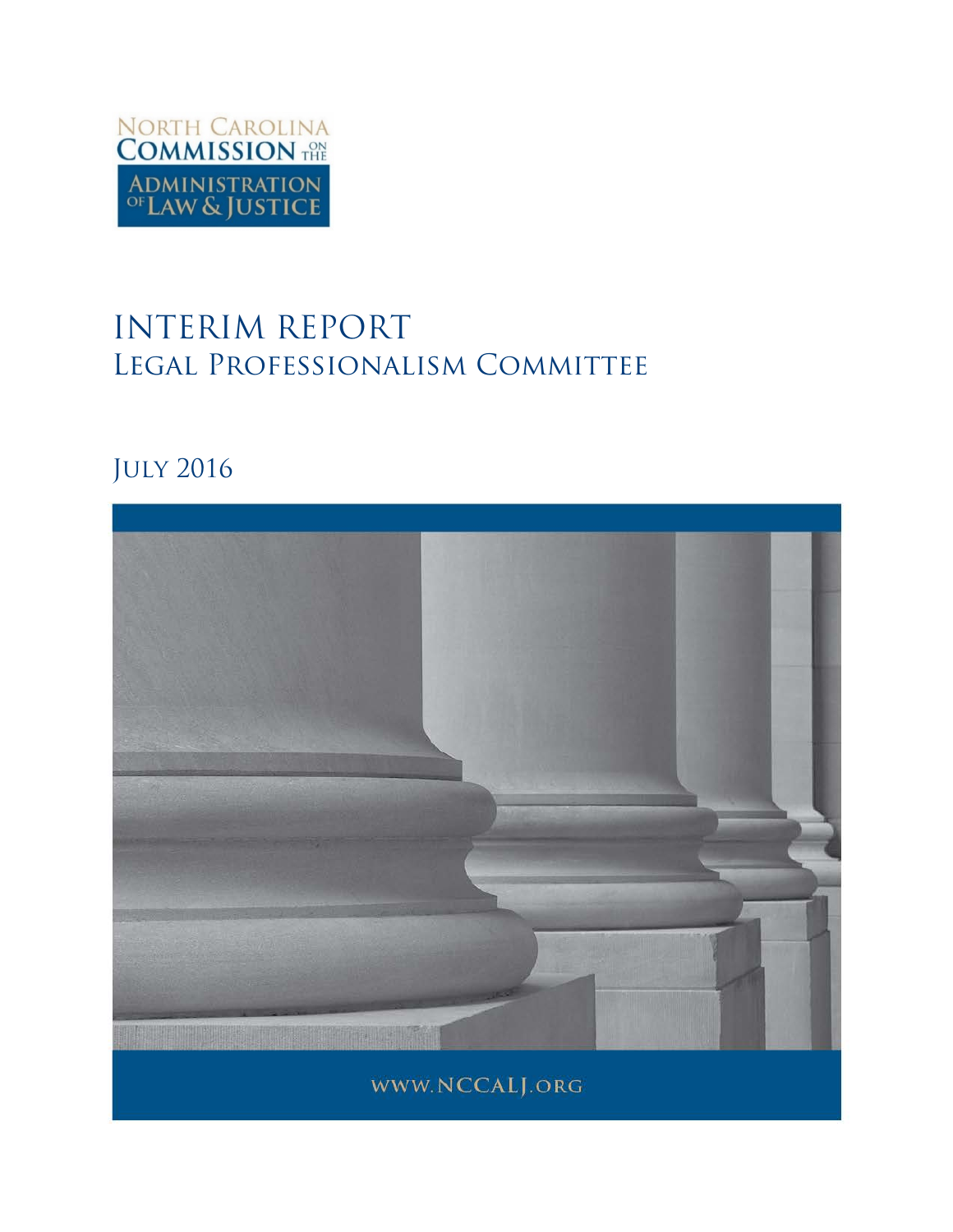NORTH CAROLINA COMMISSION ON THE ADMINISTRATION OF LAW & JUSTICE

# INTERIM REPORT

## Legal Professionalism Committee

July 2016

www.NCCALJ.org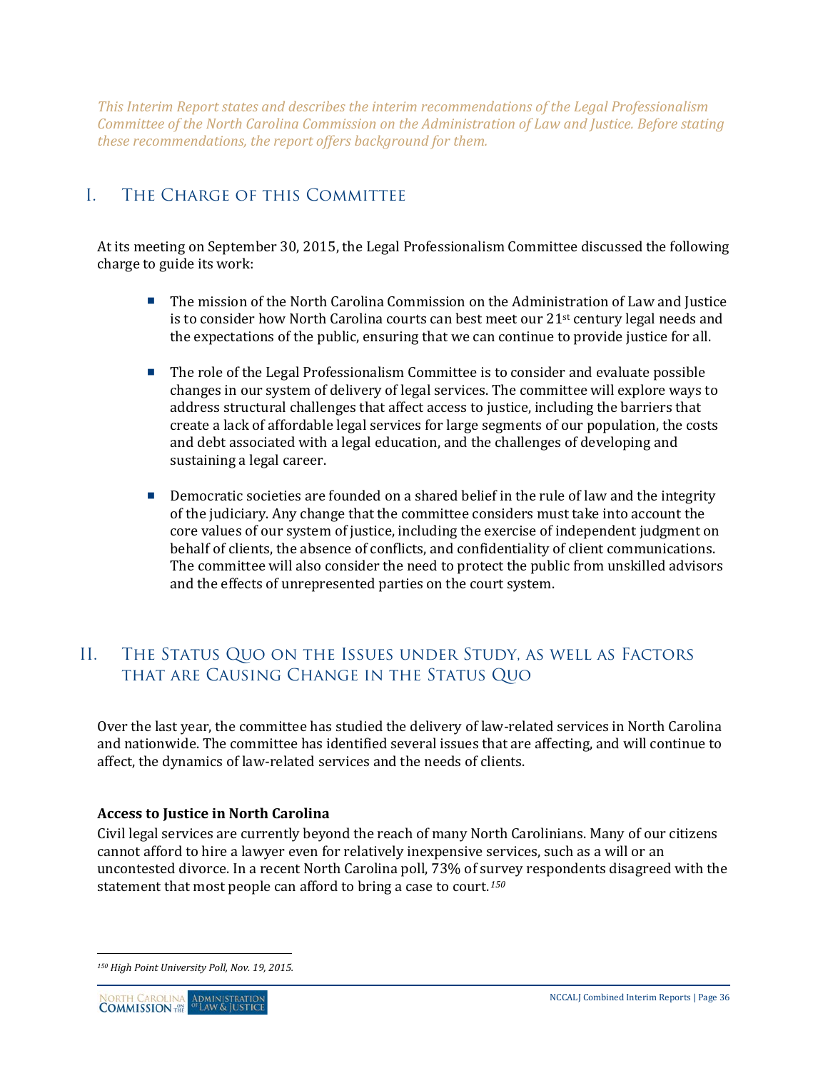*This Interim Report states and describes the interim recommendations of the Legal Professionalism Committee of the North Carolina Commission on the Administration of Law and Justice. Before stating these recommendations, the report offers background for them.*

## I. The Charge of this Committee

At its meeting on September 30, 2015, the Legal Professionalism Committee discussed the following charge to guide its work:

- The mission of the North Carolina Commission on the Administration of Law and Justice is to consider how North Carolina courts can best meet our 21st century legal needs and the expectations of the public, ensuring that we can continue to provide justice for all.

- The role of the Legal Professionalism Committee is to consider and evaluate possible changes in our system of delivery of legal services. The committee will explore ways to address structural challenges that affect access to justice, including the barriers that create a lack of affordable legal services for large segments of our population, the costs and debt associated with a legal education, and the challenges of developing and sustaining a legal career.

- Democratic societies are founded on a shared belief in the rule of law and the integrity of the judiciary. Any change that the committee considers must take into account the core values of our system of justice, including the exercise of independent judgment on behalf of clients, the absence of conflicts, and confidentiality of client communications. The committee will also consider the need to protect the public from unskilled advisors and the effects of unrepresented parties on the court system.

## II. The Status Quo on the Issues under Study, as well as Factors that are Causing Change in the Status Quo

Over the last year, the committee has studied the delivery of law-related services in North Carolina and nationwide. The committee has identified several issues that are affecting, and will continue to affect, the dynamics of law-related services and the needs of clients.

**Access to Justice in North Carolina**

Civil legal services are currently beyond the reach of many North Carolinians. Many of our citizens cannot afford to hire a lawyer even for relatively inexpensive services, such as a will or an uncontested divorce. In a recent North Carolina poll, 73% of survey respondents disagreed with the statement that most people can afford to bring a case to court.[150]

---

[150] *High Point University Poll, Nov. 19, 2015.*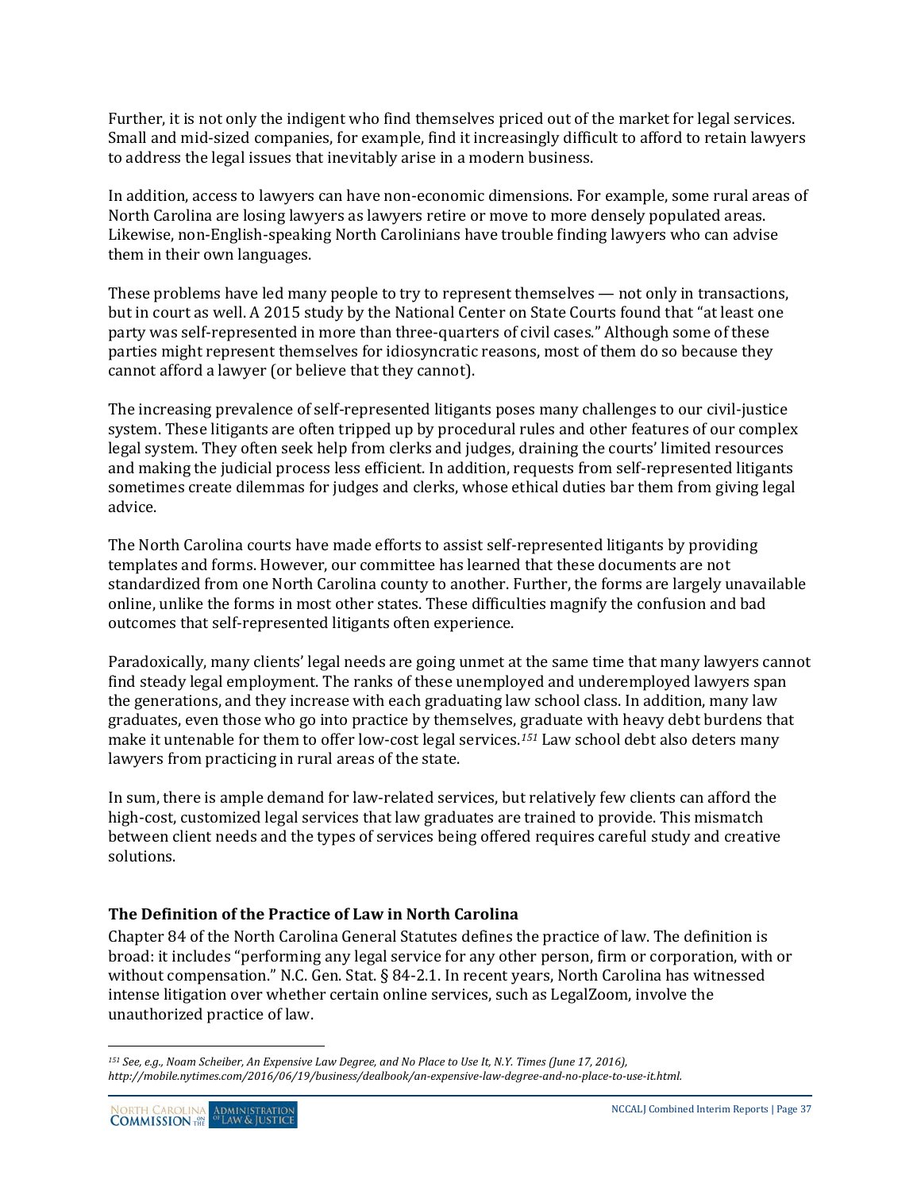Further, it is not only the indigent who find themselves priced out of the market for legal services. Small and mid-sized companies, for example, find it increasingly difficult to afford to retain lawyers to address the legal issues that inevitably arise in a modern business.

In addition, access to lawyers can have non-economic dimensions. For example, some rural areas of North Carolina are losing lawyers as lawyers retire or move to more densely populated areas. Likewise, non-English-speaking North Carolinians have trouble finding lawyers who can advise them in their own languages.

These problems have led many people to try to represent themselves — not only in transactions, but in court as well. A 2015 study by the National Center on State Courts found that "at least one party was self-represented in more than three-quarters of civil cases." Although some of these parties might represent themselves for idiosyncratic reasons, most of them do so because they cannot afford a lawyer (or believe that they cannot).

The increasing prevalence of self-represented litigants poses many challenges to our civil-justice system. These litigants are often tripped up by procedural rules and other features of our complex legal system. They often seek help from clerks and judges, draining the courts' limited resources and making the judicial process less efficient. In addition, requests from self-represented litigants sometimes create dilemmas for judges and clerks, whose ethical duties bar them from giving legal advice.

The North Carolina courts have made efforts to assist self-represented litigants by providing templates and forms. However, our committee has learned that these documents are not standardized from one North Carolina county to another. Further, the forms are largely unavailable online, unlike the forms in most other states. These difficulties magnify the confusion and bad outcomes that self-represented litigants often experience.

Paradoxically, many clients' legal needs are going unmet at the same time that many lawyers cannot find steady legal employment. The ranks of these unemployed and underemployed lawyers span the generations, and they increase with each graduating law school class. In addition, many law graduates, even those who go into practice by themselves, graduate with heavy debt burdens that make it untenable for them to offer low-cost legal services.[151] Law school debt also deters many lawyers from practicing in rural areas of the state.

In sum, there is ample demand for law-related services, but relatively few clients can afford the high-cost, customized legal services that law graduates are trained to provide. This mismatch between client needs and the types of services being offered requires careful study and creative solutions.

### The Definition of the Practice of Law in North Carolina

Chapter 84 of the North Carolina General Statutes defines the practice of law. The definition is broad: it includes "performing any legal service for any other person, firm or corporation, with or without compensation." N.C. Gen. Stat. § 84-2.1. In recent years, North Carolina has witnessed intense litigation over whether certain online services, such as LegalZoom, involve the unauthorized practice of law.

---

*[151] See, e.g., Noam Scheiber, An Expensive Law Degree, and No Place to Use It, N.Y. Times (June 17, 2016), http://mobile.nytimes.com/2016/06/19/business/dealbook/an-expensive-law-degree-and-no-place-to-use-it.html.*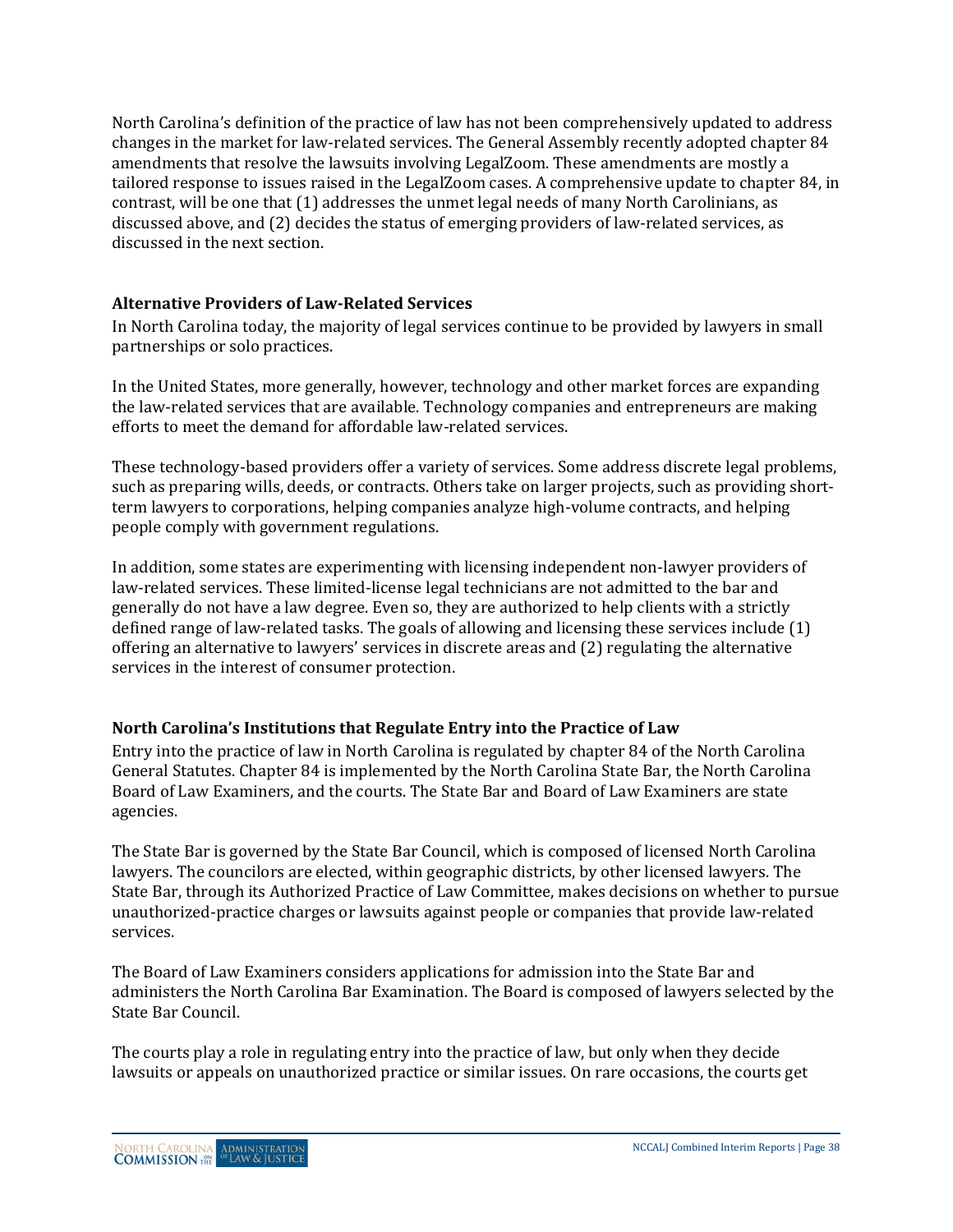North Carolina's definition of the practice of law has not been comprehensively updated to address changes in the market for law-related services. The General Assembly recently adopted chapter 84 amendments that resolve the lawsuits involving LegalZoom. These amendments are mostly a tailored response to issues raised in the LegalZoom cases. A comprehensive update to chapter 84, in contrast, will be one that (1) addresses the unmet legal needs of many North Carolinians, as discussed above, and (2) decides the status of emerging providers of law-related services, as discussed in the next section.

### Alternative Providers of Law-Related Services

In North Carolina today, the majority of legal services continue to be provided by lawyers in small partnerships or solo practices.

In the United States, more generally, however, technology and other market forces are expanding the law-related services that are available. Technology companies and entrepreneurs are making efforts to meet the demand for affordable law-related services.

These technology-based providers offer a variety of services. Some address discrete legal problems, such as preparing wills, deeds, or contracts. Others take on larger projects, such as providing short-term lawyers to corporations, helping companies analyze high-volume contracts, and helping people comply with government regulations.

In addition, some states are experimenting with licensing independent non-lawyer providers of law-related services. These limited-license legal technicians are not admitted to the bar and generally do not have a law degree. Even so, they are authorized to help clients with a strictly defined range of law-related tasks. The goals of allowing and licensing these services include (1) offering an alternative to lawyers' services in discrete areas and (2) regulating the alternative services in the interest of consumer protection.

### North Carolina's Institutions that Regulate Entry into the Practice of Law

Entry into the practice of law in North Carolina is regulated by chapter 84 of the North Carolina General Statutes. Chapter 84 is implemented by the North Carolina State Bar, the North Carolina Board of Law Examiners, and the courts. The State Bar and Board of Law Examiners are state agencies.

The State Bar is governed by the State Bar Council, which is composed of licensed North Carolina lawyers. The councilors are elected, within geographic districts, by other licensed lawyers. The State Bar, through its Authorized Practice of Law Committee, makes decisions on whether to pursue unauthorized-practice charges or lawsuits against people or companies that provide law-related services.

The Board of Law Examiners considers applications for admission into the State Bar and administers the North Carolina Bar Examination. The Board is composed of lawyers selected by the State Bar Council.

The courts play a role in regulating entry into the practice of law, but only when they decide lawsuits or appeals on unauthorized practice or similar issues. On rare occasions, the courts get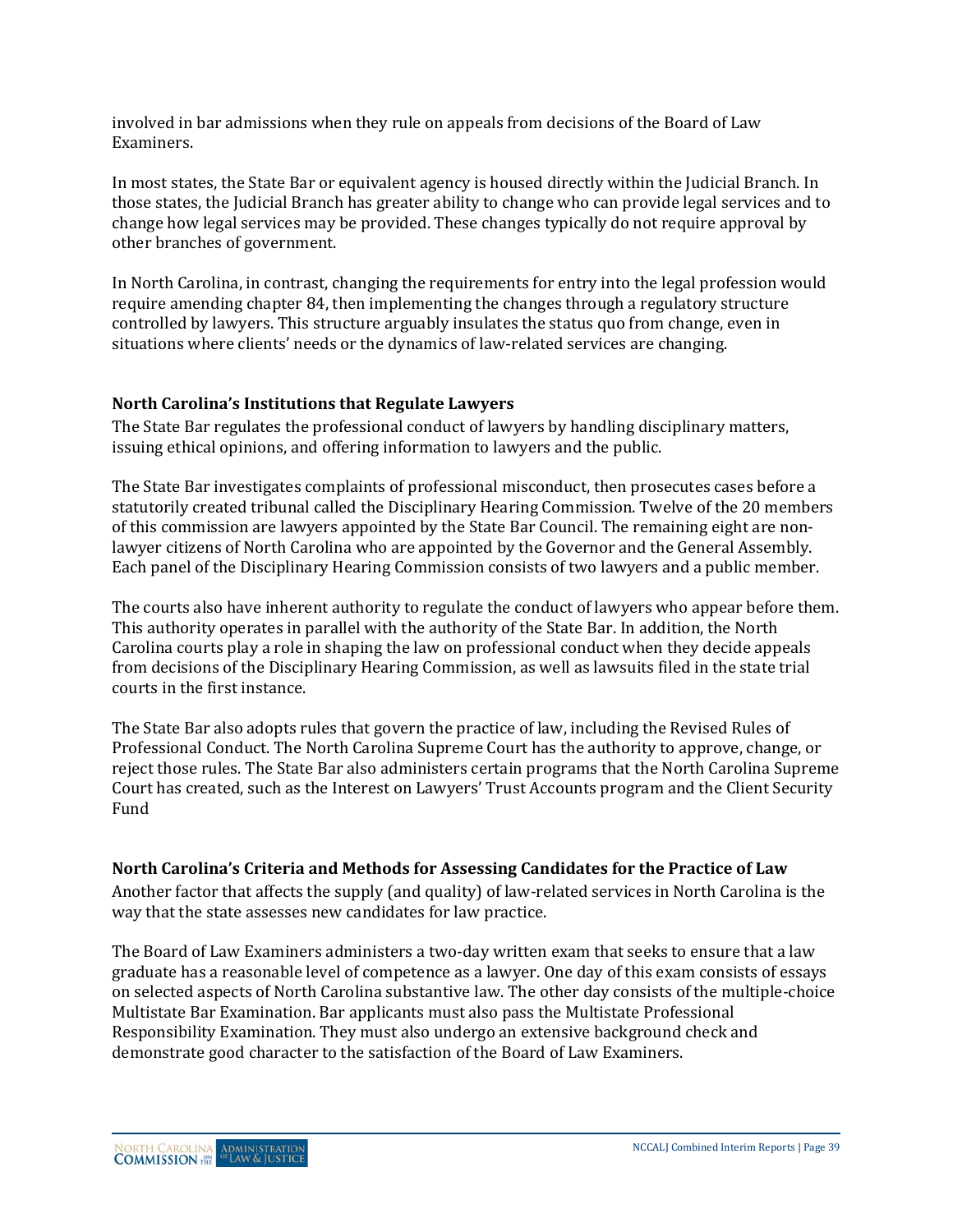involved in bar admissions when they rule on appeals from decisions of the Board of Law Examiners.

In most states, the State Bar or equivalent agency is housed directly within the Judicial Branch. In those states, the Judicial Branch has greater ability to change who can provide legal services and to change how legal services may be provided. These changes typically do not require approval by other branches of government.

In North Carolina, in contrast, changing the requirements for entry into the legal profession would require amending chapter 84, then implementing the changes through a regulatory structure controlled by lawyers. This structure arguably insulates the status quo from change, even in situations where clients' needs or the dynamics of law-related services are changing.

### North Carolina's Institutions that Regulate Lawyers

The State Bar regulates the professional conduct of lawyers by handling disciplinary matters, issuing ethical opinions, and offering information to lawyers and the public.

The State Bar investigates complaints of professional misconduct, then prosecutes cases before a statutorily created tribunal called the Disciplinary Hearing Commission. Twelve of the 20 members of this commission are lawyers appointed by the State Bar Council. The remaining eight are non-lawyer citizens of North Carolina who are appointed by the Governor and the General Assembly. Each panel of the Disciplinary Hearing Commission consists of two lawyers and a public member.

The courts also have inherent authority to regulate the conduct of lawyers who appear before them. This authority operates in parallel with the authority of the State Bar. In addition, the North Carolina courts play a role in shaping the law on professional conduct when they decide appeals from decisions of the Disciplinary Hearing Commission, as well as lawsuits filed in the state trial courts in the first instance.

The State Bar also adopts rules that govern the practice of law, including the Revised Rules of Professional Conduct. The North Carolina Supreme Court has the authority to approve, change, or reject those rules. The State Bar also administers certain programs that the North Carolina Supreme Court has created, such as the Interest on Lawyers' Trust Accounts program and the Client Security Fund

### North Carolina's Criteria and Methods for Assessing Candidates for the Practice of Law

Another factor that affects the supply (and quality) of law-related services in North Carolina is the way that the state assesses new candidates for law practice.

The Board of Law Examiners administers a two-day written exam that seeks to ensure that a law graduate has a reasonable level of competence as a lawyer. One day of this exam consists of essays on selected aspects of North Carolina substantive law. The other day consists of the multiple-choice Multistate Bar Examination. Bar applicants must also pass the Multistate Professional Responsibility Examination. They must also undergo an extensive background check and demonstrate good character to the satisfaction of the Board of Law Examiners.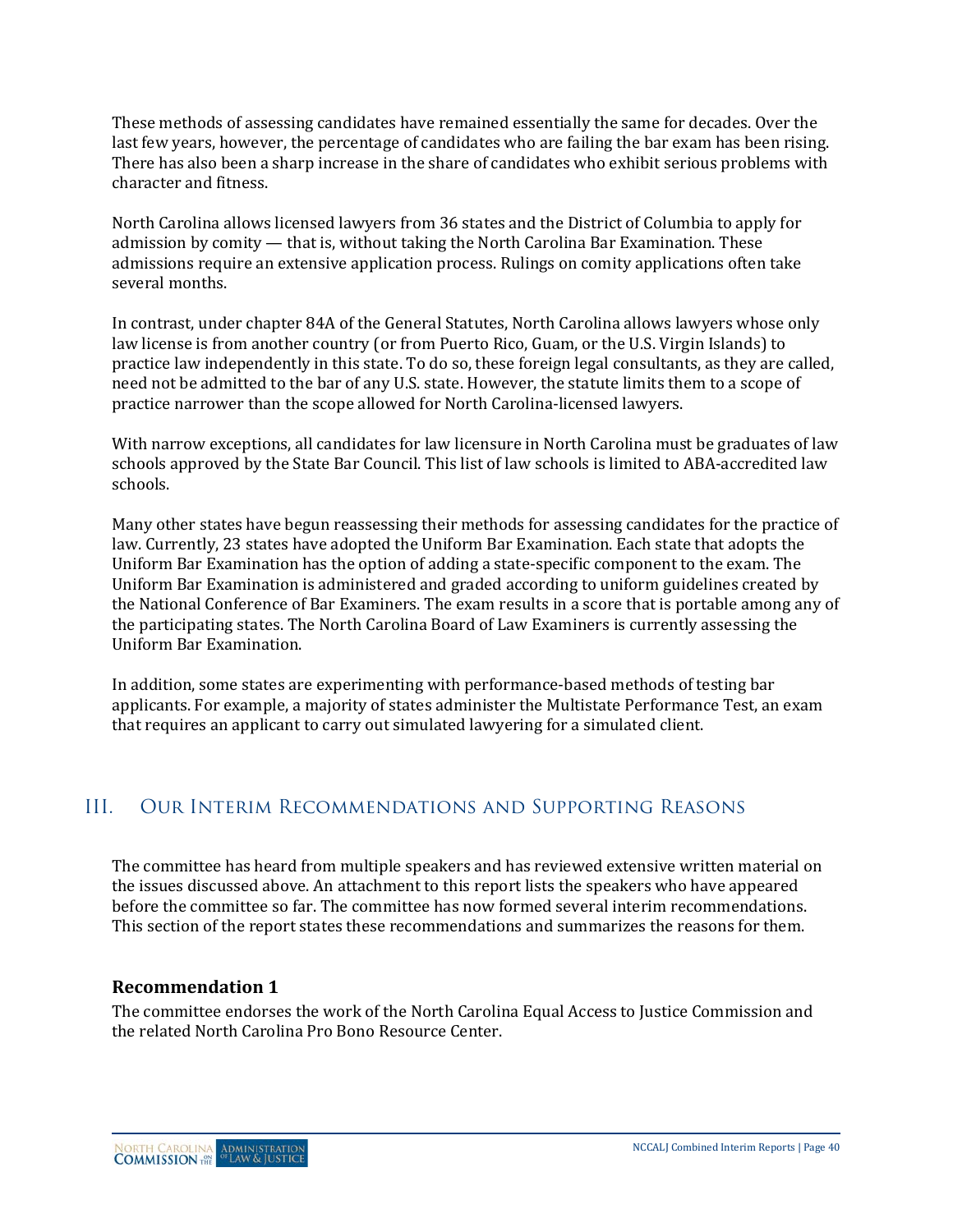These methods of assessing candidates have remained essentially the same for decades. Over the last few years, however, the percentage of candidates who are failing the bar exam has been rising. There has also been a sharp increase in the share of candidates who exhibit serious problems with character and fitness.

North Carolina allows licensed lawyers from 36 states and the District of Columbia to apply for admission by comity — that is, without taking the North Carolina Bar Examination. These admissions require an extensive application process. Rulings on comity applications often take several months.

In contrast, under chapter 84A of the General Statutes, North Carolina allows lawyers whose only law license is from another country (or from Puerto Rico, Guam, or the U.S. Virgin Islands) to practice law independently in this state. To do so, these foreign legal consultants, as they are called, need not be admitted to the bar of any U.S. state. However, the statute limits them to a scope of practice narrower than the scope allowed for North Carolina-licensed lawyers.

With narrow exceptions, all candidates for law licensure in North Carolina must be graduates of law schools approved by the State Bar Council. This list of law schools is limited to ABA-accredited law schools.

Many other states have begun reassessing their methods for assessing candidates for the practice of law. Currently, 23 states have adopted the Uniform Bar Examination. Each state that adopts the Uniform Bar Examination has the option of adding a state-specific component to the exam. The Uniform Bar Examination is administered and graded according to uniform guidelines created by the National Conference of Bar Examiners. The exam results in a score that is portable among any of the participating states. The North Carolina Board of Law Examiners is currently assessing the Uniform Bar Examination.

In addition, some states are experimenting with performance-based methods of testing bar applicants. For example, a majority of states administer the Multistate Performance Test, an exam that requires an applicant to carry out simulated lawyering for a simulated client.

## III. Our Interim Recommendations and Supporting Reasons

The committee has heard from multiple speakers and has reviewed extensive written material on the issues discussed above. An attachment to this report lists the speakers who have appeared before the committee so far. The committee has now formed several interim recommendations. This section of the report states these recommendations and summarizes the reasons for them.

### Recommendation 1

The committee endorses the work of the North Carolina Equal Access to Justice Commission and the related North Carolina Pro Bono Resource Center.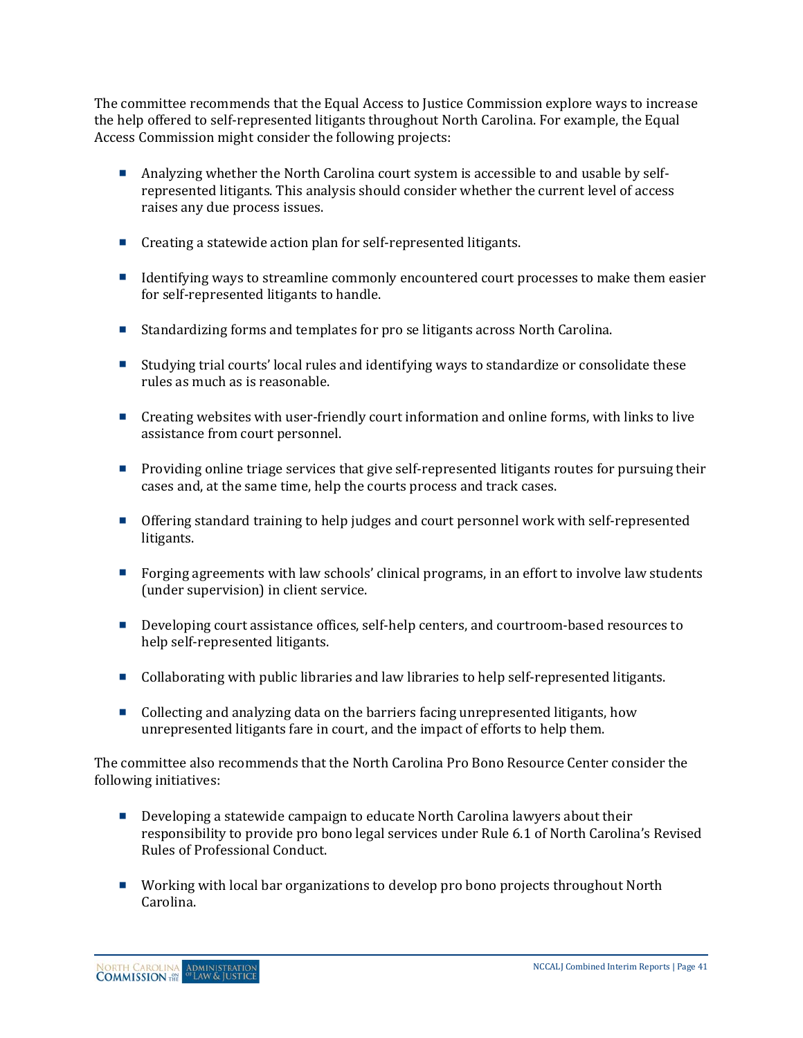The committee recommends that the Equal Access to Justice Commission explore ways to increase the help offered to self-represented litigants throughout North Carolina. For example, the Equal Access Commission might consider the following projects:

- Analyzing whether the North Carolina court system is accessible to and usable by self-represented litigants. This analysis should consider whether the current level of access raises any due process issues.
- Creating a statewide action plan for self-represented litigants.
- Identifying ways to streamline commonly encountered court processes to make them easier for self-represented litigants to handle.
- Standardizing forms and templates for pro se litigants across North Carolina.
- Studying trial courts' local rules and identifying ways to standardize or consolidate these rules as much as is reasonable.
- Creating websites with user-friendly court information and online forms, with links to live assistance from court personnel.
- Providing online triage services that give self-represented litigants routes for pursuing their cases and, at the same time, help the courts process and track cases.
- Offering standard training to help judges and court personnel work with self-represented litigants.
- Forging agreements with law schools' clinical programs, in an effort to involve law students (under supervision) in client service.
- Developing court assistance offices, self-help centers, and courtroom-based resources to help self-represented litigants.
- Collaborating with public libraries and law libraries to help self-represented litigants.
- Collecting and analyzing data on the barriers facing unrepresented litigants, how unrepresented litigants fare in court, and the impact of efforts to help them.

The committee also recommends that the North Carolina Pro Bono Resource Center consider the following initiatives:

- Developing a statewide campaign to educate North Carolina lawyers about their responsibility to provide pro bono legal services under Rule 6.1 of North Carolina's Revised Rules of Professional Conduct.
- Working with local bar organizations to develop pro bono projects throughout North Carolina.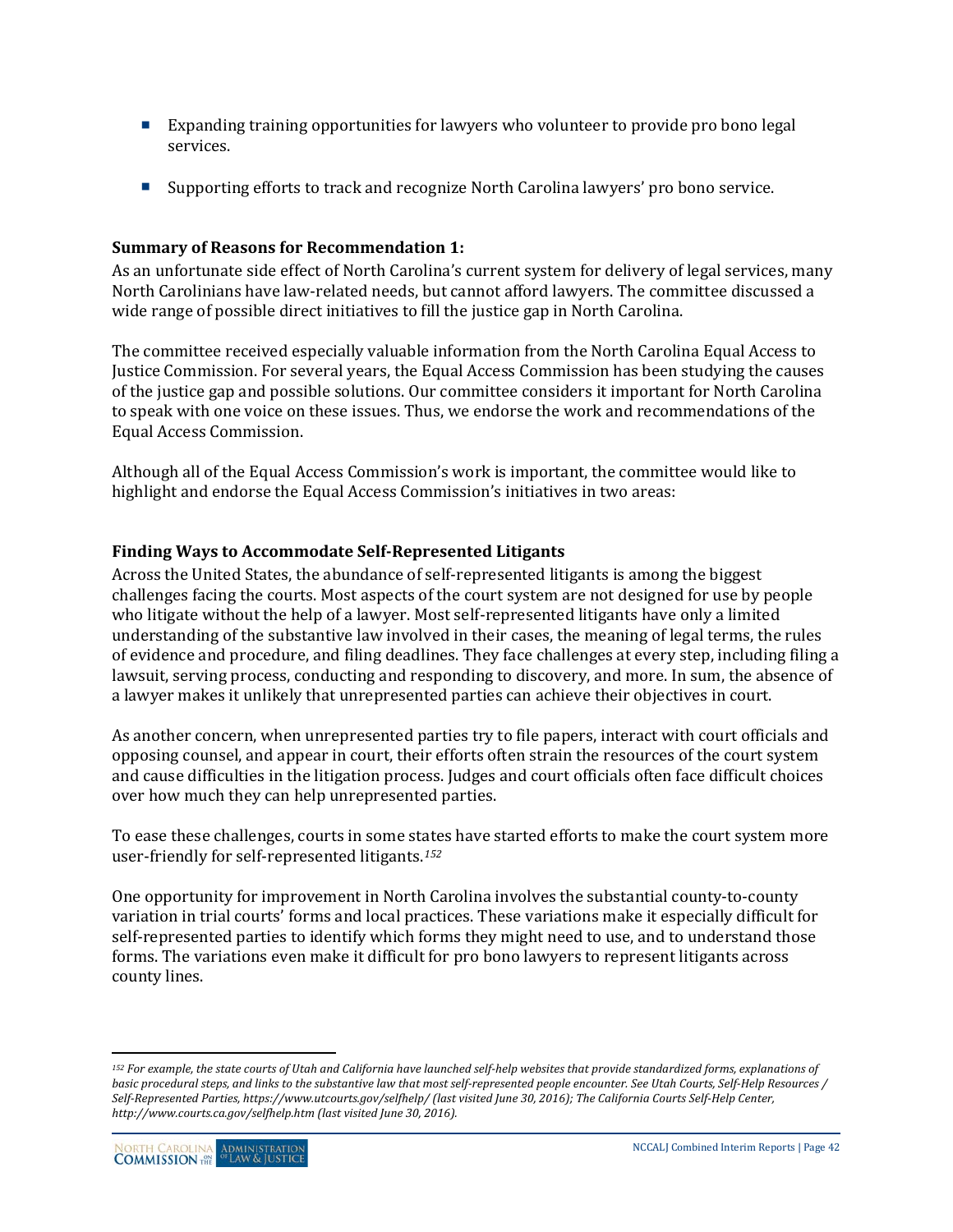- Expanding training opportunities for lawyers who volunteer to provide pro bono legal services.

- Supporting efforts to track and recognize North Carolina lawyers' pro bono service.

**Summary of Reasons for Recommendation 1:**

As an unfortunate side effect of North Carolina's current system for delivery of legal services, many North Carolinians have law-related needs, but cannot afford lawyers. The committee discussed a wide range of possible direct initiatives to fill the justice gap in North Carolina.

The committee received especially valuable information from the North Carolina Equal Access to Justice Commission. For several years, the Equal Access Commission has been studying the causes of the justice gap and possible solutions. Our committee considers it important for North Carolina to speak with one voice on these issues. Thus, we endorse the work and recommendations of the Equal Access Commission.

Although all of the Equal Access Commission's work is important, the committee would like to highlight and endorse the Equal Access Commission's initiatives in two areas:

**Finding Ways to Accommodate Self-Represented Litigants**

Across the United States, the abundance of self-represented litigants is among the biggest challenges facing the courts. Most aspects of the court system are not designed for use by people who litigate without the help of a lawyer. Most self-represented litigants have only a limited understanding of the substantive law involved in their cases, the meaning of legal terms, the rules of evidence and procedure, and filing deadlines. They face challenges at every step, including filing a lawsuit, serving process, conducting and responding to discovery, and more. In sum, the absence of a lawyer makes it unlikely that unrepresented parties can achieve their objectives in court.

As another concern, when unrepresented parties try to file papers, interact with court officials and opposing counsel, and appear in court, their efforts often strain the resources of the court system and cause difficulties in the litigation process. Judges and court officials often face difficult choices over how much they can help unrepresented parties.

To ease these challenges, courts in some states have started efforts to make the court system more user-friendly for self-represented litigants.[152]

One opportunity for improvement in North Carolina involves the substantial county-to-county variation in trial courts' forms and local practices. These variations make it especially difficult for self-represented parties to identify which forms they might need to use, and to understand those forms. The variations even make it difficult for pro bono lawyers to represent litigants across county lines.

---

[152] *For example, the state courts of Utah and California have launched self-help websites that provide standardized forms, explanations of basic procedural steps, and links to the substantive law that most self-represented people encounter. See Utah Courts, Self-Help Resources / Self-Represented Parties, https://www.utcourts.gov/selfhelp/ (last visited June 30, 2016); The California Courts Self-Help Center, http://www.courts.ca.gov/selfhelp.htm (last visited June 30, 2016).*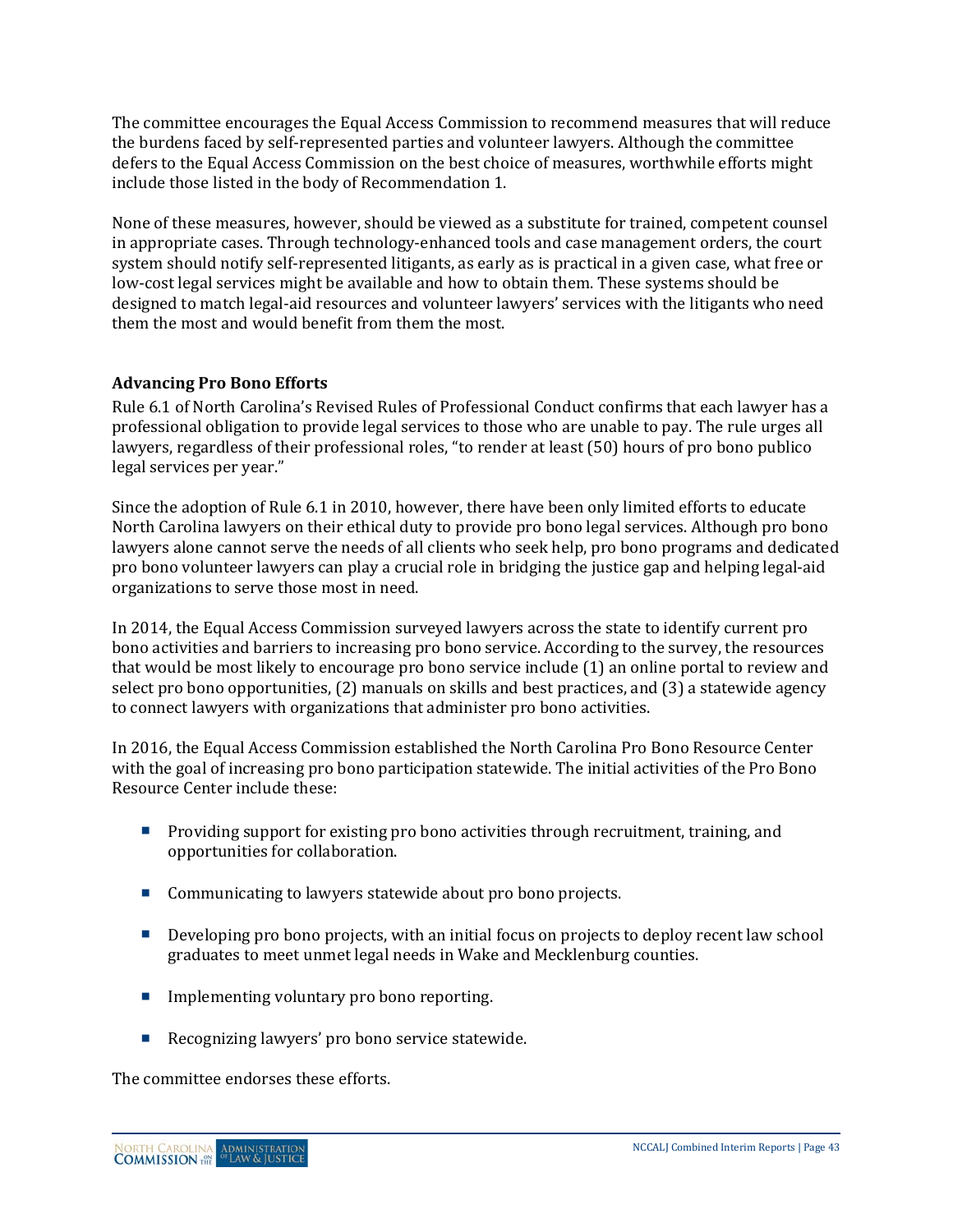The committee encourages the Equal Access Commission to recommend measures that will reduce the burdens faced by self-represented parties and volunteer lawyers. Although the committee defers to the Equal Access Commission on the best choice of measures, worthwhile efforts might include those listed in the body of Recommendation 1.

None of these measures, however, should be viewed as a substitute for trained, competent counsel in appropriate cases. Through technology-enhanced tools and case management orders, the court system should notify self-represented litigants, as early as is practical in a given case, what free or low-cost legal services might be available and how to obtain them. These systems should be designed to match legal-aid resources and volunteer lawyers' services with the litigants who need them the most and would benefit from them the most.

**Advancing Pro Bono Efforts**

Rule 6.1 of North Carolina's Revised Rules of Professional Conduct confirms that each lawyer has a professional obligation to provide legal services to those who are unable to pay. The rule urges all lawyers, regardless of their professional roles, "to render at least (50) hours of pro bono publico legal services per year."

Since the adoption of Rule 6.1 in 2010, however, there have been only limited efforts to educate North Carolina lawyers on their ethical duty to provide pro bono legal services. Although pro bono lawyers alone cannot serve the needs of all clients who seek help, pro bono programs and dedicated pro bono volunteer lawyers can play a crucial role in bridging the justice gap and helping legal-aid organizations to serve those most in need.

In 2014, the Equal Access Commission surveyed lawyers across the state to identify current pro bono activities and barriers to increasing pro bono service. According to the survey, the resources that would be most likely to encourage pro bono service include (1) an online portal to review and select pro bono opportunities, (2) manuals on skills and best practices, and (3) a statewide agency to connect lawyers with organizations that administer pro bono activities.

In 2016, the Equal Access Commission established the North Carolina Pro Bono Resource Center with the goal of increasing pro bono participation statewide. The initial activities of the Pro Bono Resource Center include these:

- Providing support for existing pro bono activities through recruitment, training, and opportunities for collaboration.
- Communicating to lawyers statewide about pro bono projects.
- Developing pro bono projects, with an initial focus on projects to deploy recent law school graduates to meet unmet legal needs in Wake and Mecklenburg counties.
- Implementing voluntary pro bono reporting.
- Recognizing lawyers' pro bono service statewide.

The committee endorses these efforts.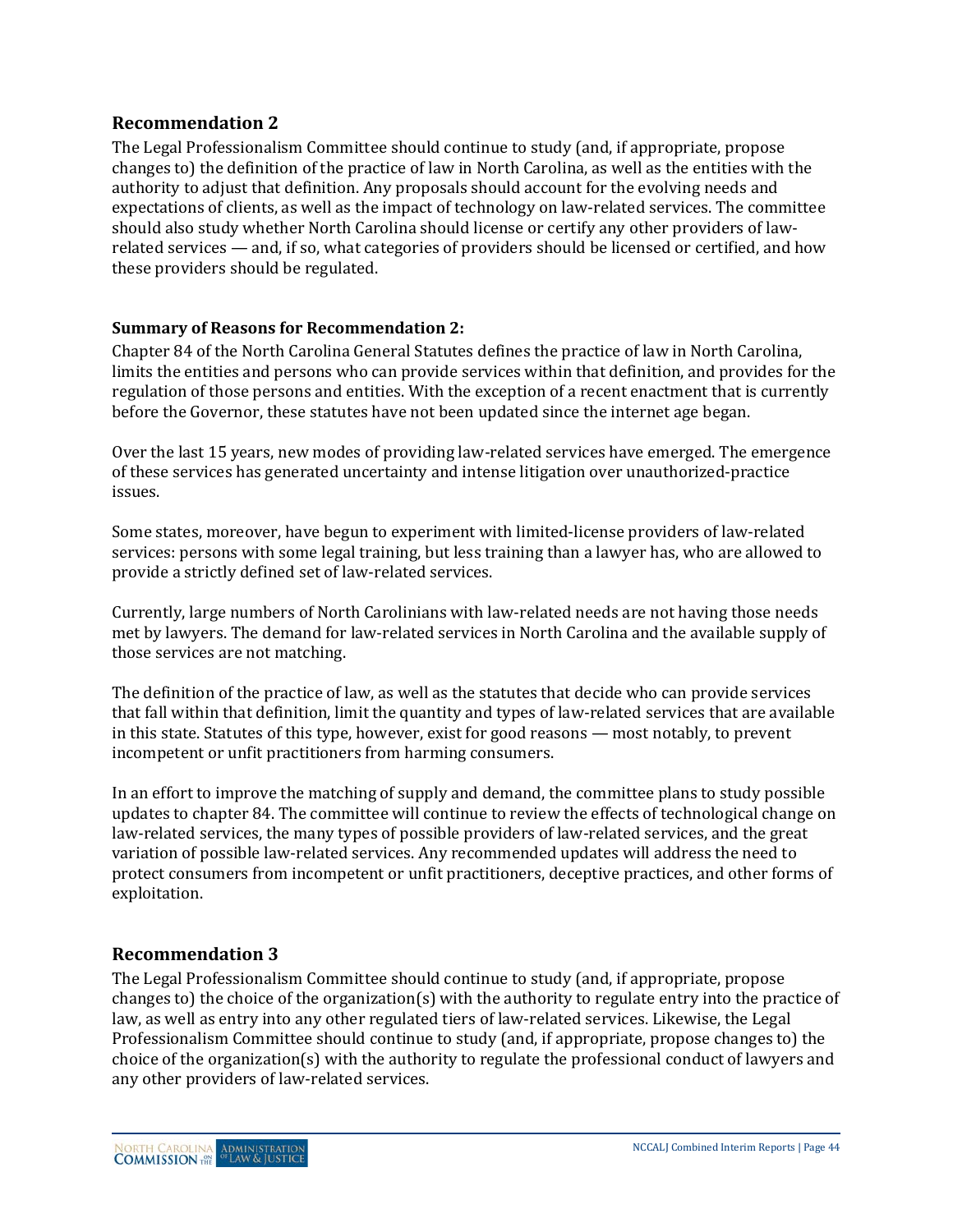## Recommendation 2

The Legal Professionalism Committee should continue to study (and, if appropriate, propose changes to) the definition of the practice of law in North Carolina, as well as the entities with the authority to adjust that definition. Any proposals should account for the evolving needs and expectations of clients, as well as the impact of technology on law-related services. The committee should also study whether North Carolina should license or certify any other providers of law-related services — and, if so, what categories of providers should be licensed or certified, and how these providers should be regulated.

**Summary of Reasons for Recommendation 2:**

Chapter 84 of the North Carolina General Statutes defines the practice of law in North Carolina, limits the entities and persons who can provide services within that definition, and provides for the regulation of those persons and entities. With the exception of a recent enactment that is currently before the Governor, these statutes have not been updated since the internet age began.

Over the last 15 years, new modes of providing law-related services have emerged. The emergence of these services has generated uncertainty and intense litigation over unauthorized-practice issues.

Some states, moreover, have begun to experiment with limited-license providers of law-related services: persons with some legal training, but less training than a lawyer has, who are allowed to provide a strictly defined set of law-related services.

Currently, large numbers of North Carolinians with law-related needs are not having those needs met by lawyers. The demand for law-related services in North Carolina and the available supply of those services are not matching.

The definition of the practice of law, as well as the statutes that decide who can provide services that fall within that definition, limit the quantity and types of law-related services that are available in this state. Statutes of this type, however, exist for good reasons — most notably, to prevent incompetent or unfit practitioners from harming consumers.

In an effort to improve the matching of supply and demand, the committee plans to study possible updates to chapter 84. The committee will continue to review the effects of technological change on law-related services, the many types of possible providers of law-related services, and the great variation of possible law-related services. Any recommended updates will address the need to protect consumers from incompetent or unfit practitioners, deceptive practices, and other forms of exploitation.

## Recommendation 3

The Legal Professionalism Committee should continue to study (and, if appropriate, propose changes to) the choice of the organization(s) with the authority to regulate entry into the practice of law, as well as entry into any other regulated tiers of law-related services. Likewise, the Legal Professionalism Committee should continue to study (and, if appropriate, propose changes to) the choice of the organization(s) with the authority to regulate the professional conduct of lawyers and any other providers of law-related services.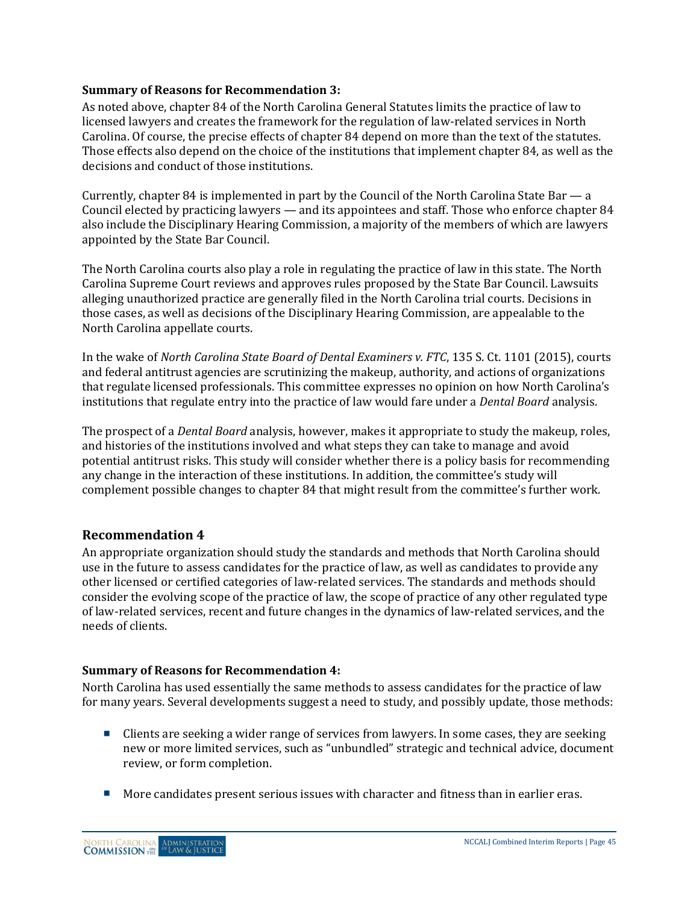**Summary of Reasons for Recommendation 3:**

As noted above, chapter 84 of the North Carolina General Statutes limits the practice of law to licensed lawyers and creates the framework for the regulation of law-related services in North Carolina. Of course, the precise effects of chapter 84 depend on more than the text of the statutes. Those effects also depend on the choice of the institutions that implement chapter 84, as well as the decisions and conduct of those institutions.

Currently, chapter 84 is implemented in part by the Council of the North Carolina State Bar — a Council elected by practicing lawyers — and its appointees and staff. Those who enforce chapter 84 also include the Disciplinary Hearing Commission, a majority of the members of which are lawyers appointed by the State Bar Council.

The North Carolina courts also play a role in regulating the practice of law in this state. The North Carolina Supreme Court reviews and approves rules proposed by the State Bar Council. Lawsuits alleging unauthorized practice are generally filed in the North Carolina trial courts. Decisions in those cases, as well as decisions of the Disciplinary Hearing Commission, are appealable to the North Carolina appellate courts.

In the wake of *North Carolina State Board of Dental Examiners v. FTC*, 135 S. Ct. 1101 (2015), courts and federal antitrust agencies are scrutinizing the makeup, authority, and actions of organizations that regulate licensed professionals. This committee expresses no opinion on how North Carolina's institutions that regulate entry into the practice of law would fare under a *Dental Board* analysis.

The prospect of a *Dental Board* analysis, however, makes it appropriate to study the makeup, roles, and histories of the institutions involved and what steps they can take to manage and avoid potential antitrust risks. This study will consider whether there is a policy basis for recommending any change in the interaction of these institutions. In addition, the committee's study will complement possible changes to chapter 84 that might result from the committee's further work.

## Recommendation 4

An appropriate organization should study the standards and methods that North Carolina should use in the future to assess candidates for the practice of law, as well as candidates to provide any other licensed or certified categories of law-related services. The standards and methods should consider the evolving scope of the practice of law, the scope of practice of any other regulated type of law-related services, recent and future changes in the dynamics of law-related services, and the needs of clients.

**Summary of Reasons for Recommendation 4:**

North Carolina has used essentially the same methods to assess candidates for the practice of law for many years. Several developments suggest a need to study, and possibly update, those methods:

- Clients are seeking a wider range of services from lawyers. In some cases, they are seeking new or more limited services, such as "unbundled" strategic and technical advice, document review, or form completion.
- More candidates present serious issues with character and fitness than in earlier eras.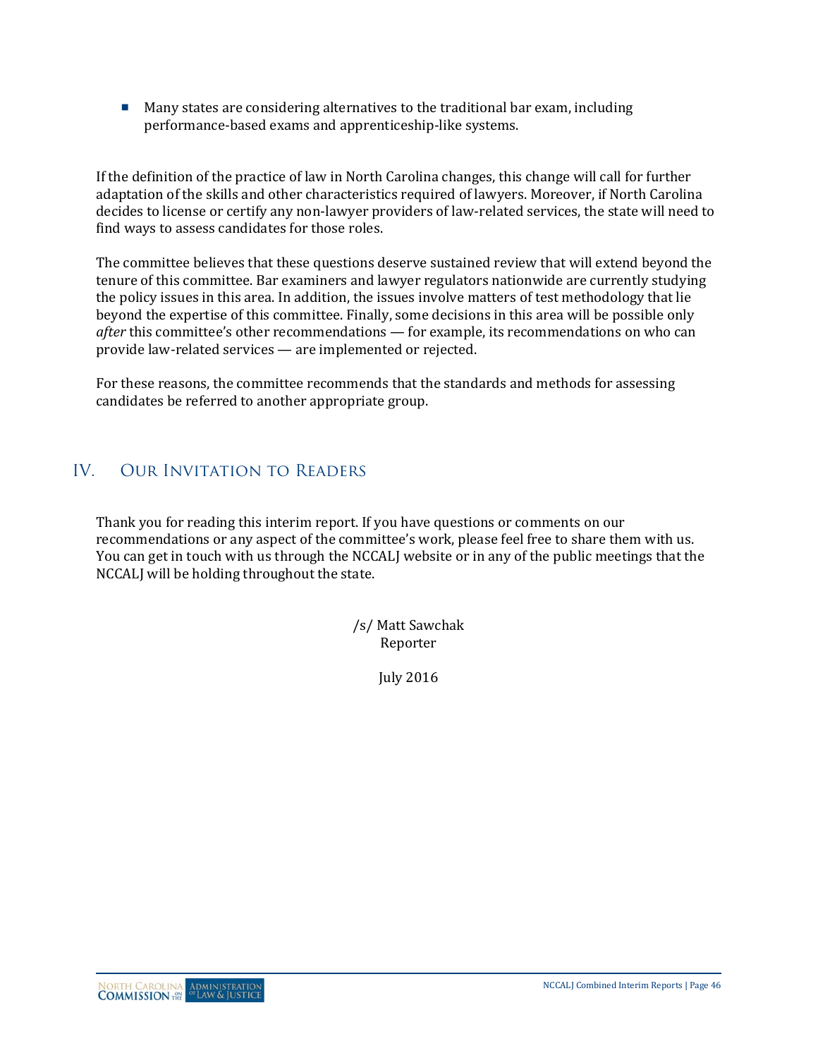- Many states are considering alternatives to the traditional bar exam, including performance-based exams and apprenticeship-like systems.

If the definition of the practice of law in North Carolina changes, this change will call for further adaptation of the skills and other characteristics required of lawyers. Moreover, if North Carolina decides to license or certify any non-lawyer providers of law-related services, the state will need to find ways to assess candidates for those roles.

The committee believes that these questions deserve sustained review that will extend beyond the tenure of this committee. Bar examiners and lawyer regulators nationwide are currently studying the policy issues in this area. In addition, the issues involve matters of test methodology that lie beyond the expertise of this committee. Finally, some decisions in this area will be possible only *after* this committee's other recommendations — for example, its recommendations on who can provide law-related services — are implemented or rejected.

For these reasons, the committee recommends that the standards and methods for assessing candidates be referred to another appropriate group.

## IV. Our Invitation to Readers

Thank you for reading this interim report. If you have questions or comments on our recommendations or any aspect of the committee's work, please feel free to share them with us. You can get in touch with us through the NCCALJ website or in any of the public meetings that the NCCALJ will be holding throughout the state.

/s/ Matt Sawchak
Reporter

July 2016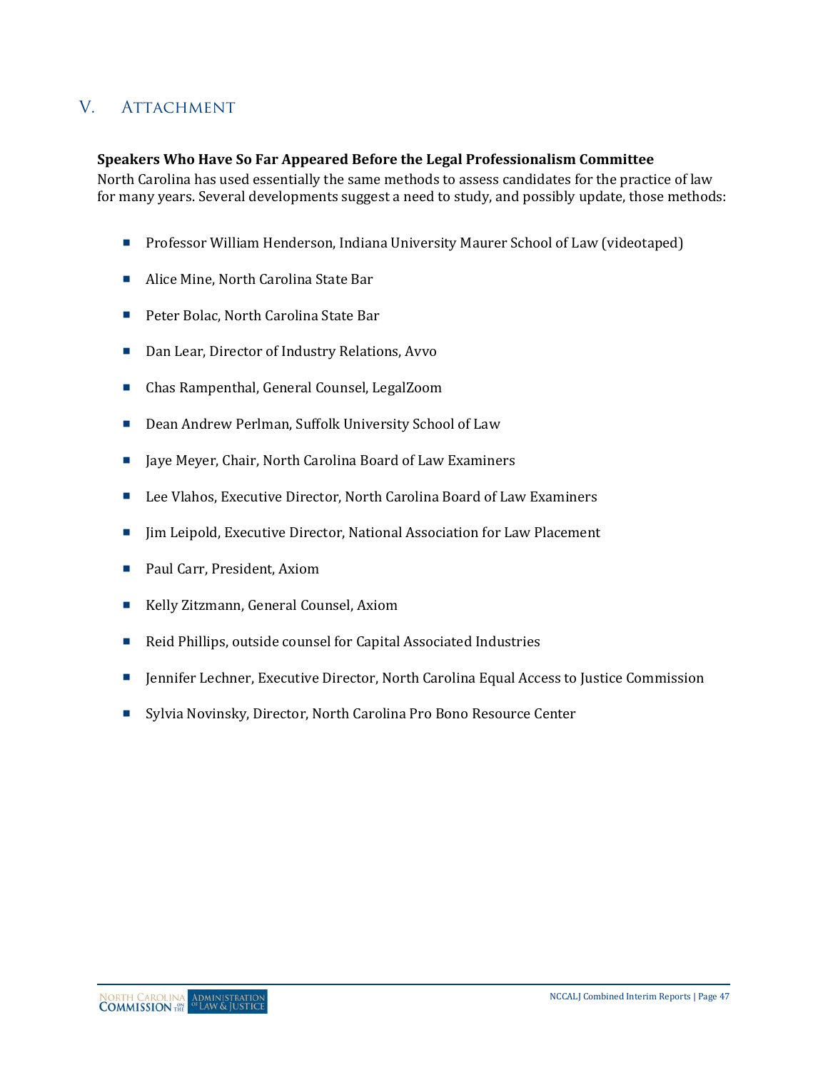## V. Attachment

**Speakers Who Have So Far Appeared Before the Legal Professionalism Committee**
North Carolina has used essentially the same methods to assess candidates for the practice of law for many years. Several developments suggest a need to study, and possibly update, those methods:

- Professor William Henderson, Indiana University Maurer School of Law (videotaped)
- Alice Mine, North Carolina State Bar
- Peter Bolac, North Carolina State Bar
- Dan Lear, Director of Industry Relations, Avvo
- Chas Rampenthal, General Counsel, LegalZoom
- Dean Andrew Perlman, Suffolk University School of Law
- Jaye Meyer, Chair, North Carolina Board of Law Examiners
- Lee Vlahos, Executive Director, North Carolina Board of Law Examiners
- Jim Leipold, Executive Director, National Association for Law Placement
- Paul Carr, President, Axiom
- Kelly Zitzmann, General Counsel, Axiom
- Reid Phillips, outside counsel for Capital Associated Industries
- Jennifer Lechner, Executive Director, North Carolina Equal Access to Justice Commission
- Sylvia Novinsky, Director, North Carolina Pro Bono Resource Center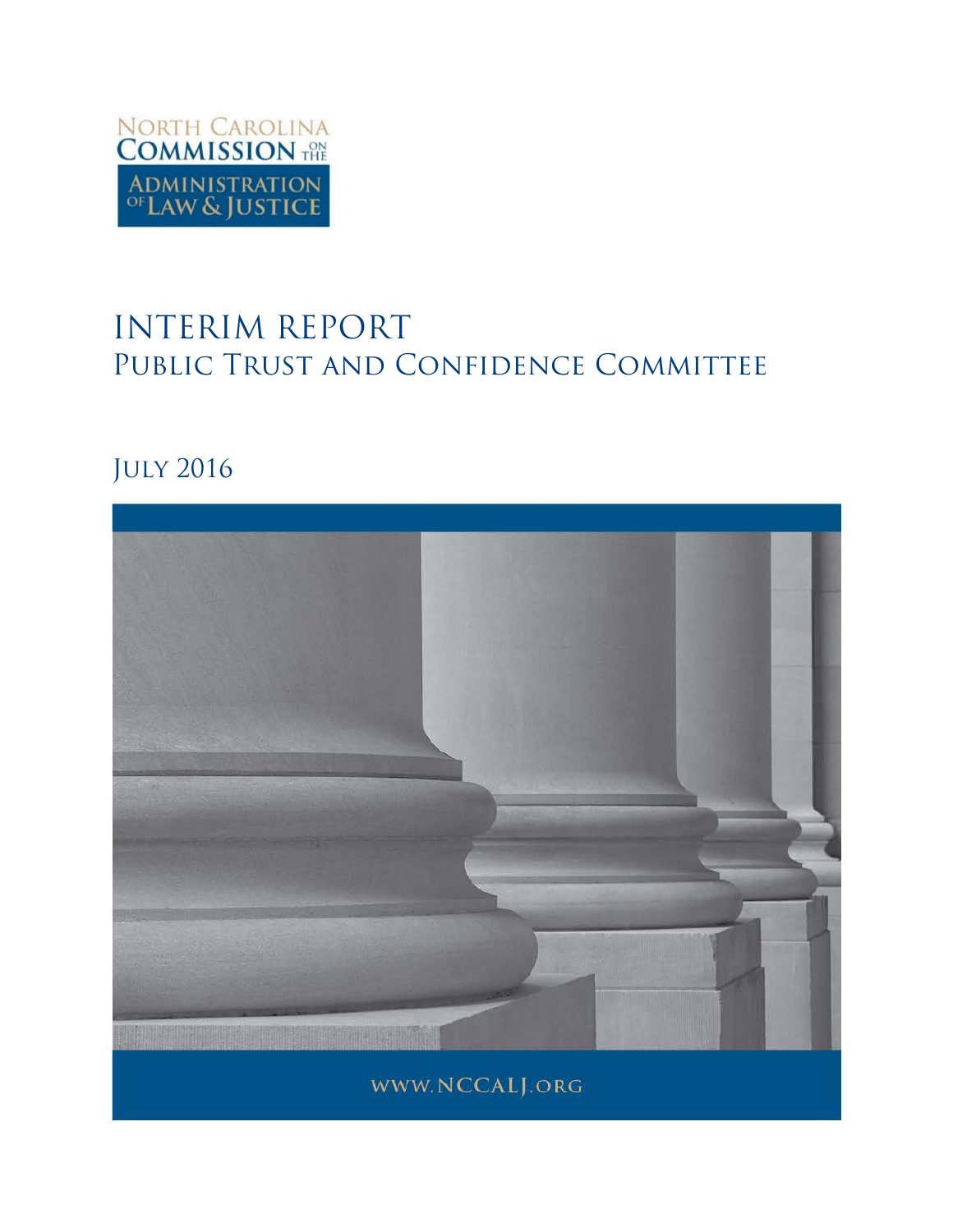NORTH CAROLINA COMMISSION ON THE ADMINISTRATION OF LAW & JUSTICE

# INTERIM REPORT

## Public Trust and Confidence Committee

July 2016

www.NCCALJ.org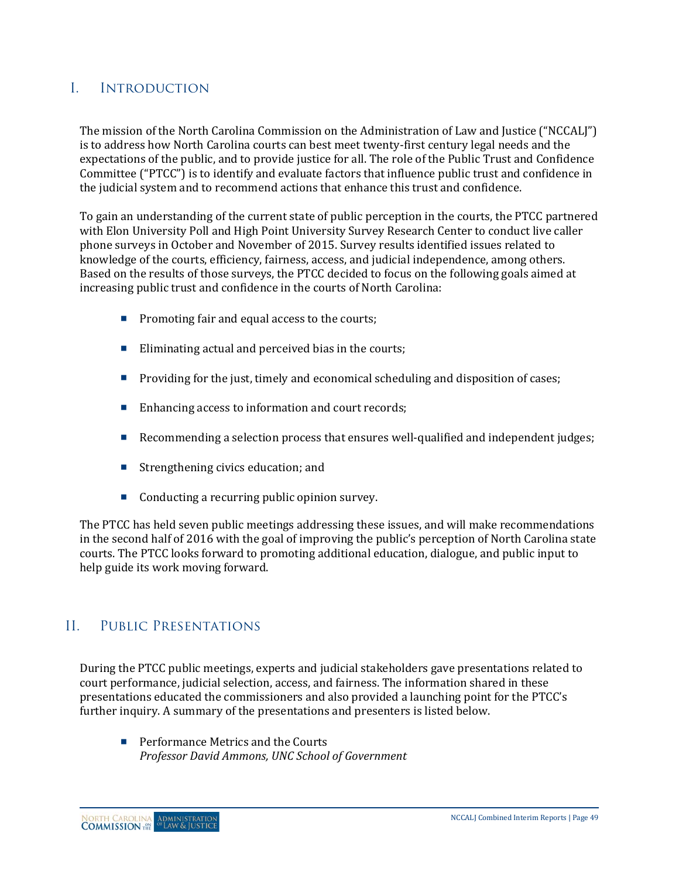## I. Introduction

The mission of the North Carolina Commission on the Administration of Law and Justice ("NCCALJ") is to address how North Carolina courts can best meet twenty-first century legal needs and the expectations of the public, and to provide justice for all. The role of the Public Trust and Confidence Committee ("PTCC") is to identify and evaluate factors that influence public trust and confidence in the judicial system and to recommend actions that enhance this trust and confidence.

To gain an understanding of the current state of public perception in the courts, the PTCC partnered with Elon University Poll and High Point University Survey Research Center to conduct live caller phone surveys in October and November of 2015. Survey results identified issues related to knowledge of the courts, efficiency, fairness, access, and judicial independence, among others. Based on the results of those surveys, the PTCC decided to focus on the following goals aimed at increasing public trust and confidence in the courts of North Carolina:

- Promoting fair and equal access to the courts;
- Eliminating actual and perceived bias in the courts;
- Providing for the just, timely and economical scheduling and disposition of cases;
- Enhancing access to information and court records;
- Recommending a selection process that ensures well-qualified and independent judges;
- Strengthening civics education; and
- Conducting a recurring public opinion survey.

The PTCC has held seven public meetings addressing these issues, and will make recommendations in the second half of 2016 with the goal of improving the public's perception of North Carolina state courts. The PTCC looks forward to promoting additional education, dialogue, and public input to help guide its work moving forward.

## II. Public Presentations

During the PTCC public meetings, experts and judicial stakeholders gave presentations related to court performance, judicial selection, access, and fairness. The information shared in these presentations educated the commissioners and also provided a launching point for the PTCC's further inquiry. A summary of the presentations and presenters is listed below.

- Performance Metrics and the Courts
  *Professor David Ammons, UNC School of Government*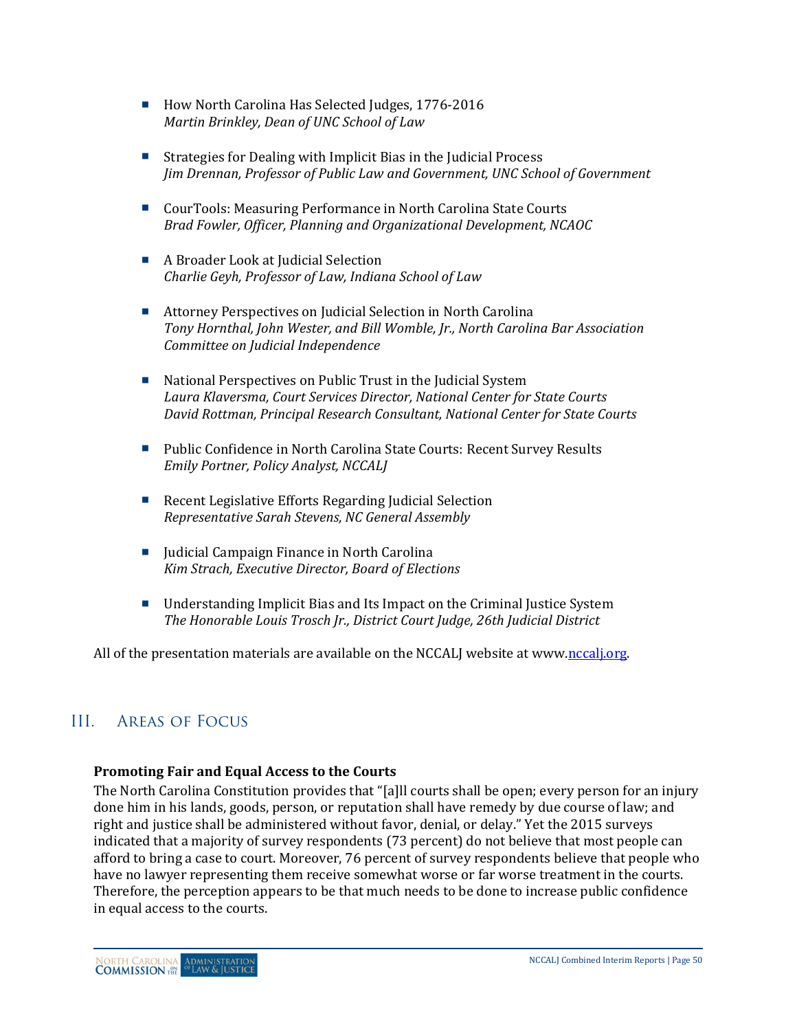- How North Carolina Has Selected Judges, 1776-2016
  *Martin Brinkley, Dean of UNC School of Law*

- Strategies for Dealing with Implicit Bias in the Judicial Process
  *Jim Drennan, Professor of Public Law and Government, UNC School of Government*

- CourTools: Measuring Performance in North Carolina State Courts
  *Brad Fowler, Officer, Planning and Organizational Development, NCAOC*

- A Broader Look at Judicial Selection
  *Charlie Geyh, Professor of Law, Indiana School of Law*

- Attorney Perspectives on Judicial Selection in North Carolina
  *Tony Hornthal, John Wester, and Bill Womble, Jr., North Carolina Bar Association Committee on Judicial Independence*

- National Perspectives on Public Trust in the Judicial System
  *Laura Klaversma, Court Services Director, National Center for State Courts*
  *David Rottman, Principal Research Consultant, National Center for State Courts*

- Public Confidence in North Carolina State Courts: Recent Survey Results
  *Emily Portner, Policy Analyst, NCCALJ*

- Recent Legislative Efforts Regarding Judicial Selection
  *Representative Sarah Stevens, NC General Assembly*

- Judicial Campaign Finance in North Carolina
  *Kim Strach, Executive Director, Board of Elections*

- Understanding Implicit Bias and Its Impact on the Criminal Justice System
  *The Honorable Louis Trosch Jr., District Court Judge, 26th Judicial District*

All of the presentation materials are available on the NCCALJ website at www.nccalj.org.

## III. Areas of Focus

**Promoting Fair and Equal Access to the Courts**

The North Carolina Constitution provides that "[a]ll courts shall be open; every person for an injury done him in his lands, goods, person, or reputation shall have remedy by due course of law; and right and justice shall be administered without favor, denial, or delay." Yet the 2015 surveys indicated that a majority of survey respondents (73 percent) do not believe that most people can afford to bring a case to court. Moreover, 76 percent of survey respondents believe that people who have no lawyer representing them receive somewhat worse or far worse treatment in the courts. Therefore, the perception appears to be that much needs to be done to increase public confidence in equal access to the courts.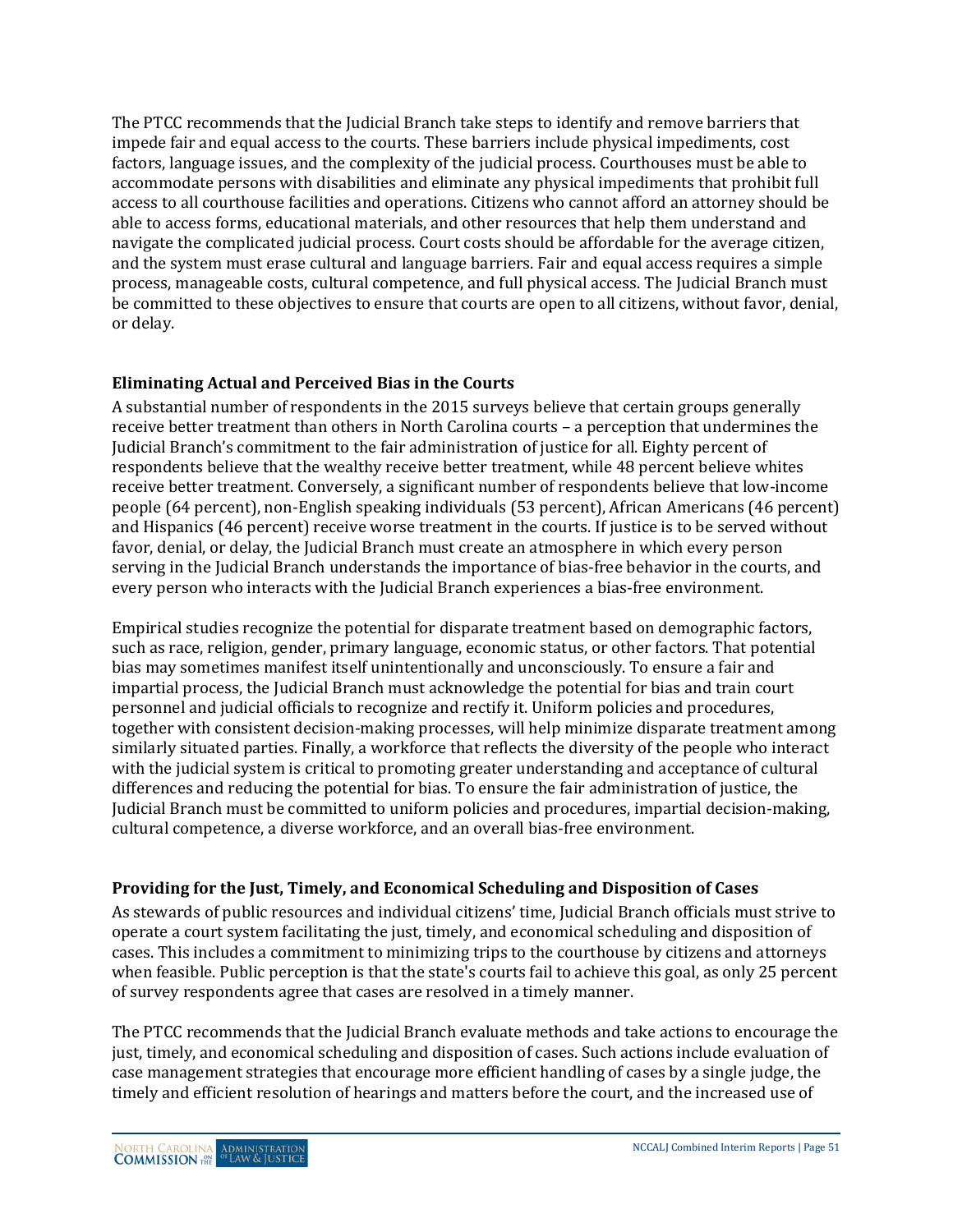The PTCC recommends that the Judicial Branch take steps to identify and remove barriers that impede fair and equal access to the courts. These barriers include physical impediments, cost factors, language issues, and the complexity of the judicial process. Courthouses must be able to accommodate persons with disabilities and eliminate any physical impediments that prohibit full access to all courthouse facilities and operations. Citizens who cannot afford an attorney should be able to access forms, educational materials, and other resources that help them understand and navigate the complicated judicial process. Court costs should be affordable for the average citizen, and the system must erase cultural and language barriers. Fair and equal access requires a simple process, manageable costs, cultural competence, and full physical access. The Judicial Branch must be committed to these objectives to ensure that courts are open to all citizens, without favor, denial, or delay.

### Eliminating Actual and Perceived Bias in the Courts

A substantial number of respondents in the 2015 surveys believe that certain groups generally receive better treatment than others in North Carolina courts – a perception that undermines the Judicial Branch's commitment to the fair administration of justice for all. Eighty percent of respondents believe that the wealthy receive better treatment, while 48 percent believe whites receive better treatment. Conversely, a significant number of respondents believe that low-income people (64 percent), non-English speaking individuals (53 percent), African Americans (46 percent) and Hispanics (46 percent) receive worse treatment in the courts. If justice is to be served without favor, denial, or delay, the Judicial Branch must create an atmosphere in which every person serving in the Judicial Branch understands the importance of bias-free behavior in the courts, and every person who interacts with the Judicial Branch experiences a bias-free environment.

Empirical studies recognize the potential for disparate treatment based on demographic factors, such as race, religion, gender, primary language, economic status, or other factors. That potential bias may sometimes manifest itself unintentionally and unconsciously. To ensure a fair and impartial process, the Judicial Branch must acknowledge the potential for bias and train court personnel and judicial officials to recognize and rectify it. Uniform policies and procedures, together with consistent decision-making processes, will help minimize disparate treatment among similarly situated parties. Finally, a workforce that reflects the diversity of the people who interact with the judicial system is critical to promoting greater understanding and acceptance of cultural differences and reducing the potential for bias. To ensure the fair administration of justice, the Judicial Branch must be committed to uniform policies and procedures, impartial decision-making, cultural competence, a diverse workforce, and an overall bias-free environment.

### Providing for the Just, Timely, and Economical Scheduling and Disposition of Cases

As stewards of public resources and individual citizens' time, Judicial Branch officials must strive to operate a court system facilitating the just, timely, and economical scheduling and disposition of cases. This includes a commitment to minimizing trips to the courthouse by citizens and attorneys when feasible. Public perception is that the state's courts fail to achieve this goal, as only 25 percent of survey respondents agree that cases are resolved in a timely manner.

The PTCC recommends that the Judicial Branch evaluate methods and take actions to encourage the just, timely, and economical scheduling and disposition of cases. Such actions include evaluation of case management strategies that encourage more efficient handling of cases by a single judge, the timely and efficient resolution of hearings and matters before the court, and the increased use of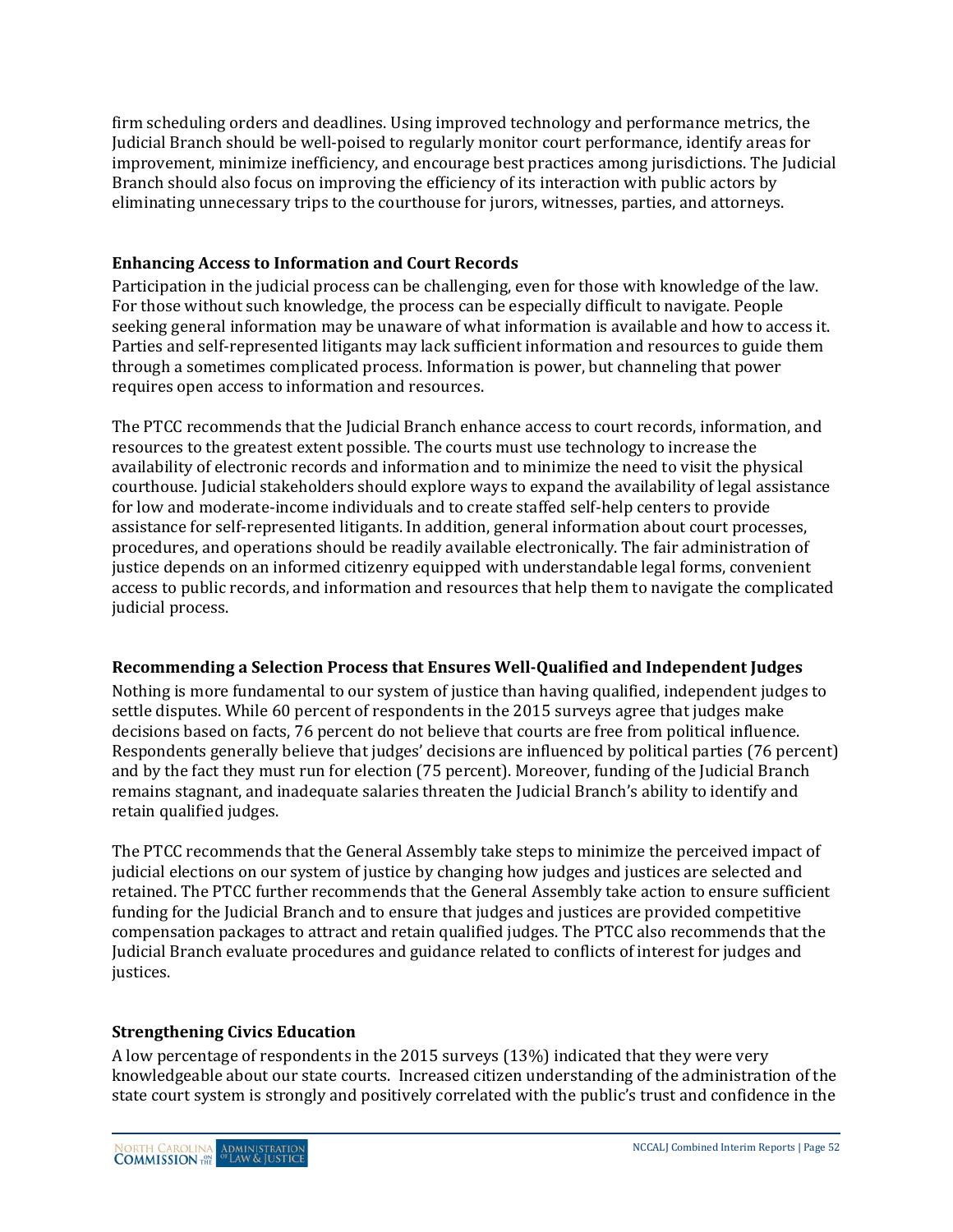firm scheduling orders and deadlines. Using improved technology and performance metrics, the Judicial Branch should be well-poised to regularly monitor court performance, identify areas for improvement, minimize inefficiency, and encourage best practices among jurisdictions. The Judicial Branch should also focus on improving the efficiency of its interaction with public actors by eliminating unnecessary trips to the courthouse for jurors, witnesses, parties, and attorneys.

### Enhancing Access to Information and Court Records

Participation in the judicial process can be challenging, even for those with knowledge of the law. For those without such knowledge, the process can be especially difficult to navigate. People seeking general information may be unaware of what information is available and how to access it. Parties and self-represented litigants may lack sufficient information and resources to guide them through a sometimes complicated process. Information is power, but channeling that power requires open access to information and resources.

The PTCC recommends that the Judicial Branch enhance access to court records, information, and resources to the greatest extent possible. The courts must use technology to increase the availability of electronic records and information and to minimize the need to visit the physical courthouse. Judicial stakeholders should explore ways to expand the availability of legal assistance for low and moderate-income individuals and to create staffed self-help centers to provide assistance for self-represented litigants. In addition, general information about court processes, procedures, and operations should be readily available electronically. The fair administration of justice depends on an informed citizenry equipped with understandable legal forms, convenient access to public records, and information and resources that help them to navigate the complicated judicial process.

### Recommending a Selection Process that Ensures Well-Qualified and Independent Judges

Nothing is more fundamental to our system of justice than having qualified, independent judges to settle disputes. While 60 percent of respondents in the 2015 surveys agree that judges make decisions based on facts, 76 percent do not believe that courts are free from political influence. Respondents generally believe that judges' decisions are influenced by political parties (76 percent) and by the fact they must run for election (75 percent). Moreover, funding of the Judicial Branch remains stagnant, and inadequate salaries threaten the Judicial Branch's ability to identify and retain qualified judges.

The PTCC recommends that the General Assembly take steps to minimize the perceived impact of judicial elections on our system of justice by changing how judges and justices are selected and retained. The PTCC further recommends that the General Assembly take action to ensure sufficient funding for the Judicial Branch and to ensure that judges and justices are provided competitive compensation packages to attract and retain qualified judges. The PTCC also recommends that the Judicial Branch evaluate procedures and guidance related to conflicts of interest for judges and justices.

### Strengthening Civics Education

A low percentage of respondents in the 2015 surveys (13%) indicated that they were very knowledgeable about our state courts. Increased citizen understanding of the administration of the state court system is strongly and positively correlated with the public's trust and confidence in the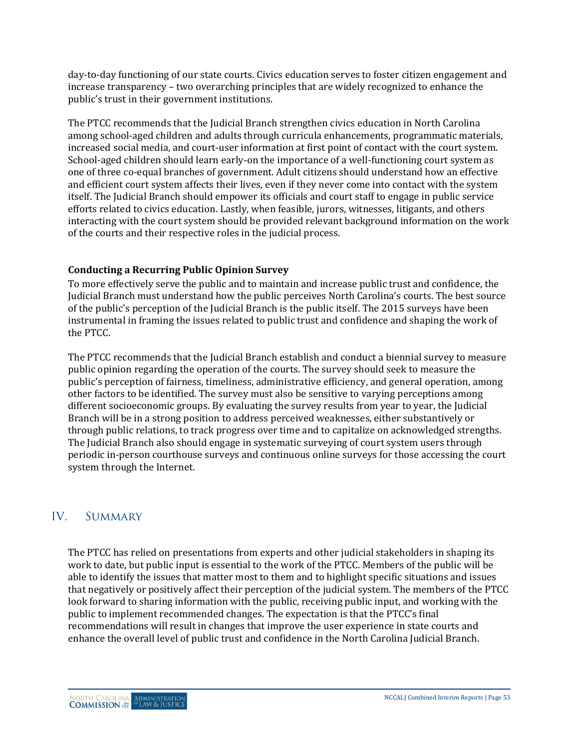day-to-day functioning of our state courts. Civics education serves to foster citizen engagement and increase transparency – two overarching principles that are widely recognized to enhance the public's trust in their government institutions.

The PTCC recommends that the Judicial Branch strengthen civics education in North Carolina among school-aged children and adults through curricula enhancements, programmatic materials, increased social media, and court-user information at first point of contact with the court system. School-aged children should learn early-on the importance of a well-functioning court system as one of three co-equal branches of government. Adult citizens should understand how an effective and efficient court system affects their lives, even if they never come into contact with the system itself. The Judicial Branch should empower its officials and court staff to engage in public service efforts related to civics education. Lastly, when feasible, jurors, witnesses, litigants, and others interacting with the court system should be provided relevant background information on the work of the courts and their respective roles in the judicial process.

**Conducting a Recurring Public Opinion Survey**

To more effectively serve the public and to maintain and increase public trust and confidence, the Judicial Branch must understand how the public perceives North Carolina's courts. The best source of the public's perception of the Judicial Branch is the public itself. The 2015 surveys have been instrumental in framing the issues related to public trust and confidence and shaping the work of the PTCC.

The PTCC recommends that the Judicial Branch establish and conduct a biennial survey to measure public opinion regarding the operation of the courts. The survey should seek to measure the public's perception of fairness, timeliness, administrative efficiency, and general operation, among other factors to be identified. The survey must also be sensitive to varying perceptions among different socioeconomic groups. By evaluating the survey results from year to year, the Judicial Branch will be in a strong position to address perceived weaknesses, either substantively or through public relations, to track progress over time and to capitalize on acknowledged strengths. The Judicial Branch also should engage in systematic surveying of court system users through periodic in-person courthouse surveys and continuous online surveys for those accessing the court system through the Internet.

## IV. Summary

The PTCC has relied on presentations from experts and other judicial stakeholders in shaping its work to date, but public input is essential to the work of the PTCC. Members of the public will be able to identify the issues that matter most to them and to highlight specific situations and issues that negatively or positively affect their perception of the judicial system. The members of the PTCC look forward to sharing information with the public, receiving public input, and working with the public to implement recommended changes. The expectation is that the PTCC's final recommendations will result in changes that improve the user experience in state courts and enhance the overall level of public trust and confidence in the North Carolina Judicial Branch.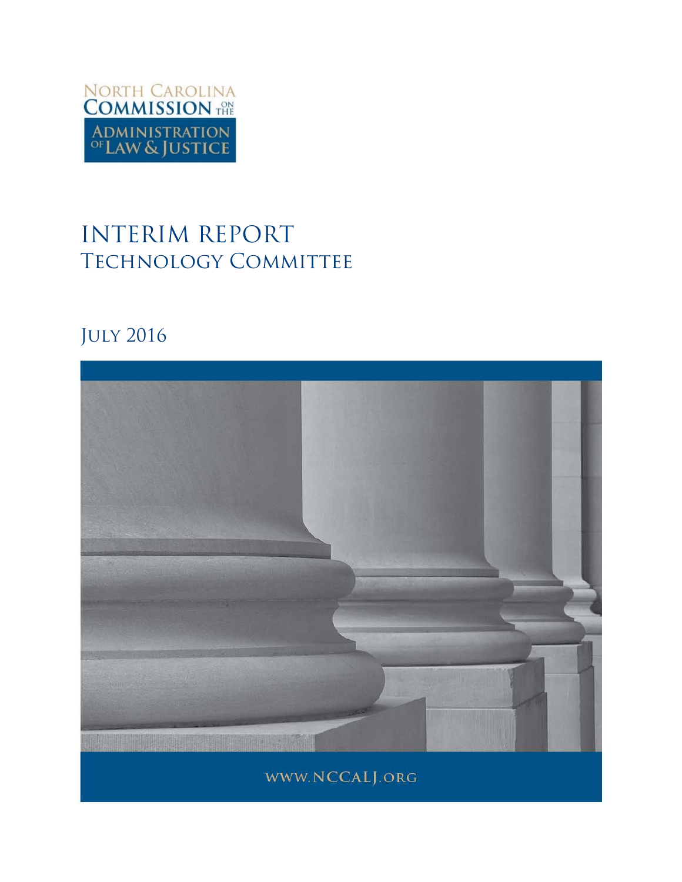North Carolina Commission on the Administration of Law & Justice

# INTERIM REPORT

## Technology Committee

July 2016

www.NCCALJ.org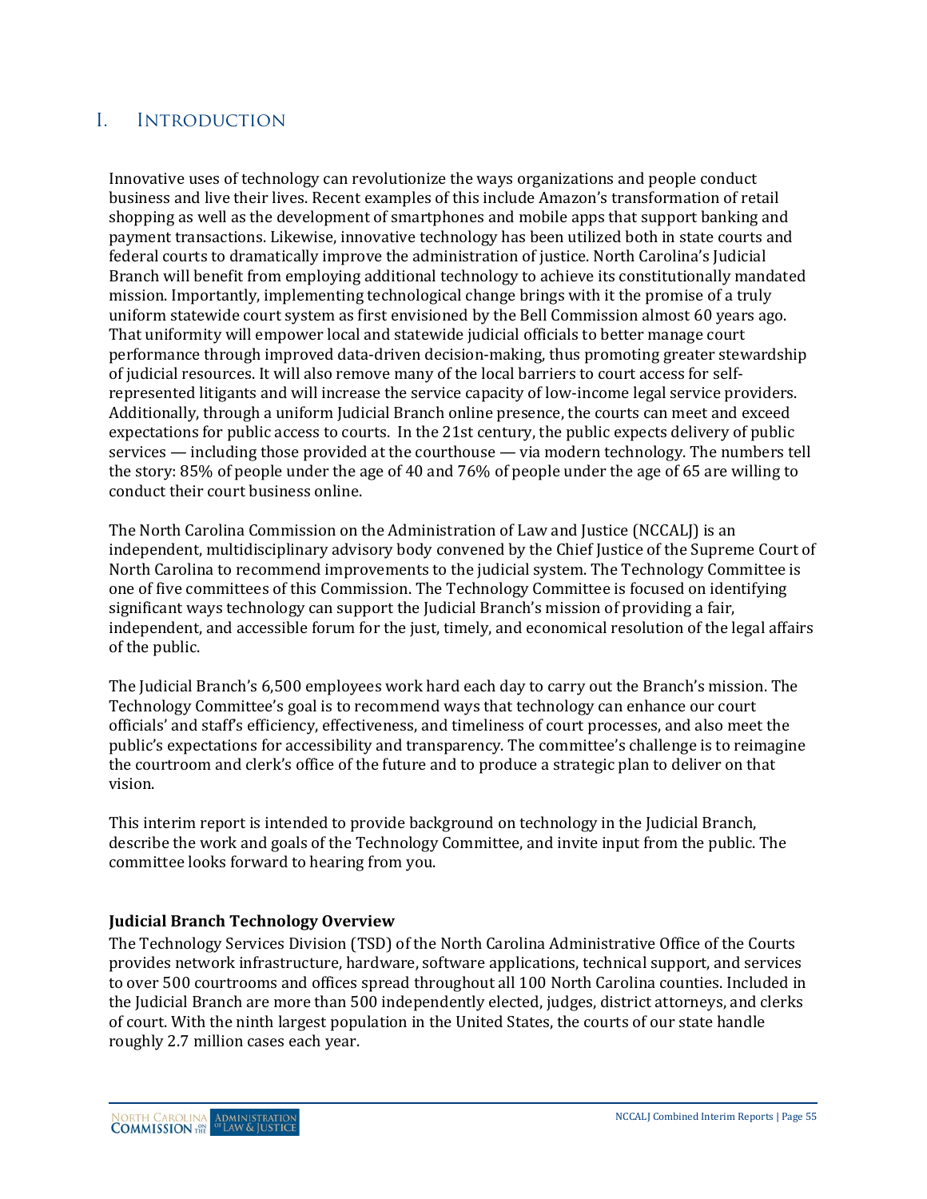# I. Introduction

Innovative uses of technology can revolutionize the ways organizations and people conduct business and live their lives. Recent examples of this include Amazon's transformation of retail shopping as well as the development of smartphones and mobile apps that support banking and payment transactions. Likewise, innovative technology has been utilized both in state courts and federal courts to dramatically improve the administration of justice. North Carolina's Judicial Branch will benefit from employing additional technology to achieve its constitutionally mandated mission. Importantly, implementing technological change brings with it the promise of a truly uniform statewide court system as first envisioned by the Bell Commission almost 60 years ago. That uniformity will empower local and statewide judicial officials to better manage court performance through improved data-driven decision-making, thus promoting greater stewardship of judicial resources. It will also remove many of the local barriers to court access for self-represented litigants and will increase the service capacity of low-income legal service providers. Additionally, through a uniform Judicial Branch online presence, the courts can meet and exceed expectations for public access to courts. In the 21st century, the public expects delivery of public services — including those provided at the courthouse — via modern technology. The numbers tell the story: 85% of people under the age of 40 and 76% of people under the age of 65 are willing to conduct their court business online.

The North Carolina Commission on the Administration of Law and Justice (NCCALJ) is an independent, multidisciplinary advisory body convened by the Chief Justice of the Supreme Court of North Carolina to recommend improvements to the judicial system. The Technology Committee is one of five committees of this Commission. The Technology Committee is focused on identifying significant ways technology can support the Judicial Branch's mission of providing a fair, independent, and accessible forum for the just, timely, and economical resolution of the legal affairs of the public.

The Judicial Branch's 6,500 employees work hard each day to carry out the Branch's mission. The Technology Committee's goal is to recommend ways that technology can enhance our court officials' and staff's efficiency, effectiveness, and timeliness of court processes, and also meet the public's expectations for accessibility and transparency. The committee's challenge is to reimagine the courtroom and clerk's office of the future and to produce a strategic plan to deliver on that vision.

This interim report is intended to provide background on technology in the Judicial Branch, describe the work and goals of the Technology Committee, and invite input from the public. The committee looks forward to hearing from you.

**Judicial Branch Technology Overview**

The Technology Services Division (TSD) of the North Carolina Administrative Office of the Courts provides network infrastructure, hardware, software applications, technical support, and services to over 500 courtrooms and offices spread throughout all 100 North Carolina counties. Included in the Judicial Branch are more than 500 independently elected, judges, district attorneys, and clerks of court. With the ninth largest population in the United States, the courts of our state handle roughly 2.7 million cases each year.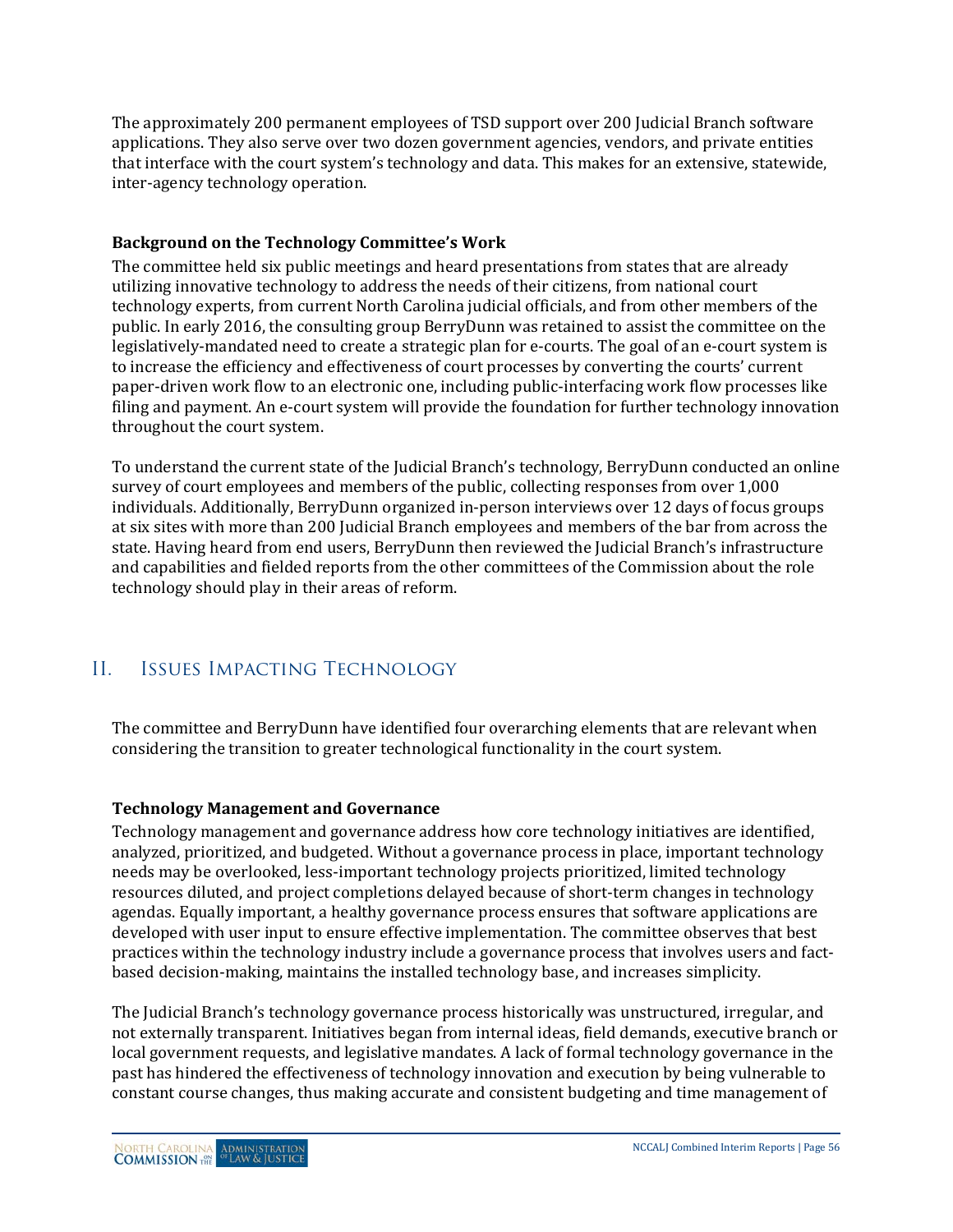The approximately 200 permanent employees of TSD support over 200 Judicial Branch software applications. They also serve over two dozen government agencies, vendors, and private entities that interface with the court system's technology and data. This makes for an extensive, statewide, inter-agency technology operation.

**Background on the Technology Committee's Work**

The committee held six public meetings and heard presentations from states that are already utilizing innovative technology to address the needs of their citizens, from national court technology experts, from current North Carolina judicial officials, and from other members of the public. In early 2016, the consulting group BerryDunn was retained to assist the committee on the legislatively-mandated need to create a strategic plan for e-courts. The goal of an e-court system is to increase the efficiency and effectiveness of court processes by converting the courts' current paper-driven work flow to an electronic one, including public-interfacing work flow processes like filing and payment. An e-court system will provide the foundation for further technology innovation throughout the court system.

To understand the current state of the Judicial Branch's technology, BerryDunn conducted an online survey of court employees and members of the public, collecting responses from over 1,000 individuals. Additionally, BerryDunn organized in-person interviews over 12 days of focus groups at six sites with more than 200 Judicial Branch employees and members of the bar from across the state. Having heard from end users, BerryDunn then reviewed the Judicial Branch's infrastructure and capabilities and fielded reports from the other committees of the Commission about the role technology should play in their areas of reform.

## II. Issues Impacting Technology

The committee and BerryDunn have identified four overarching elements that are relevant when considering the transition to greater technological functionality in the court system.

**Technology Management and Governance**

Technology management and governance address how core technology initiatives are identified, analyzed, prioritized, and budgeted. Without a governance process in place, important technology needs may be overlooked, less-important technology projects prioritized, limited technology resources diluted, and project completions delayed because of short-term changes in technology agendas. Equally important, a healthy governance process ensures that software applications are developed with user input to ensure effective implementation. The committee observes that best practices within the technology industry include a governance process that involves users and fact-based decision-making, maintains the installed technology base, and increases simplicity.

The Judicial Branch's technology governance process historically was unstructured, irregular, and not externally transparent. Initiatives began from internal ideas, field demands, executive branch or local government requests, and legislative mandates. A lack of formal technology governance in the past has hindered the effectiveness of technology innovation and execution by being vulnerable to constant course changes, thus making accurate and consistent budgeting and time management of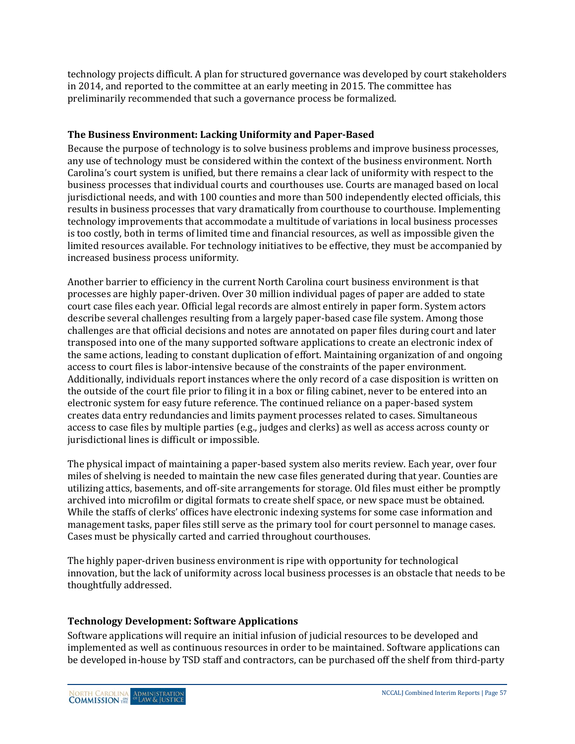technology projects difficult. A plan for structured governance was developed by court stakeholders in 2014, and reported to the committee at an early meeting in 2015. The committee has preliminarily recommended that such a governance process be formalized.

### The Business Environment: Lacking Uniformity and Paper-Based

Because the purpose of technology is to solve business problems and improve business processes, any use of technology must be considered within the context of the business environment. North Carolina's court system is unified, but there remains a clear lack of uniformity with respect to the business processes that individual courts and courthouses use. Courts are managed based on local jurisdictional needs, and with 100 counties and more than 500 independently elected officials, this results in business processes that vary dramatically from courthouse to courthouse. Implementing technology improvements that accommodate a multitude of variations in local business processes is too costly, both in terms of limited time and financial resources, as well as impossible given the limited resources available. For technology initiatives to be effective, they must be accompanied by increased business process uniformity.

Another barrier to efficiency in the current North Carolina court business environment is that processes are highly paper-driven. Over 30 million individual pages of paper are added to state court case files each year. Official legal records are almost entirely in paper form. System actors describe several challenges resulting from a largely paper-based case file system. Among those challenges are that official decisions and notes are annotated on paper files during court and later transposed into one of the many supported software applications to create an electronic index of the same actions, leading to constant duplication of effort. Maintaining organization of and ongoing access to court files is labor-intensive because of the constraints of the paper environment. Additionally, individuals report instances where the only record of a case disposition is written on the outside of the court file prior to filing it in a box or filing cabinet, never to be entered into an electronic system for easy future reference. The continued reliance on a paper-based system creates data entry redundancies and limits payment processes related to cases. Simultaneous access to case files by multiple parties (e.g., judges and clerks) as well as access across county or jurisdictional lines is difficult or impossible.

The physical impact of maintaining a paper-based system also merits review. Each year, over four miles of shelving is needed to maintain the new case files generated during that year. Counties are utilizing attics, basements, and off-site arrangements for storage. Old files must either be promptly archived into microfilm or digital formats to create shelf space, or new space must be obtained. While the staffs of clerks' offices have electronic indexing systems for some case information and management tasks, paper files still serve as the primary tool for court personnel to manage cases. Cases must be physically carted and carried throughout courthouses.

The highly paper-driven business environment is ripe with opportunity for technological innovation, but the lack of uniformity across local business processes is an obstacle that needs to be thoughtfully addressed.

### Technology Development: Software Applications

Software applications will require an initial infusion of judicial resources to be developed and implemented as well as continuous resources in order to be maintained. Software applications can be developed in-house by TSD staff and contractors, can be purchased off the shelf from third-party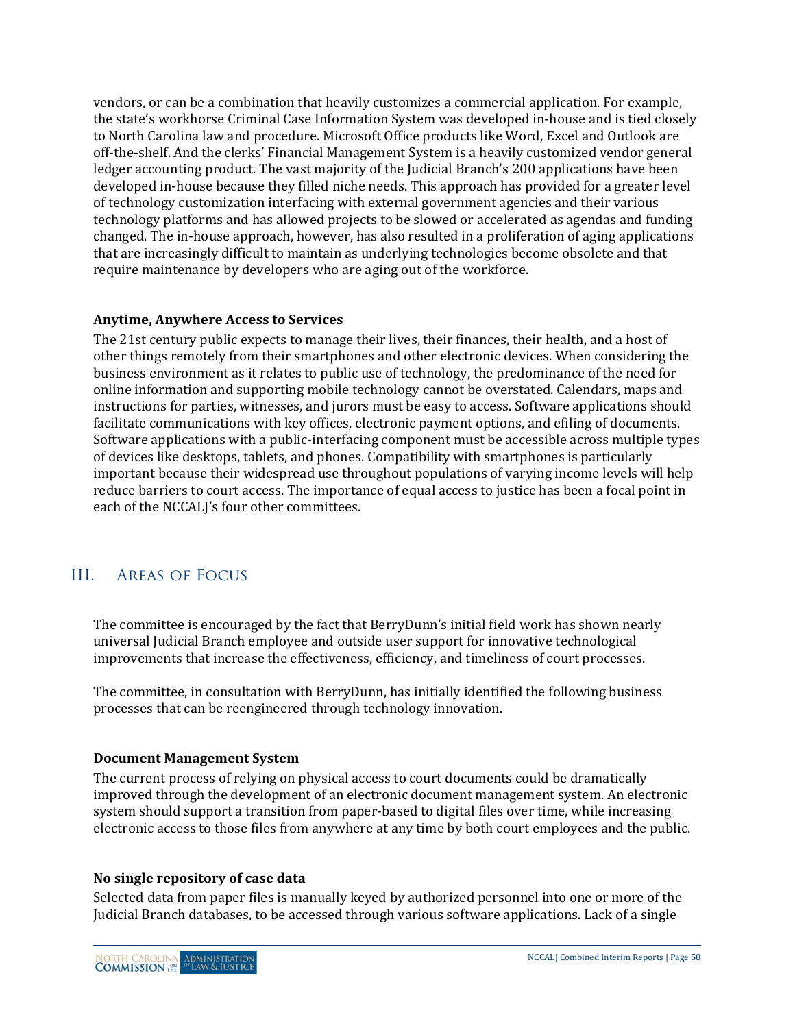vendors, or can be a combination that heavily customizes a commercial application. For example, the state's workhorse Criminal Case Information System was developed in-house and is tied closely to North Carolina law and procedure. Microsoft Office products like Word, Excel and Outlook are off-the-shelf. And the clerks' Financial Management System is a heavily customized vendor general ledger accounting product. The vast majority of the Judicial Branch's 200 applications have been developed in-house because they filled niche needs. This approach has provided for a greater level of technology customization interfacing with external government agencies and their various technology platforms and has allowed projects to be slowed or accelerated as agendas and funding changed. The in-house approach, however, has also resulted in a proliferation of aging applications that are increasingly difficult to maintain as underlying technologies become obsolete and that require maintenance by developers who are aging out of the workforce.

**Anytime, Anywhere Access to Services**

The 21st century public expects to manage their lives, their finances, their health, and a host of other things remotely from their smartphones and other electronic devices. When considering the business environment as it relates to public use of technology, the predominance of the need for online information and supporting mobile technology cannot be overstated. Calendars, maps and instructions for parties, witnesses, and jurors must be easy to access. Software applications should facilitate communications with key offices, electronic payment options, and efiling of documents. Software applications with a public-interfacing component must be accessible across multiple types of devices like desktops, tablets, and phones. Compatibility with smartphones is particularly important because their widespread use throughout populations of varying income levels will help reduce barriers to court access. The importance of equal access to justice has been a focal point in each of the NCCALJ's four other committees.

## III. Areas of Focus

The committee is encouraged by the fact that BerryDunn's initial field work has shown nearly universal Judicial Branch employee and outside user support for innovative technological improvements that increase the effectiveness, efficiency, and timeliness of court processes.

The committee, in consultation with BerryDunn, has initially identified the following business processes that can be reengineered through technology innovation.

**Document Management System**

The current process of relying on physical access to court documents could be dramatically improved through the development of an electronic document management system. An electronic system should support a transition from paper-based to digital files over time, while increasing electronic access to those files from anywhere at any time by both court employees and the public.

**No single repository of case data**

Selected data from paper files is manually keyed by authorized personnel into one or more of the Judicial Branch databases, to be accessed through various software applications. Lack of a single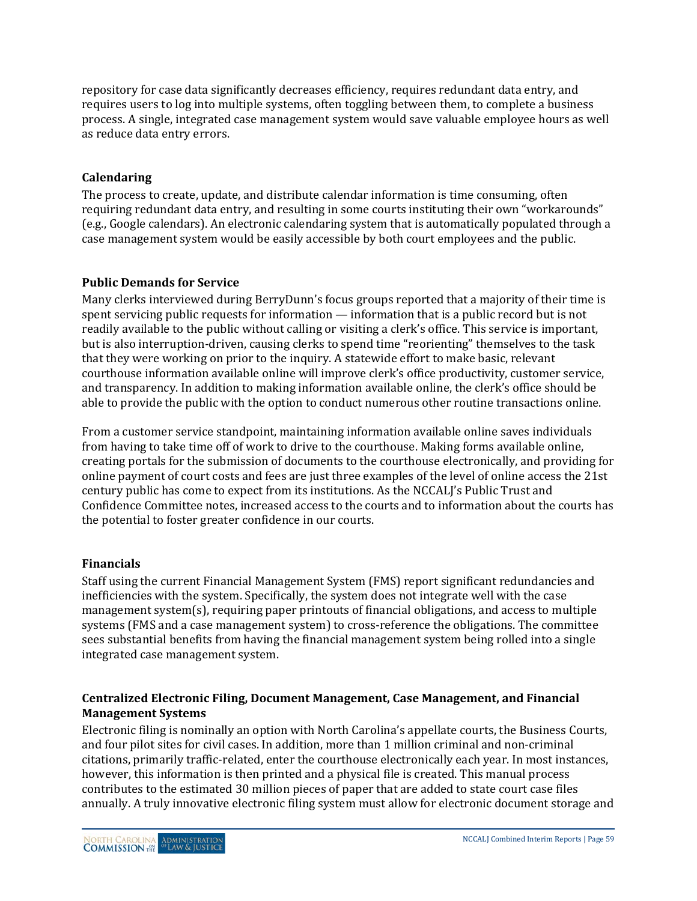repository for case data significantly decreases efficiency, requires redundant data entry, and requires users to log into multiple systems, often toggling between them, to complete a business process. A single, integrated case management system would save valuable employee hours as well as reduce data entry errors.

### Calendaring

The process to create, update, and distribute calendar information is time consuming, often requiring redundant data entry, and resulting in some courts instituting their own "workarounds" (e.g., Google calendars). An electronic calendaring system that is automatically populated through a case management system would be easily accessible by both court employees and the public.

### Public Demands for Service

Many clerks interviewed during BerryDunn's focus groups reported that a majority of their time is spent servicing public requests for information — information that is a public record but is not readily available to the public without calling or visiting a clerk's office. This service is important, but is also interruption-driven, causing clerks to spend time "reorienting" themselves to the task that they were working on prior to the inquiry. A statewide effort to make basic, relevant courthouse information available online will improve clerk's office productivity, customer service, and transparency. In addition to making information available online, the clerk's office should be able to provide the public with the option to conduct numerous other routine transactions online.

From a customer service standpoint, maintaining information available online saves individuals from having to take time off of work to drive to the courthouse. Making forms available online, creating portals for the submission of documents to the courthouse electronically, and providing for online payment of court costs and fees are just three examples of the level of online access the 21st century public has come to expect from its institutions. As the NCCALJ's Public Trust and Confidence Committee notes, increased access to the courts and to information about the courts has the potential to foster greater confidence in our courts.

### Financials

Staff using the current Financial Management System (FMS) report significant redundancies and inefficiencies with the system. Specifically, the system does not integrate well with the case management system(s), requiring paper printouts of financial obligations, and access to multiple systems (FMS and a case management system) to cross-reference the obligations. The committee sees substantial benefits from having the financial management system being rolled into a single integrated case management system.

### Centralized Electronic Filing, Document Management, Case Management, and Financial Management Systems

Electronic filing is nominally an option with North Carolina's appellate courts, the Business Courts, and four pilot sites for civil cases. In addition, more than 1 million criminal and non-criminal citations, primarily traffic-related, enter the courthouse electronically each year. In most instances, however, this information is then printed and a physical file is created. This manual process contributes to the estimated 30 million pieces of paper that are added to state court case files annually. A truly innovative electronic filing system must allow for electronic document storage and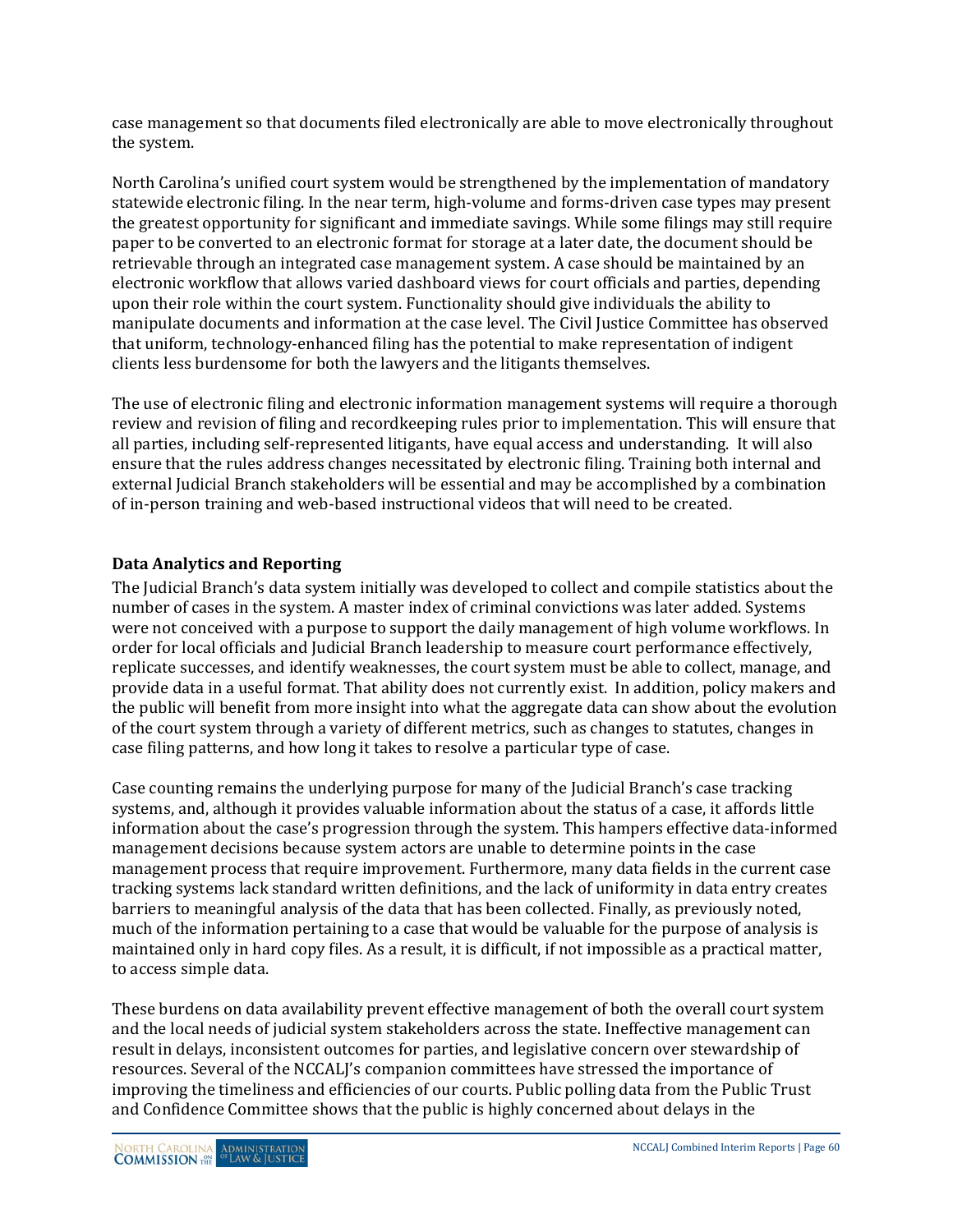case management so that documents filed electronically are able to move electronically throughout the system.

North Carolina's unified court system would be strengthened by the implementation of mandatory statewide electronic filing. In the near term, high-volume and forms-driven case types may present the greatest opportunity for significant and immediate savings. While some filings may still require paper to be converted to an electronic format for storage at a later date, the document should be retrievable through an integrated case management system. A case should be maintained by an electronic workflow that allows varied dashboard views for court officials and parties, depending upon their role within the court system. Functionality should give individuals the ability to manipulate documents and information at the case level. The Civil Justice Committee has observed that uniform, technology-enhanced filing has the potential to make representation of indigent clients less burdensome for both the lawyers and the litigants themselves.

The use of electronic filing and electronic information management systems will require a thorough review and revision of filing and recordkeeping rules prior to implementation. This will ensure that all parties, including self-represented litigants, have equal access and understanding. It will also ensure that the rules address changes necessitated by electronic filing. Training both internal and external Judicial Branch stakeholders will be essential and may be accomplished by a combination of in-person training and web-based instructional videos that will need to be created.

**Data Analytics and Reporting**

The Judicial Branch's data system initially was developed to collect and compile statistics about the number of cases in the system. A master index of criminal convictions was later added. Systems were not conceived with a purpose to support the daily management of high volume workflows. In order for local officials and Judicial Branch leadership to measure court performance effectively, replicate successes, and identify weaknesses, the court system must be able to collect, manage, and provide data in a useful format. That ability does not currently exist. In addition, policy makers and the public will benefit from more insight into what the aggregate data can show about the evolution of the court system through a variety of different metrics, such as changes to statutes, changes in case filing patterns, and how long it takes to resolve a particular type of case.

Case counting remains the underlying purpose for many of the Judicial Branch's case tracking systems, and, although it provides valuable information about the status of a case, it affords little information about the case's progression through the system. This hampers effective data-informed management decisions because system actors are unable to determine points in the case management process that require improvement. Furthermore, many data fields in the current case tracking systems lack standard written definitions, and the lack of uniformity in data entry creates barriers to meaningful analysis of the data that has been collected. Finally, as previously noted, much of the information pertaining to a case that would be valuable for the purpose of analysis is maintained only in hard copy files. As a result, it is difficult, if not impossible as a practical matter, to access simple data.

These burdens on data availability prevent effective management of both the overall court system and the local needs of judicial system stakeholders across the state. Ineffective management can result in delays, inconsistent outcomes for parties, and legislative concern over stewardship of resources. Several of the NCCALJ's companion committees have stressed the importance of improving the timeliness and efficiencies of our courts. Public polling data from the Public Trust and Confidence Committee shows that the public is highly concerned about delays in the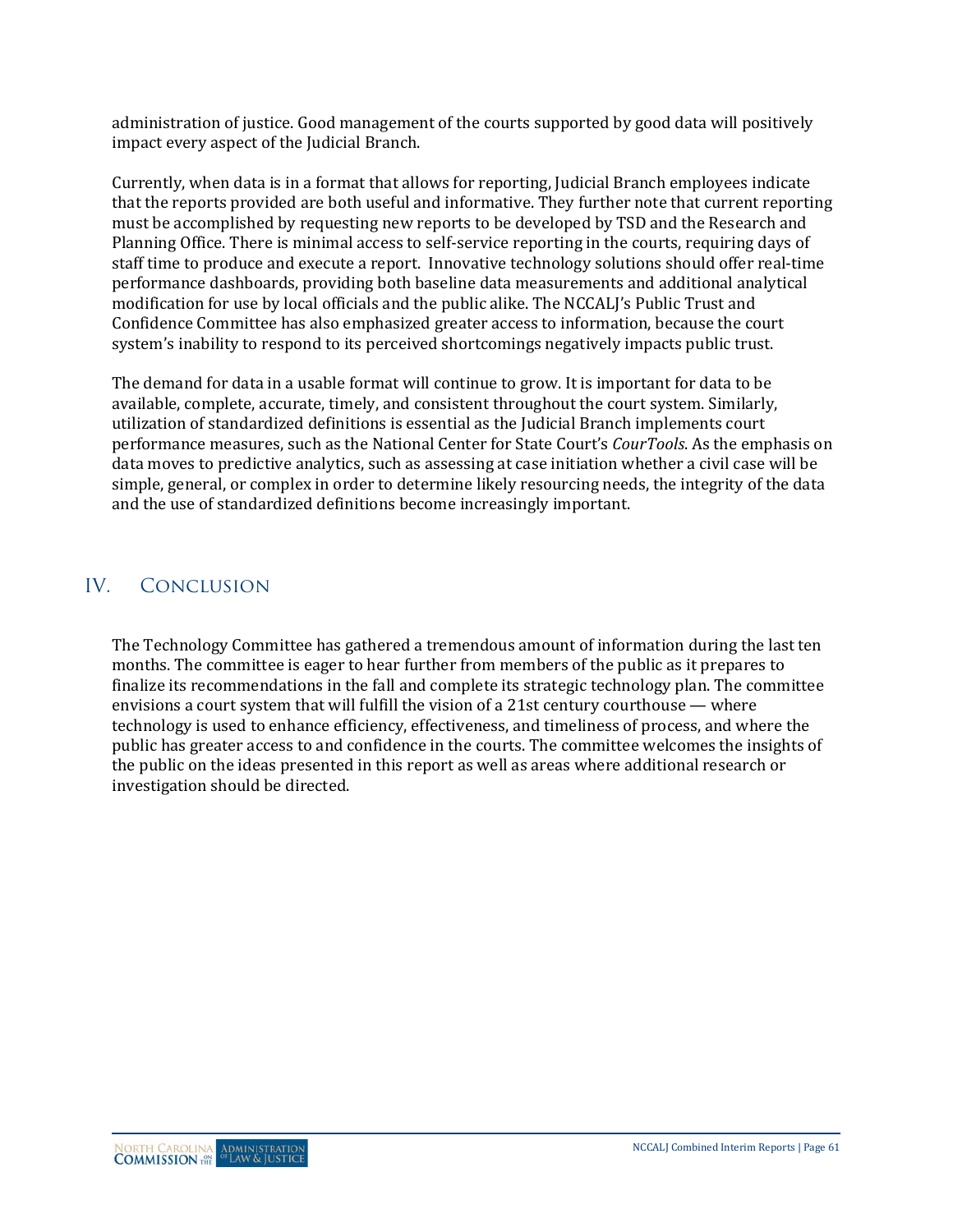administration of justice. Good management of the courts supported by good data will positively impact every aspect of the Judicial Branch.

Currently, when data is in a format that allows for reporting, Judicial Branch employees indicate that the reports provided are both useful and informative. They further note that current reporting must be accomplished by requesting new reports to be developed by TSD and the Research and Planning Office. There is minimal access to self-service reporting in the courts, requiring days of staff time to produce and execute a report. Innovative technology solutions should offer real-time performance dashboards, providing both baseline data measurements and additional analytical modification for use by local officials and the public alike. The NCCALJ's Public Trust and Confidence Committee has also emphasized greater access to information, because the court system's inability to respond to its perceived shortcomings negatively impacts public trust.

The demand for data in a usable format will continue to grow. It is important for data to be available, complete, accurate, timely, and consistent throughout the court system. Similarly, utilization of standardized definitions is essential as the Judicial Branch implements court performance measures, such as the National Center for State Court's *CourTools*. As the emphasis on data moves to predictive analytics, such as assessing at case initiation whether a civil case will be simple, general, or complex in order to determine likely resourcing needs, the integrity of the data and the use of standardized definitions become increasingly important.

## IV. Conclusion

The Technology Committee has gathered a tremendous amount of information during the last ten months. The committee is eager to hear further from members of the public as it prepares to finalize its recommendations in the fall and complete its strategic technology plan. The committee envisions a court system that will fulfill the vision of a 21st century courthouse — where technology is used to enhance efficiency, effectiveness, and timeliness of process, and where the public has greater access to and confidence in the courts. The committee welcomes the insights of the public on the ideas presented in this report as well as areas where additional research or investigation should be directed.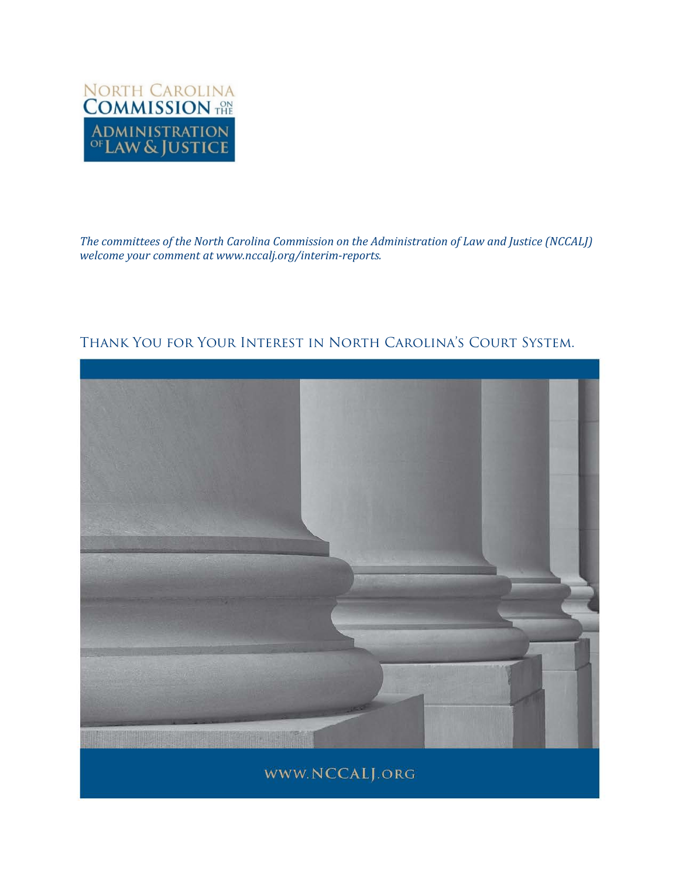NORTH CAROLINA
COMMISSION ON THE
ADMINISTRATION OF LAW & JUSTICE

*The committees of the North Carolina Commission on the Administration of Law and Justice (NCCALJ) welcome your comment at www.nccalj.org/interim-reports.*

## Thank You for Your Interest in North Carolina's Court System.

WWW.NCCALJ.ORG